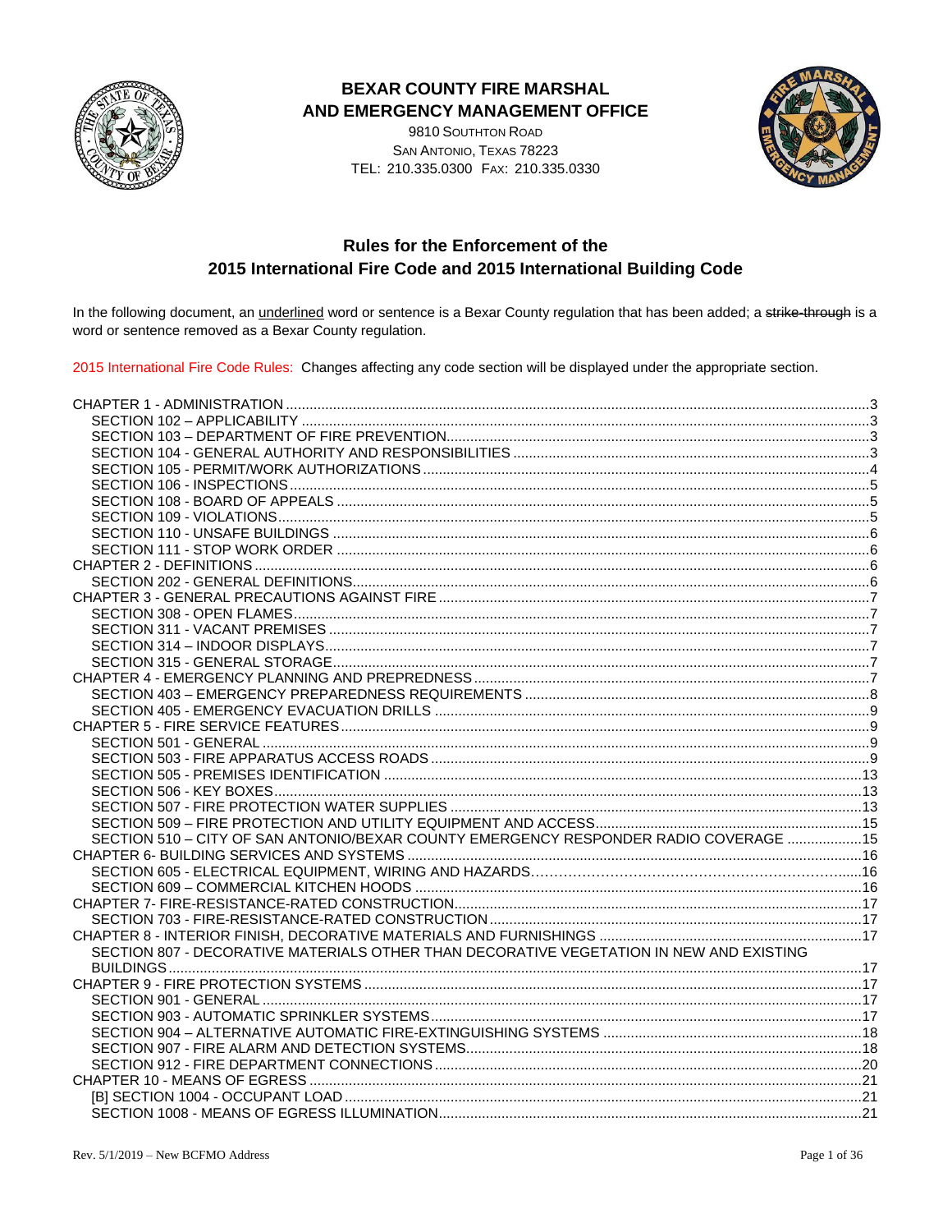**BEXAR COUNTY FIRE MARSHAL AND EMERGENCY MANAGEMENT OFFICE**

9810 SOUTHTON ROAD
SAN ANTONIO, TEXAS 78223
TEL: 210.335.0300 FAX: 210.335.0330

# Rules for the Enforcement of the 2015 International Fire Code and 2015 International Building Code

In the following document, an <u>underlined</u> word or sentence is a Bexar County regulation that has been added; a ~~strike-through~~ is a word or sentence removed as a Bexar County regulation.

2015 International Fire Code Rules: Changes affecting any code section will be displayed under the appropriate section.

- CHAPTER 1 - ADMINISTRATION ....3
  - SECTION 102 – APPLICABILITY ....3
  - SECTION 103 – DEPARTMENT OF FIRE PREVENTION....3
  - SECTION 104 - GENERAL AUTHORITY AND RESPONSIBILITIES ....3
  - SECTION 105 - PERMIT/WORK AUTHORIZATIONS....4
  - SECTION 106 - INSPECTIONS....5
  - SECTION 108 - BOARD OF APPEALS ....5
  - SECTION 109 - VIOLATIONS....5
  - SECTION 110 - UNSAFE BUILDINGS ....6
  - SECTION 111 - STOP WORK ORDER ....6
- CHAPTER 2 - DEFINITIONS....6
  - SECTION 202 - GENERAL DEFINITIONS....6
- CHAPTER 3 - GENERAL PRECAUTIONS AGAINST FIRE ....7
  - SECTION 308 - OPEN FLAMES....7
  - SECTION 311 - VACANT PREMISES ....7
  - SECTION 314 – INDOOR DISPLAYS....7
  - SECTION 315 - GENERAL STORAGE....7
- CHAPTER 4 - EMERGENCY PLANNING AND PREPREDNESS ....7
  - SECTION 403 – EMERGENCY PREPAREDNESS REQUIREMENTS ....8
  - SECTION 405 - EMERGENCY EVACUATION DRILLS ....9
- CHAPTER 5 - FIRE SERVICE FEATURES....9
  - SECTION 501 - GENERAL ....9
  - SECTION 503 - FIRE APPARATUS ACCESS ROADS ....9
  - SECTION 505 - PREMISES IDENTIFICATION ....13
  - SECTION 506 - KEY BOXES....13
  - SECTION 507 - FIRE PROTECTION WATER SUPPLIES ....13
  - SECTION 509 – FIRE PROTECTION AND UTILITY EQUIPMENT AND ACCESS....15
  - SECTION 510 – CITY OF SAN ANTONIO/BEXAR COUNTY EMERGENCY RESPONDER RADIO COVERAGE ....15
- CHAPTER 6- BUILDING SERVICES AND SYSTEMS ....16
  - SECTION 605 - ELECTRICAL EQUIPMENT, WIRING AND HAZARDS....16
  - SECTION 609 – COMMERCIAL KITCHEN HOODS ....16
- CHAPTER 7- FIRE-RESISTANCE-RATED CONSTRUCTION....17
  - SECTION 703 - FIRE-RESISTANCE-RATED CONSTRUCTION ....17
- CHAPTER 8 - INTERIOR FINISH, DECORATIVE MATERIALS AND FURNISHINGS ....17
  - SECTION 807 - DECORATIVE MATERIALS OTHER THAN DECORATIVE VEGETATION IN NEW AND EXISTING BUILDINGS....17
- CHAPTER 9 - FIRE PROTECTION SYSTEMS ....17
  - SECTION 901 - GENERAL ....17
  - SECTION 903 - AUTOMATIC SPRINKLER SYSTEMS....17
  - SECTION 904 – ALTERNATIVE AUTOMATIC FIRE-EXTINGUISHING SYSTEMS ....18
  - SECTION 907 - FIRE ALARM AND DETECTION SYSTEMS....18
  - SECTION 912 - FIRE DEPARTMENT CONNECTIONS....20
- CHAPTER 10 - MEANS OF EGRESS ....21
  - [B] SECTION 1004 - OCCUPANT LOAD ....21
  - SECTION 1008 - MEANS OF EGRESS ILLUMINATION....21

Rev. 5/1/2019 – New BCFMO Address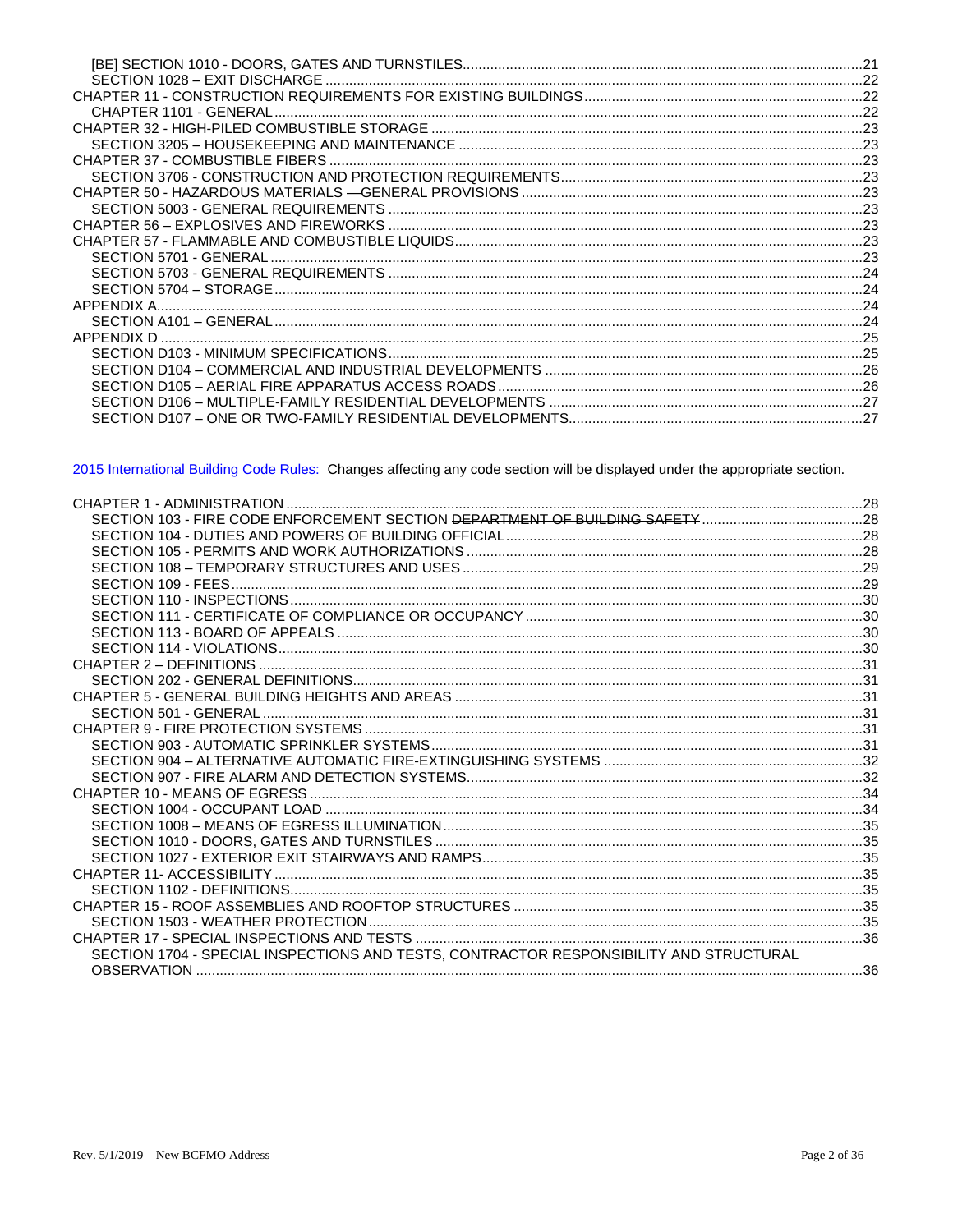[BE] SECTION 1010 - DOORS, GATES AND TURNSTILES ..... 21
SECTION 1028 – EXIT DISCHARGE ..... 22
CHAPTER 11 - CONSTRUCTION REQUIREMENTS FOR EXISTING BUILDINGS ..... 22
CHAPTER 1101 - GENERAL ..... 22
CHAPTER 32 - HIGH-PILED COMBUSTIBLE STORAGE ..... 23
SECTION 3205 – HOUSEKEEPING AND MAINTENANCE ..... 23
CHAPTER 37 - COMBUSTIBLE FIBERS ..... 23
SECTION 3706 - CONSTRUCTION AND PROTECTION REQUIREMENTS ..... 23
CHAPTER 50 - HAZARDOUS MATERIALS —GENERAL PROVISIONS ..... 23
SECTION 5003 - GENERAL REQUIREMENTS ..... 23
CHAPTER 56 – EXPLOSIVES AND FIREWORKS ..... 23
CHAPTER 57 - FLAMMABLE AND COMBUSTIBLE LIQUIDS ..... 23
SECTION 5701 - GENERAL ..... 23
SECTION 5703 - GENERAL REQUIREMENTS ..... 24
SECTION 5704 – STORAGE ..... 24
APPENDIX A ..... 24
SECTION A101 – GENERAL ..... 24
APPENDIX D ..... 25
SECTION D103 - MINIMUM SPECIFICATIONS ..... 25
SECTION D104 – COMMERCIAL AND INDUSTRIAL DEVELOPMENTS ..... 26
SECTION D105 – AERIAL FIRE APPARATUS ACCESS ROADS ..... 26
SECTION D106 – MULTIPLE-FAMILY RESIDENTIAL DEVELOPMENTS ..... 27
SECTION D107 – ONE OR TWO-FAMILY RESIDENTIAL DEVELOPMENTS ..... 27

2015 International Building Code Rules: Changes affecting any code section will be displayed under the appropriate section.

CHAPTER 1 - ADMINISTRATION ..... 28
SECTION 103 - FIRE CODE ENFORCEMENT SECTION ~~DEPARTMENT OF BUILDING SAFETY~~ ..... 28
SECTION 104 - DUTIES AND POWERS OF BUILDING OFFICIAL ..... 28
SECTION 105 - PERMITS AND WORK AUTHORIZATIONS ..... 28
SECTION 108 – TEMPORARY STRUCTURES AND USES ..... 29
SECTION 109 - FEES ..... 29
SECTION 110 - INSPECTIONS ..... 30
SECTION 111 - CERTIFICATE OF COMPLIANCE OR OCCUPANCY ..... 30
SECTION 113 - BOARD OF APPEALS ..... 30
SECTION 114 - VIOLATIONS ..... 30
CHAPTER 2 – DEFINITIONS ..... 31
SECTION 202 - GENERAL DEFINITIONS ..... 31
CHAPTER 5 - GENERAL BUILDING HEIGHTS AND AREAS ..... 31
SECTION 501 - GENERAL ..... 31
CHAPTER 9 - FIRE PROTECTION SYSTEMS ..... 31
SECTION 903 - AUTOMATIC SPRINKLER SYSTEMS ..... 31
SECTION 904 – ALTERNATIVE AUTOMATIC FIRE-EXTINGUISHING SYSTEMS ..... 32
SECTION 907 - FIRE ALARM AND DETECTION SYSTEMS ..... 32
CHAPTER 10 - MEANS OF EGRESS ..... 34
SECTION 1004 - OCCUPANT LOAD ..... 34
SECTION 1008 – MEANS OF EGRESS ILLUMINATION ..... 35
SECTION 1010 - DOORS, GATES AND TURNSTILES ..... 35
SECTION 1027 - EXTERIOR EXIT STAIRWAYS AND RAMPS ..... 35
CHAPTER 11- ACCESSIBILITY ..... 35
SECTION 1102 - DEFINITIONS ..... 35
CHAPTER 15 - ROOF ASSEMBLIES AND ROOFTOP STRUCTURES ..... 35
SECTION 1503 - WEATHER PROTECTION ..... 35
CHAPTER 17 - SPECIAL INSPECTIONS AND TESTS ..... 36
SECTION 1704 - SPECIAL INSPECTIONS AND TESTS, CONTRACTOR RESPONSIBILITY AND STRUCTURAL OBSERVATION ..... 36

Rev. 5/1/2019 – New BCFMO Address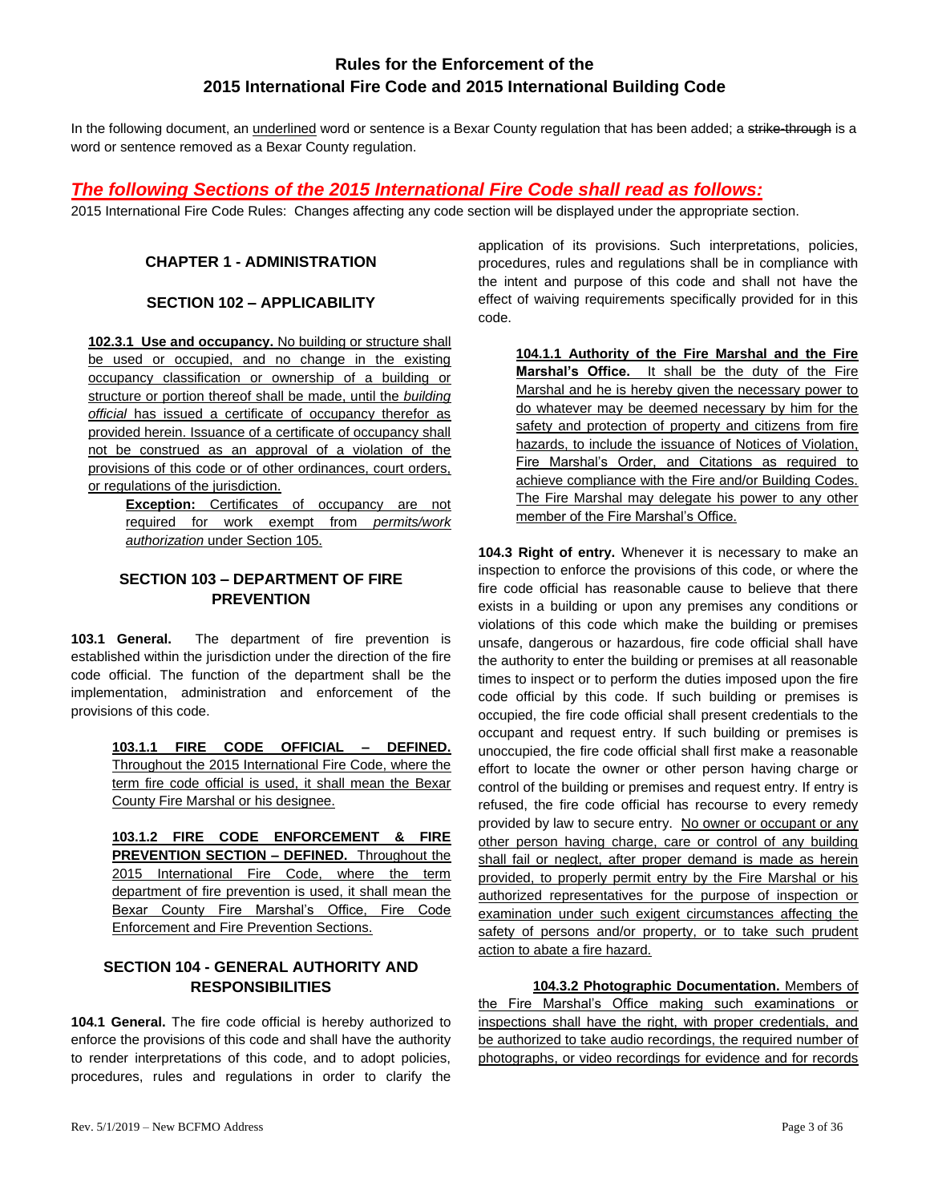# Rules for the Enforcement of the 2015 International Fire Code and 2015 International Building Code

In the following document, an <u>underlined</u> word or sentence is a Bexar County regulation that has been added; a ~~strike-through~~ is a word or sentence removed as a Bexar County regulation.

## *The following Sections of the 2015 International Fire Code shall read as follows:*

2015 International Fire Code Rules: Changes affecting any code section will be displayed under the appropriate section.

### CHAPTER 1 - ADMINISTRATION

### SECTION 102 – APPLICABILITY

<u>**102.3.1 Use and occupancy.** No building or structure shall be used or occupied, and no change in the existing occupancy classification or ownership of a building or structure or portion thereof shall be made, until the *building official* has issued a certificate of occupancy therefor as provided herein. Issuance of a certificate of occupancy shall not be construed as an approval of a violation of the provisions of this code or of other ordinances, court orders, or regulations of the jurisdiction.</u>

> <u>**Exception:** Certificates of occupancy are not required for work exempt from *permits/work authorization* under Section 105.</u>

### SECTION 103 – DEPARTMENT OF FIRE PREVENTION

**103.1 General.** The department of fire prevention is established within the jurisdiction under the direction of the fire code official. The function of the department shall be the implementation, administration and enforcement of the provisions of this code.

> <u>**103.1.1 FIRE CODE OFFICIAL – DEFINED.** Throughout the 2015 International Fire Code, where the term fire code official is used, it shall mean the Bexar County Fire Marshal or his designee.</u>

> <u>**103.1.2 FIRE CODE ENFORCEMENT & FIRE PREVENTION SECTION – DEFINED.** Throughout the 2015 International Fire Code, where the term department of fire prevention is used, it shall mean the Bexar County Fire Marshal's Office, Fire Code Enforcement and Fire Prevention Sections.</u>

### SECTION 104 - GENERAL AUTHORITY AND RESPONSIBILITIES

**104.1 General.** The fire code official is hereby authorized to enforce the provisions of this code and shall have the authority to render interpretations of this code, and to adopt policies, procedures, rules and regulations in order to clarify the application of its provisions. Such interpretations, policies, procedures, rules and regulations shall be in compliance with the intent and purpose of this code and shall not have the effect of waiving requirements specifically provided for in this code.

> <u>**104.1.1 Authority of the Fire Marshal and the Fire Marshal's Office.** It shall be the duty of the Fire Marshal and he is hereby given the necessary power to do whatever may be deemed necessary by him for the safety and protection of property and citizens from fire hazards, to include the issuance of Notices of Violation, Fire Marshal's Order, and Citations as required to achieve compliance with the Fire and/or Building Codes. The Fire Marshal may delegate his power to any other member of the Fire Marshal's Office.</u>

**104.3 Right of entry.** Whenever it is necessary to make an inspection to enforce the provisions of this code, or where the fire code official has reasonable cause to believe that there exists in a building or upon any premises any conditions or violations of this code which make the building or premises unsafe, dangerous or hazardous, fire code official shall have the authority to enter the building or premises at all reasonable times to inspect or to perform the duties imposed upon the fire code official by this code. If such building or premises is occupied, the fire code official shall present credentials to the occupant and request entry. If such building or premises is unoccupied, the fire code official shall first make a reasonable effort to locate the owner or other person having charge or control of the building or premises and request entry. If entry is refused, the fire code official has recourse to every remedy provided by law to secure entry. <u>No owner or occupant or any other person having charge, care or control of any building shall fail or neglect, after proper demand is made as herein provided, to properly permit entry by the Fire Marshal or his authorized representatives for the purpose of inspection or examination under such exigent circumstances affecting the safety of persons and/or property, or to take such prudent action to abate a fire hazard.</u>

> <u>**104.3.2 Photographic Documentation.** Members of the Fire Marshal's Office making such examinations or inspections shall have the right, with proper credentials, and be authorized to take audio recordings, the required number of photographs, or video recordings for evidence and for records</u>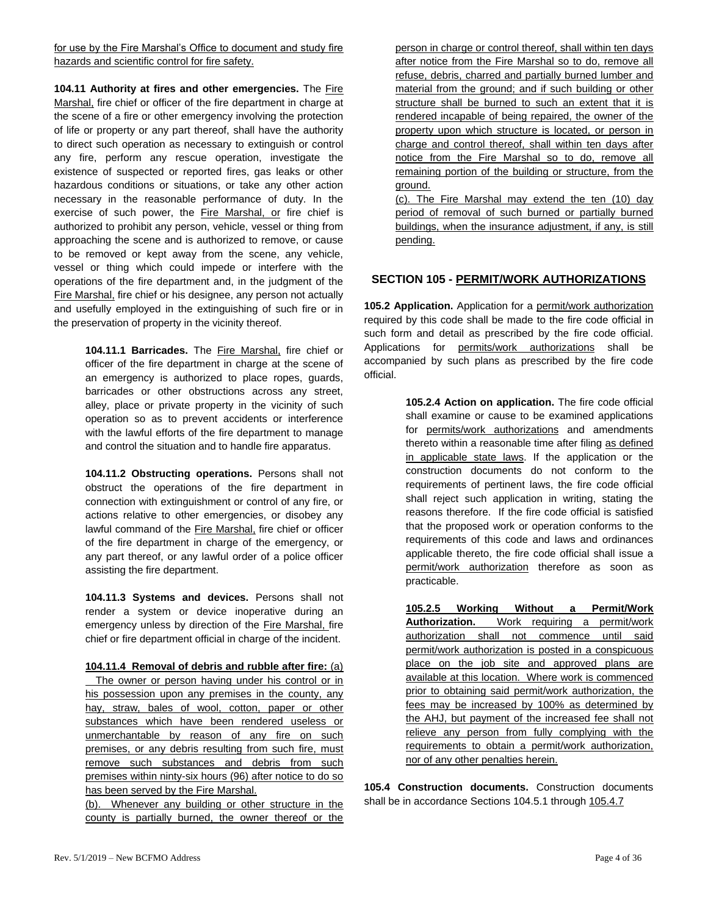for use by the Fire Marshal's Office to document and study fire hazards and scientific control for fire safety.

**104.11 Authority at fires and other emergencies.** The Fire Marshal, fire chief or officer of the fire department in charge at the scene of a fire or other emergency involving the protection of life or property or any part thereof, shall have the authority to direct such operation as necessary to extinguish or control any fire, perform any rescue operation, investigate the existence of suspected or reported fires, gas leaks or other hazardous conditions or situations, or take any other action necessary in the reasonable performance of duty. In the exercise of such power, the Fire Marshal, or fire chief is authorized to prohibit any person, vehicle, vessel or thing from approaching the scene and is authorized to remove, or cause to be removed or kept away from the scene, any vehicle, vessel or thing which could impede or interfere with the operations of the fire department and, in the judgment of the Fire Marshal, fire chief or his designee, any person not actually and usefully employed in the extinguishing of such fire or in the preservation of property in the vicinity thereof.

> **104.11.1 Barricades.** The Fire Marshal, fire chief or officer of the fire department in charge at the scene of an emergency is authorized to place ropes, guards, barricades or other obstructions across any street, alley, place or private property in the vicinity of such operation so as to prevent accidents or interference with the lawful efforts of the fire department to manage and control the situation and to handle fire apparatus.
>
> **104.11.2 Obstructing operations.** Persons shall not obstruct the operations of the fire department in connection with extinguishment or control of any fire, or actions relative to other emergencies, or disobey any lawful command of the Fire Marshal, fire chief or officer of the fire department in charge of the emergency, or any part thereof, or any lawful order of a police officer assisting the fire department.
>
> **104.11.3 Systems and devices.** Persons shall not render a system or device inoperative during an emergency unless by direction of the Fire Marshal, fire chief or fire department official in charge of the incident.
>
> **104.11.4 Removal of debris and rubble after fire:** (a) The owner or person having under his control or in his possession upon any premises in the county, any hay, straw, bales of wool, cotton, paper or other substances which have been rendered useless or unmerchantable by reason of any fire on such premises, or any debris resulting from such fire, must remove such substances and debris from such premises within ninty-six hours (96) after notice to do so has been served by the Fire Marshal.
>
> (b). Whenever any building or other structure in the county is partially burned, the owner thereof or the person in charge or control thereof, shall within ten days after notice from the Fire Marshal so to do, remove all refuse, debris, charred and partially burned lumber and material from the ground; and if such building or other structure shall be burned to such an extent that it is rendered incapable of being repaired, the owner of the property upon which structure is located, or person in charge and control thereof, shall within ten days after notice from the Fire Marshal so to do, remove all remaining portion of the building or structure, from the ground.
>
> (c). The Fire Marshal may extend the ten (10) day period of removal of such burned or partially burned buildings, when the insurance adjustment, if any, is still pending.

## SECTION 105 - PERMIT/WORK AUTHORIZATIONS

**105.2 Application.** Application for a permit/work authorization required by this code shall be made to the fire code official in such form and detail as prescribed by the fire code official. Applications for permits/work authorizations shall be accompanied by such plans as prescribed by the fire code official.

> **105.2.4 Action on application.** The fire code official shall examine or cause to be examined applications for permits/work authorizations and amendments thereto within a reasonable time after filing as defined in applicable state laws. If the application or the construction documents do not conform to the requirements of pertinent laws, the fire code official shall reject such application in writing, stating the reasons therefore. If the fire code official is satisfied that the proposed work or operation conforms to the requirements of this code and laws and ordinances applicable thereto, the fire code official shall issue a permit/work authorization therefore as soon as practicable.
>
> **105.2.5 Working Without a Permit/Work Authorization.** Work requiring a permit/work authorization shall not commence until said permit/work authorization is posted in a conspicuous place on the job site and approved plans are available at this location. Where work is commenced prior to obtaining said permit/work authorization, the fees may be increased by 100% as determined by the AHJ, but payment of the increased fee shall not relieve any person from fully complying with the requirements to obtain a permit/work authorization, nor of any other penalties herein.

**105.4 Construction documents.** Construction documents shall be in accordance Sections 104.5.1 through 105.4.7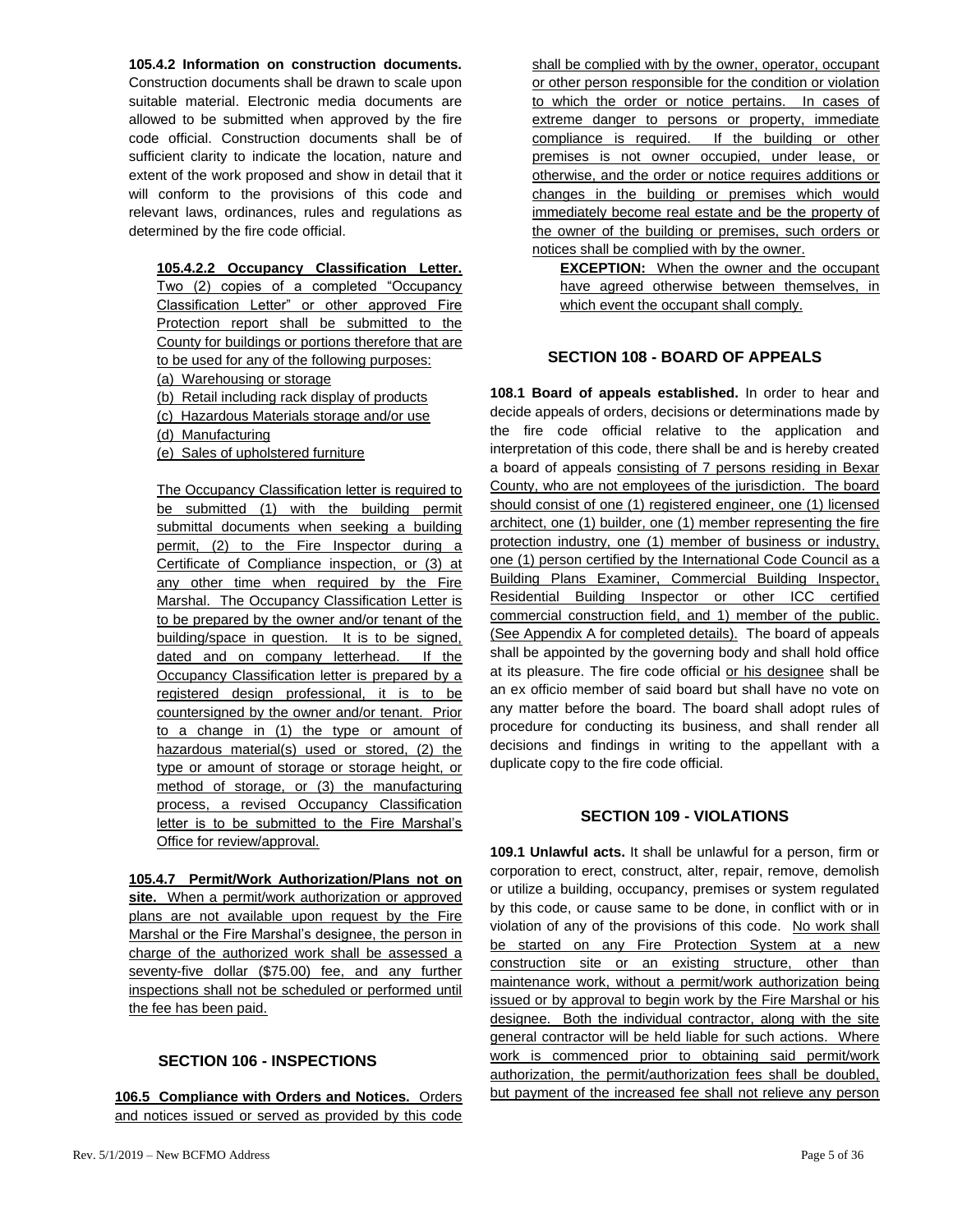**105.4.2 Information on construction documents.** Construction documents shall be drawn to scale upon suitable material. Electronic media documents are allowed to be submitted when approved by the fire code official. Construction documents shall be of sufficient clarity to indicate the location, nature and extent of the work proposed and show in detail that it will conform to the provisions of this code and relevant laws, ordinances, rules and regulations as determined by the fire code official.

**105.4.2.2 Occupancy Classification Letter.** Two (2) copies of a completed "Occupancy Classification Letter" or other approved Fire Protection report shall be submitted to the County for buildings or portions therefore that are to be used for any of the following purposes:

(a) Warehousing or storage
(b) Retail including rack display of products
(c) Hazardous Materials storage and/or use
(d) Manufacturing
(e) Sales of upholstered furniture

The Occupancy Classification letter is required to be submitted (1) with the building permit submittal documents when seeking a building permit, (2) to the Fire Inspector during a Certificate of Compliance inspection, or (3) at any other time when required by the Fire Marshal. The Occupancy Classification Letter is to be prepared by the owner and/or tenant of the building/space in question. It is to be signed, dated and on company letterhead. If the Occupancy Classification letter is prepared by a registered design professional, it is to be countersigned by the owner and/or tenant. Prior to a change in (1) the type or amount of hazardous material(s) used or stored, (2) the type or amount of storage or storage height, or method of storage, or (3) the manufacturing process, a revised Occupancy Classification letter is to be submitted to the Fire Marshal's Office for review/approval.

**105.4.7 Permit/Work Authorization/Plans not on site.** When a permit/work authorization or approved plans are not available upon request by the Fire Marshal or the Fire Marshal's designee, the person in charge of the authorized work shall be assessed a seventy-five dollar ($75.00) fee, and any further inspections shall not be scheduled or performed until the fee has been paid.

## SECTION 106 - INSPECTIONS

**106.5 Compliance with Orders and Notices.** Orders and notices issued or served as provided by this code shall be complied with by the owner, operator, occupant or other person responsible for the condition or violation to which the order or notice pertains. In cases of extreme danger to persons or property, immediate compliance is required. If the building or other premises is not owner occupied, under lease, or otherwise, and the order or notice requires additions or changes in the building or premises which would immediately become real estate and be the property of the owner of the building or premises, such orders or notices shall be complied with by the owner.

**EXCEPTION:** When the owner and the occupant have agreed otherwise between themselves, in which event the occupant shall comply.

## SECTION 108 - BOARD OF APPEALS

**108.1 Board of appeals established.** In order to hear and decide appeals of orders, decisions or determinations made by the fire code official relative to the application and interpretation of this code, there shall be and is hereby created a board of appeals consisting of 7 persons residing in Bexar County, who are not employees of the jurisdiction. The board should consist of one (1) registered engineer, one (1) licensed architect, one (1) builder, one (1) member representing the fire protection industry, one (1) member of business or industry, one (1) person certified by the International Code Council as a Building Plans Examiner, Commercial Building Inspector, Residential Building Inspector or other ICC certified commercial construction field, and 1) member of the public. (See Appendix A for completed details). The board of appeals shall be appointed by the governing body and shall hold office at its pleasure. The fire code official or his designee shall be an ex officio member of said board but shall have no vote on any matter before the board. The board shall adopt rules of procedure for conducting its business, and shall render all decisions and findings in writing to the appellant with a duplicate copy to the fire code official.

## SECTION 109 - VIOLATIONS

**109.1 Unlawful acts.** It shall be unlawful for a person, firm or corporation to erect, construct, alter, repair, remove, demolish or utilize a building, occupancy, premises or system regulated by this code, or cause same to be done, in conflict with or in violation of any of the provisions of this code. No work shall be started on any Fire Protection System at a new construction site or an existing structure, other than maintenance work, without a permit/work authorization being issued or by approval to begin work by the Fire Marshal or his designee. Both the individual contractor, along with the site general contractor will be held liable for such actions. Where work is commenced prior to obtaining said permit/work authorization, the permit/authorization fees shall be doubled, but payment of the increased fee shall not relieve any person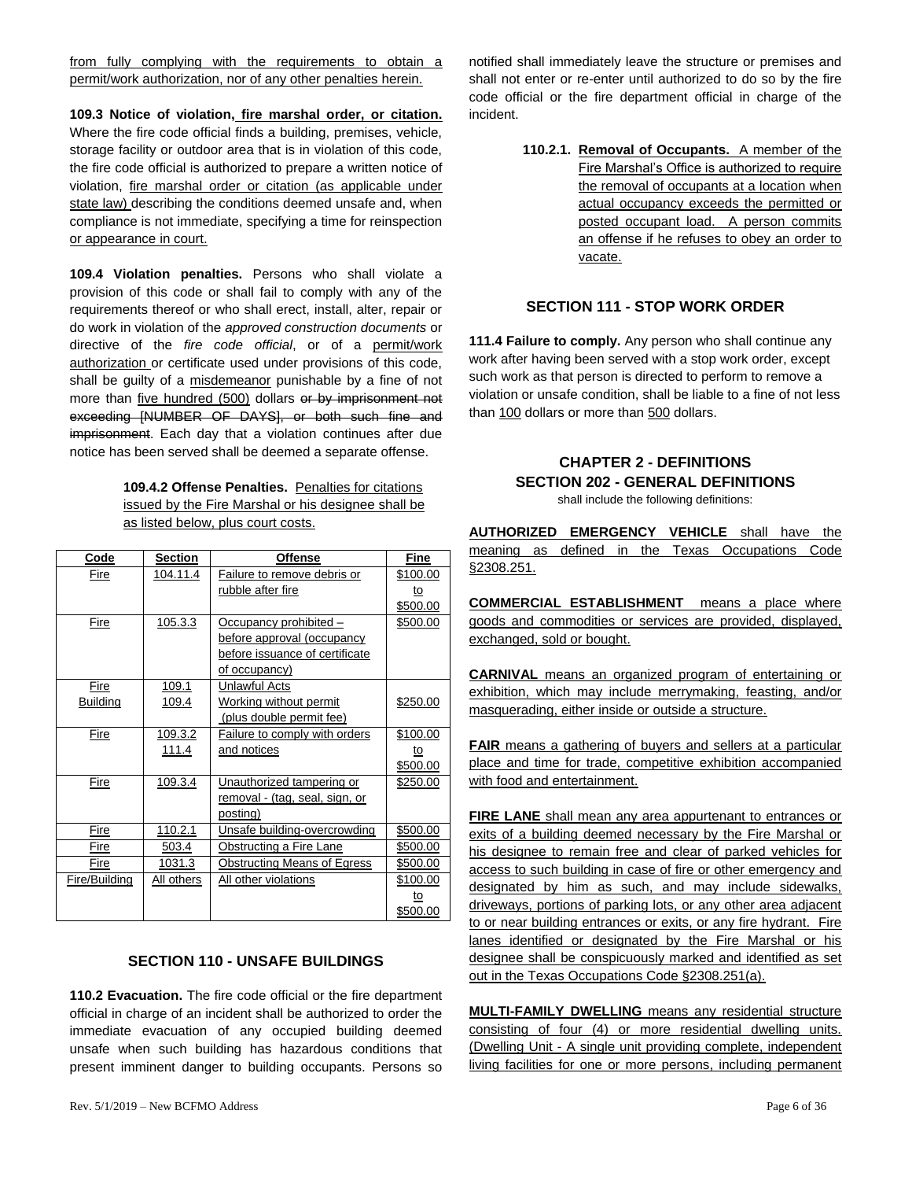from fully complying with the requirements to obtain a permit/work authorization, nor of any other penalties herein.

**109.3 Notice of violation, fire marshal order, or citation.** Where the fire code official finds a building, premises, vehicle, storage facility or outdoor area that is in violation of this code, the fire code official is authorized to prepare a written notice of violation, fire marshal order or citation (as applicable under state law) describing the conditions deemed unsafe and, when compliance is not immediate, specifying a time for reinspection or appearance in court.

**109.4 Violation penalties.** Persons who shall violate a provision of this code or shall fail to comply with any of the requirements thereof or who shall erect, install, alter, repair or do work in violation of the *approved construction documents* or directive of the *fire code official*, or of a permit/work authorization or certificate used under provisions of this code, shall be guilty of a misdemeanor punishable by a fine of not more than five hundred (500) dollars ~~or by imprisonment not exceeding [NUMBER OF DAYS], or both such fine and imprisonment~~. Each day that a violation continues after due notice has been served shall be deemed a separate offense.

**109.4.2 Offense Penalties.** Penalties for citations issued by the Fire Marshal or his designee shall be as listed below, plus court costs.

| Code | Section | Offense | Fine |
|---|---|---|---|
| Fire | 104.11.4 | Failure to remove debris or rubble after fire | $100.00 to $500.00 |
| Fire | 105.3.3 | Occupancy prohibited – before approval (occupancy before issuance of certificate of occupancy) | $500.00 |
| Fire<br>Building | 109.1<br>109.4 | Unlawful Acts<br>Working without permit (plus double permit fee) | $250.00 |
| Fire | 109.3.2<br>111.4 | Failure to comply with orders and notices | $100.00 to $500.00 |
| Fire | 109.3.4 | Unauthorized tampering or removal - (tag, seal, sign, or posting) | $250.00 |
| Fire | 110.2.1 | Unsafe building-overcrowding | $500.00 |
| Fire | 503.4 | Obstructing a Fire Lane | $500.00 |
| Fire | 1031.3 | Obstructing Means of Egress | $500.00 |
| Fire/Building | All others | All other violations | $100.00 to $500.00 |

## SECTION 110 - UNSAFE BUILDINGS

**110.2 Evacuation.** The fire code official or the fire department official in charge of an incident shall be authorized to order the immediate evacuation of any occupied building deemed unsafe when such building has hazardous conditions that present imminent danger to building occupants. Persons so notified shall immediately leave the structure or premises and shall not enter or re-enter until authorized to do so by the fire code official or the fire department official in charge of the incident.

**110.2.1. Removal of Occupants.** A member of the Fire Marshal's Office is authorized to require the removal of occupants at a location when actual occupancy exceeds the permitted or posted occupant load. A person commits an offense if he refuses to obey an order to vacate.

## SECTION 111 - STOP WORK ORDER

**111.4 Failure to comply.** Any person who shall continue any work after having been served with a stop work order, except such work as that person is directed to perform to remove a violation or unsafe condition, shall be liable to a fine of not less than 100 dollars or more than 500 dollars.

## CHAPTER 2 - DEFINITIONS
## SECTION 202 - GENERAL DEFINITIONS

shall include the following definitions:

**AUTHORIZED EMERGENCY VEHICLE** shall have the meaning as defined in the Texas Occupations Code §2308.251.

**COMMERCIAL ESTABLISHMENT** means a place where goods and commodities or services are provided, displayed, exchanged, sold or bought.

**CARNIVAL** means an organized program of entertaining or exhibition, which may include merrymaking, feasting, and/or masquerading, either inside or outside a structure.

**FAIR** means a gathering of buyers and sellers at a particular place and time for trade, competitive exhibition accompanied with food and entertainment.

**FIRE LANE** shall mean any area appurtenant to entrances or exits of a building deemed necessary by the Fire Marshal or his designee to remain free and clear of parked vehicles for access to such building in case of fire or other emergency and designated by him as such, and may include sidewalks, driveways, portions of parking lots, or any other area adjacent to or near building entrances or exits, or any fire hydrant. Fire lanes identified or designated by the Fire Marshal or his designee shall be conspicuously marked and identified as set out in the Texas Occupations Code §2308.251(a).

**MULTI-FAMILY DWELLING** means any residential structure consisting of four (4) or more residential dwelling units. (Dwelling Unit - A single unit providing complete, independent living facilities for one or more persons, including permanent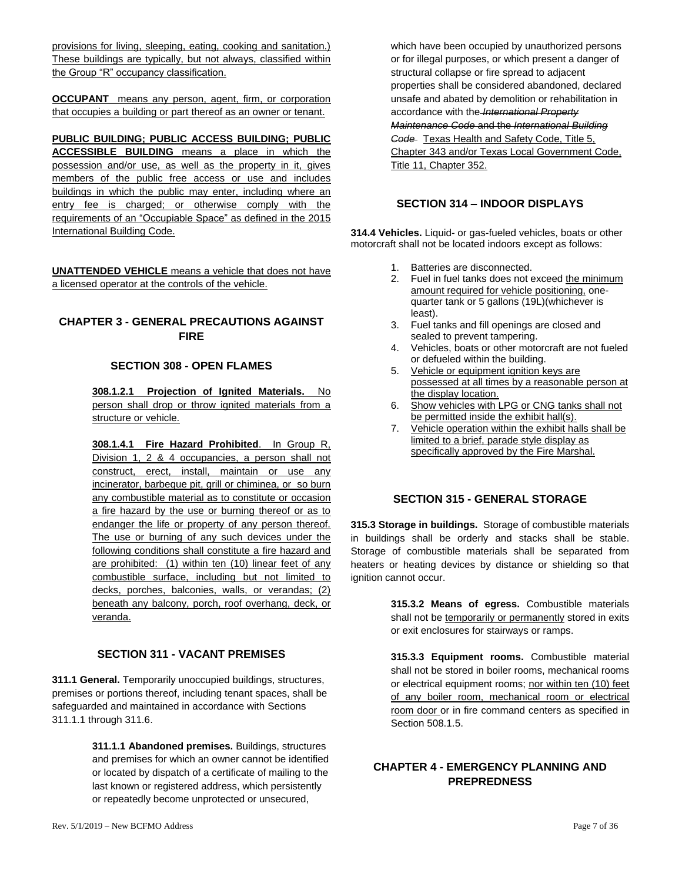provisions for living, sleeping, eating, cooking and sanitation.) These buildings are typically, but not always, classified within the Group "R" occupancy classification.

**OCCUPANT** means any person, agent, firm, or corporation that occupies a building or part thereof as an owner or tenant.

**PUBLIC BUILDING; PUBLIC ACCESS BUILDING; PUBLIC ACCESSIBLE BUILDING** means a place in which the possession and/or use, as well as the property in it, gives members of the public free access or use and includes buildings in which the public may enter, including where an entry fee is charged; or otherwise comply with the requirements of an "Occupiable Space" as defined in the 2015 International Building Code.

**UNATTENDED VEHICLE** means a vehicle that does not have a licensed operator at the controls of the vehicle.

## CHAPTER 3 - GENERAL PRECAUTIONS AGAINST FIRE

### SECTION 308 - OPEN FLAMES

**308.1.2.1 Projection of Ignited Materials.** No person shall drop or throw ignited materials from a structure or vehicle.

**308.1.4.1 Fire Hazard Prohibited**. In Group R, Division 1, 2 & 4 occupancies, a person shall not construct, erect, install, maintain or use any incinerator, barbeque pit, grill or chiminea, or so burn any combustible material as to constitute or occasion a fire hazard by the use or burning thereof or as to endanger the life or property of any person thereof. The use or burning of any such devices under the following conditions shall constitute a fire hazard and are prohibited: (1) within ten (10) linear feet of any combustible surface, including but not limited to decks, porches, balconies, walls, or verandas; (2) beneath any balcony, porch, roof overhang, deck, or veranda.

### SECTION 311 - VACANT PREMISES

**311.1 General.** Temporarily unoccupied buildings, structures, premises or portions thereof, including tenant spaces, shall be safeguarded and maintained in accordance with Sections 311.1.1 through 311.6.

**311.1.1 Abandoned premises.** Buildings, structures and premises for which an owner cannot be identified or located by dispatch of a certificate of mailing to the last known or registered address, which persistently or repeatedly become unprotected or unsecured, which have been occupied by unauthorized persons or for illegal purposes, or which present a danger of structural collapse or fire spread to adjacent properties shall be considered abandoned, declared unsafe and abated by demolition or rehabilitation in accordance with the ~~*International Property Maintenance Code* and the *International Building Code*~~ Texas Health and Safety Code, Title 5, Chapter 343 and/or Texas Local Government Code, Title 11, Chapter 352.

### SECTION 314 – INDOOR DISPLAYS

**314.4 Vehicles.** Liquid- or gas-fueled vehicles, boats or other motorcraft shall not be located indoors except as follows:

1. Batteries are disconnected.
2. Fuel in fuel tanks does not exceed the minimum amount required for vehicle positioning, one-quarter tank or 5 gallons (19L)(whichever is least).
3. Fuel tanks and fill openings are closed and sealed to prevent tampering.
4. Vehicles, boats or other motorcraft are not fueled or defueled within the building.
5. Vehicle or equipment ignition keys are possessed at all times by a reasonable person at the display location.
6. Show vehicles with LPG or CNG tanks shall not be permitted inside the exhibit hall(s).
7. Vehicle operation within the exhibit halls shall be limited to a brief, parade style display as specifically approved by the Fire Marshal.

### SECTION 315 - GENERAL STORAGE

**315.3 Storage in buildings.** Storage of combustible materials in buildings shall be orderly and stacks shall be stable. Storage of combustible materials shall be separated from heaters or heating devices by distance or shielding so that ignition cannot occur.

**315.3.2 Means of egress.** Combustible materials shall not be temporarily or permanently stored in exits or exit enclosures for stairways or ramps.

**315.3.3 Equipment rooms.** Combustible material shall not be stored in boiler rooms, mechanical rooms or electrical equipment rooms; nor within ten (10) feet of any boiler room, mechanical room or electrical room door or in fire command centers as specified in Section 508.1.5.

## CHAPTER 4 - EMERGENCY PLANNING AND PREPREDNESS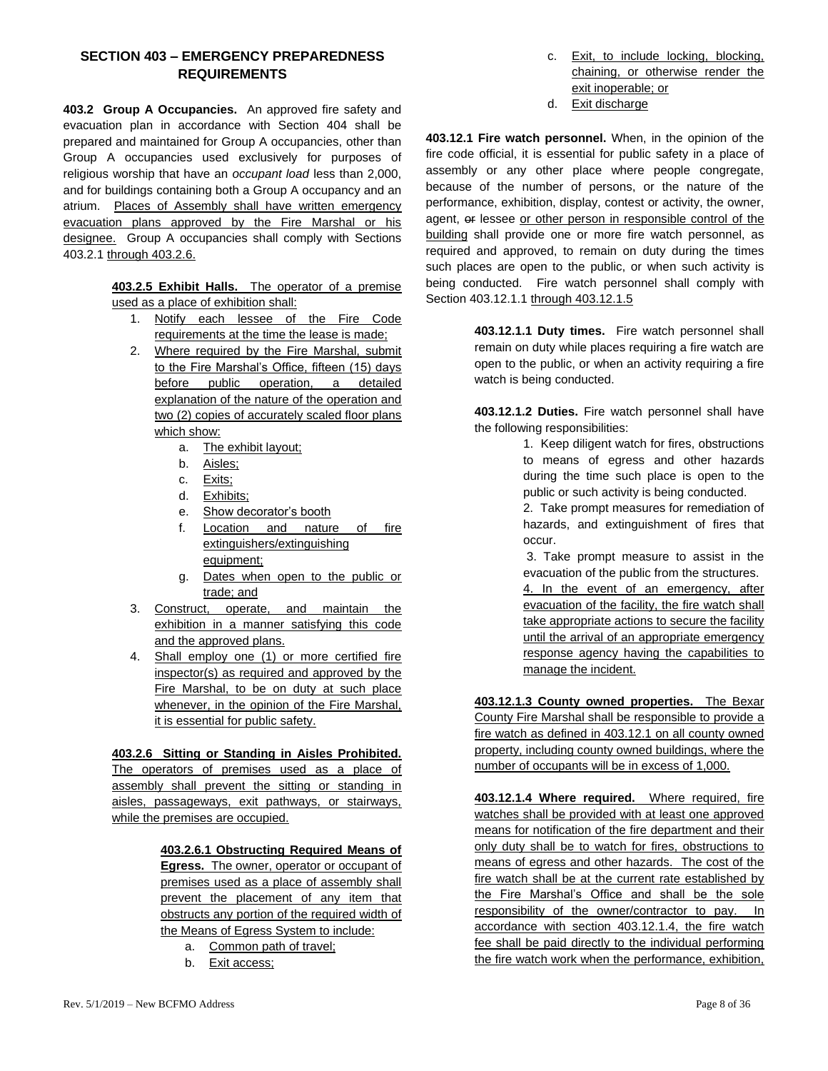## SECTION 403 – EMERGENCY PREPAREDNESS REQUIREMENTS

**403.2 Group A Occupancies.** An approved fire safety and evacuation plan in accordance with Section 404 shall be prepared and maintained for Group A occupancies, other than Group A occupancies used exclusively for purposes of religious worship that have an *occupant load* less than 2,000, and for buildings containing both a Group A occupancy and an atrium. Places of Assembly shall have written emergency evacuation plans approved by the Fire Marshal or his designee. Group A occupancies shall comply with Sections 403.2.1 through 403.2.6.

**403.2.5 Exhibit Halls.** The operator of a premise used as a place of exhibition shall:

1. Notify each lessee of the Fire Code requirements at the time the lease is made;
2. Where required by the Fire Marshal, submit to the Fire Marshal's Office, fifteen (15) days before public operation, a detailed explanation of the nature of the operation and two (2) copies of accurately scaled floor plans which show:
   a. The exhibit layout;
   b. Aisles;
   c. Exits;
   d. Exhibits;
   e. Show decorator's booth
   f. Location and nature of fire extinguishers/extinguishing equipment;
   g. Dates when open to the public or trade; and
3. Construct, operate, and maintain the exhibition in a manner satisfying this code and the approved plans.
4. Shall employ one (1) or more certified fire inspector(s) as required and approved by the Fire Marshal, to be on duty at such place whenever, in the opinion of the Fire Marshal, it is essential for public safety.

**403.2.6 Sitting or Standing in Aisles Prohibited.** The operators of premises used as a place of assembly shall prevent the sitting or standing in aisles, passageways, exit pathways, or stairways, while the premises are occupied.

**403.2.6.1 Obstructing Required Means of Egress.** The owner, operator or occupant of premises used as a place of assembly shall prevent the placement of any item that obstructs any portion of the required width of the Means of Egress System to include:

a. Common path of travel;
b. Exit access;
c. Exit, to include locking, blocking, chaining, or otherwise render the exit inoperable; or
d. Exit discharge

**403.12.1 Fire watch personnel.** When, in the opinion of the fire code official, it is essential for public safety in a place of assembly or any other place where people congregate, because of the number of persons, or the nature of the performance, exhibition, display, contest or activity, the owner, agent, ~~or~~ lessee or other person in responsible control of the building shall provide one or more fire watch personnel, as required and approved, to remain on duty during the times such places are open to the public, or when such activity is being conducted. Fire watch personnel shall comply with Section 403.12.1.1 through 403.12.1.5

**403.12.1.1 Duty times.** Fire watch personnel shall remain on duty while places requiring a fire watch are open to the public, or when an activity requiring a fire watch is being conducted.

**403.12.1.2 Duties.** Fire watch personnel shall have the following responsibilities:

1. Keep diligent watch for fires, obstructions to means of egress and other hazards during the time such place is open to the public or such activity is being conducted.
2. Take prompt measures for remediation of hazards, and extinguishment of fires that occur.
3. Take prompt measure to assist in the evacuation of the public from the structures.
4. In the event of an emergency, after evacuation of the facility, the fire watch shall take appropriate actions to secure the facility until the arrival of an appropriate emergency response agency having the capabilities to manage the incident.

**403.12.1.3 County owned properties.** The Bexar County Fire Marshal shall be responsible to provide a fire watch as defined in 403.12.1 on all county owned property, including county owned buildings, where the number of occupants will be in excess of 1,000.

**403.12.1.4 Where required.** Where required, fire watches shall be provided with at least one approved means for notification of the fire department and their only duty shall be to watch for fires, obstructions to means of egress and other hazards. The cost of the fire watch shall be at the current rate established by the Fire Marshal's Office and shall be the sole responsibility of the owner/contractor to pay. In accordance with section 403.12.1.4, the fire watch fee shall be paid directly to the individual performing the fire watch work when the performance, exhibition,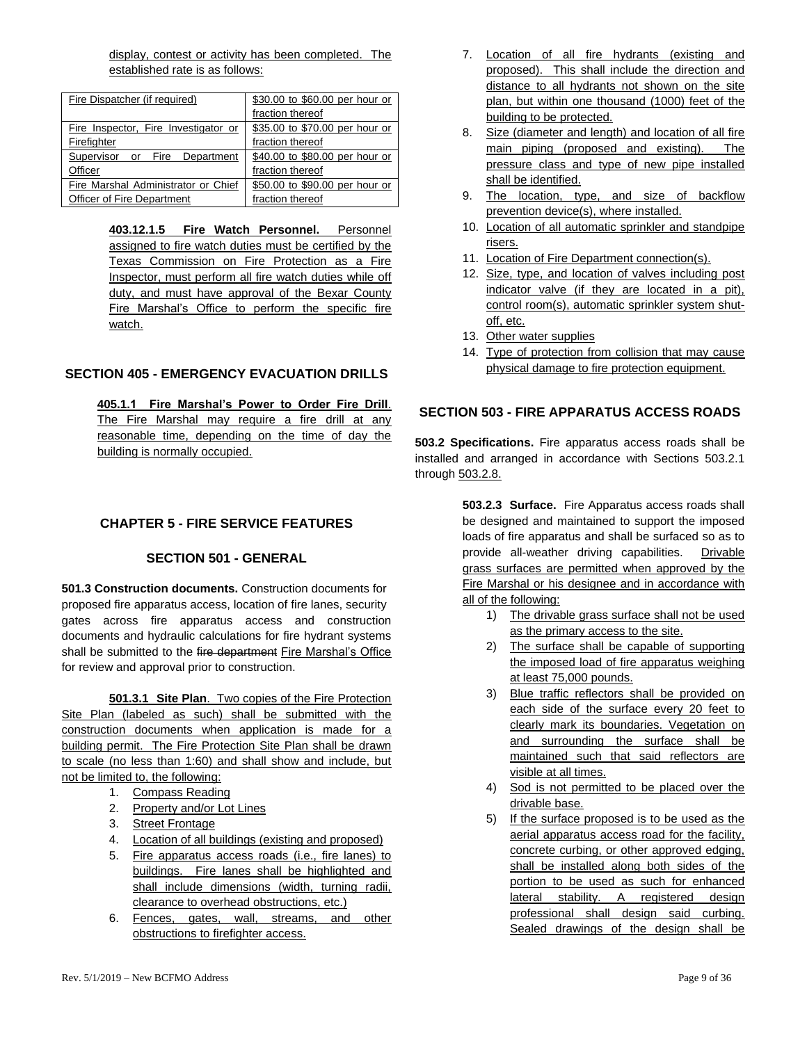display, contest or activity has been completed. The established rate is as follows:

| Fire Dispatcher (if required) | $30.00 to $60.00 per hour or fraction thereof |
|---|---|
| Fire Inspector, Fire Investigator or Firefighter | $35.00 to $70.00 per hour or fraction thereof |
| Supervisor or Fire Department Officer | $40.00 to $80.00 per hour or fraction thereof |
| Fire Marshal Administrator or Chief Officer of Fire Department | $50.00 to $90.00 per hour or fraction thereof |

**403.12.1.5 Fire Watch Personnel.** Personnel assigned to fire watch duties must be certified by the Texas Commission on Fire Protection as a Fire Inspector, must perform all fire watch duties while off duty, and must have approval of the Bexar County Fire Marshal's Office to perform the specific fire watch.

## SECTION 405 - EMERGENCY EVACUATION DRILLS

**405.1.1 Fire Marshal's Power to Order Fire Drill**. The Fire Marshal may require a fire drill at any reasonable time, depending on the time of day the building is normally occupied.

# CHAPTER 5 - FIRE SERVICE FEATURES

## SECTION 501 - GENERAL

**501.3 Construction documents.** Construction documents for proposed fire apparatus access, location of fire lanes, security gates across fire apparatus access and construction documents and hydraulic calculations for fire hydrant systems shall be submitted to the ~~fire department~~ Fire Marshal's Office for review and approval prior to construction.

**501.3.1 Site Plan**. Two copies of the Fire Protection Site Plan (labeled as such) shall be submitted with the construction documents when application is made for a building permit. The Fire Protection Site Plan shall be drawn to scale (no less than 1:60) and shall show and include, but not be limited to, the following:

1. Compass Reading
2. Property and/or Lot Lines
3. Street Frontage
4. Location of all buildings (existing and proposed)
5. Fire apparatus access roads (i.e., fire lanes) to buildings. Fire lanes shall be highlighted and shall include dimensions (width, turning radii, clearance to overhead obstructions, etc.)
6. Fences, gates, wall, streams, and other obstructions to firefighter access.
7. Location of all fire hydrants (existing and proposed). This shall include the direction and distance to all hydrants not shown on the site plan, but within one thousand (1000) feet of the building to be protected.
8. Size (diameter and length) and location of all fire main piping (proposed and existing). The pressure class and type of new pipe installed shall be identified.
9. The location, type, and size of backflow prevention device(s), where installed.
10. Location of all automatic sprinkler and standpipe risers.
11. Location of Fire Department connection(s).
12. Size, type, and location of valves including post indicator valve (if they are located in a pit), control room(s), automatic sprinkler system shut-off, etc.
13. Other water supplies
14. Type of protection from collision that may cause physical damage to fire protection equipment.

## SECTION 503 - FIRE APPARATUS ACCESS ROADS

**503.2 Specifications.** Fire apparatus access roads shall be installed and arranged in accordance with Sections 503.2.1 through 503.2.8.

**503.2.3 Surface.** Fire Apparatus access roads shall be designed and maintained to support the imposed loads of fire apparatus and shall be surfaced so as to provide all-weather driving capabilities. Drivable grass surfaces are permitted when approved by the Fire Marshal or his designee and in accordance with all of the following:

1) The drivable grass surface shall not be used as the primary access to the site.
2) The surface shall be capable of supporting the imposed load of fire apparatus weighing at least 75,000 pounds.
3) Blue traffic reflectors shall be provided on each side of the surface every 20 feet to clearly mark its boundaries. Vegetation on and surrounding the surface shall be maintained such that said reflectors are visible at all times.
4) Sod is not permitted to be placed over the drivable base.
5) If the surface proposed is to be used as the aerial apparatus access road for the facility, concrete curbing, or other approved edging, shall be installed along both sides of the portion to be used as such for enhanced lateral stability. A registered design professional shall design said curbing. Sealed drawings of the design shall be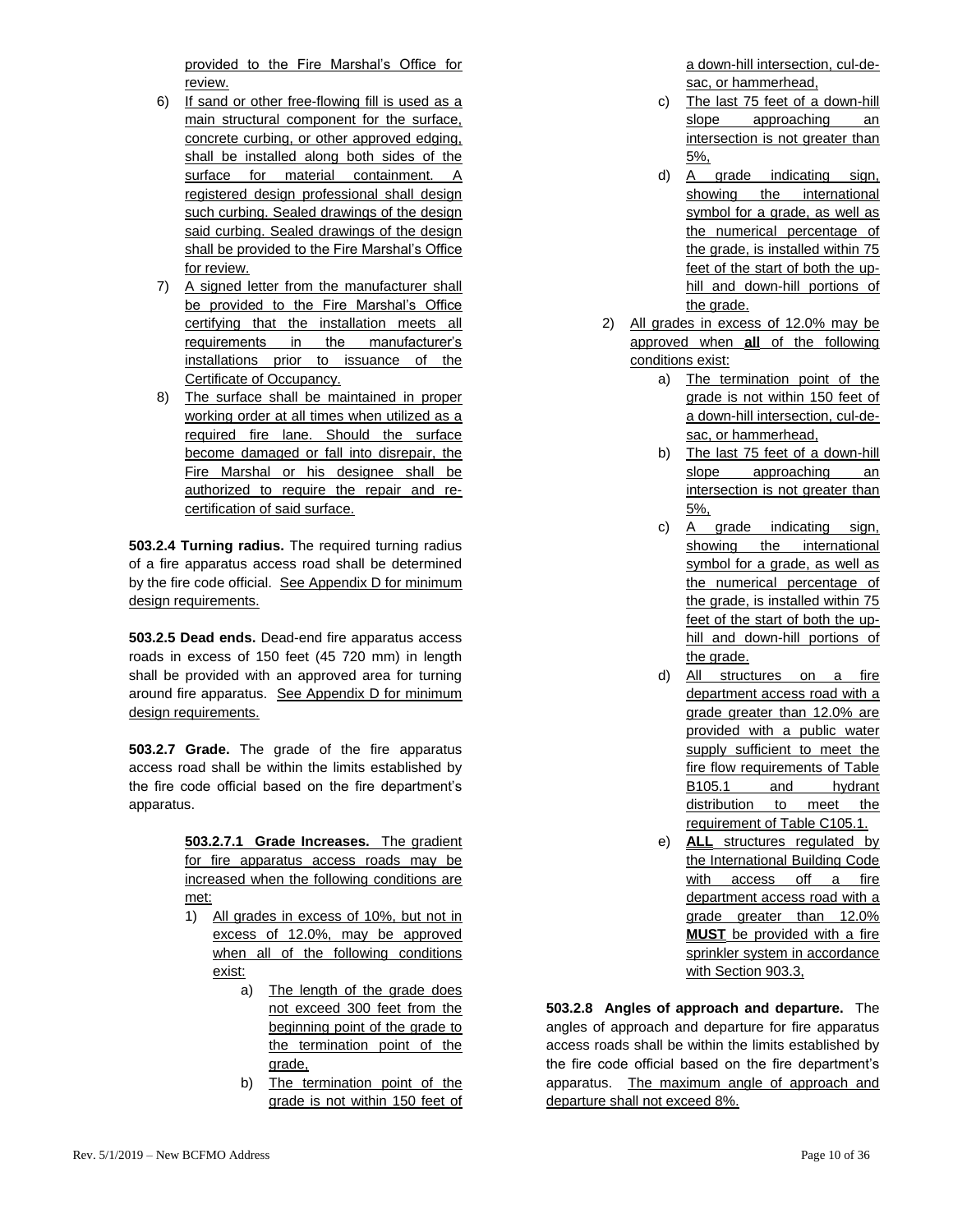provided to the Fire Marshal's Office for review.

6) If sand or other free-flowing fill is used as a main structural component for the surface, concrete curbing, or other approved edging, shall be installed along both sides of the surface for material containment. A registered design professional shall design such curbing. Sealed drawings of the design said curbing. Sealed drawings of the design shall be provided to the Fire Marshal's Office for review.
7) A signed letter from the manufacturer shall be provided to the Fire Marshal's Office certifying that the installation meets all requirements in the manufacturer's installations prior to issuance of the Certificate of Occupancy.
8) The surface shall be maintained in proper working order at all times when utilized as a required fire lane. Should the surface become damaged or fall into disrepair, the Fire Marshal or his designee shall be authorized to require the repair and re-certification of said surface.

**503.2.4 Turning radius.** The required turning radius of a fire apparatus access road shall be determined by the fire code official. See Appendix D for minimum design requirements.

**503.2.5 Dead ends.** Dead-end fire apparatus access roads in excess of 150 feet (45 720 mm) in length shall be provided with an approved area for turning around fire apparatus. See Appendix D for minimum design requirements.

**503.2.7 Grade.** The grade of the fire apparatus access road shall be within the limits established by the fire code official based on the fire department's apparatus.

**503.2.7.1 Grade Increases.** The gradient for fire apparatus access roads may be increased when the following conditions are met:

1) All grades in excess of 10%, but not in excess of 12.0%, may be approved when all of the following conditions exist:
   a) The length of the grade does not exceed 300 feet from the beginning point of the grade to the termination point of the grade,
   b) The termination point of the grade is not within 150 feet of a down-hill intersection, cul-de-sac, or hammerhead,
   c) The last 75 feet of a down-hill slope approaching an intersection is not greater than 5%,
   d) A grade indicating sign, showing the international symbol for a grade, as well as the numerical percentage of the grade, is installed within 75 feet of the start of both the up-hill and down-hill portions of the grade.
2) All grades in excess of 12.0% may be approved when **all** of the following conditions exist:
   a) The termination point of the grade is not within 150 feet of a down-hill intersection, cul-de-sac, or hammerhead,
   b) The last 75 feet of a down-hill slope approaching an intersection is not greater than 5%,
   c) A grade indicating sign, showing the international symbol for a grade, as well as the numerical percentage of the grade, is installed within 75 feet of the start of both the up-hill and down-hill portions of the grade.
   d) All structures on a fire department access road with a grade greater than 12.0% are provided with a public water supply sufficient to meet the fire flow requirements of Table B105.1 and hydrant distribution to meet the requirement of Table C105.1.
   e) **ALL** structures regulated by the International Building Code with access off a fire department access road with a grade greater than 12.0% **MUST** be provided with a fire sprinkler system in accordance with Section 903.3,

**503.2.8 Angles of approach and departure.** The angles of approach and departure for fire apparatus access roads shall be within the limits established by the fire code official based on the fire department's apparatus. The maximum angle of approach and departure shall not exceed 8%.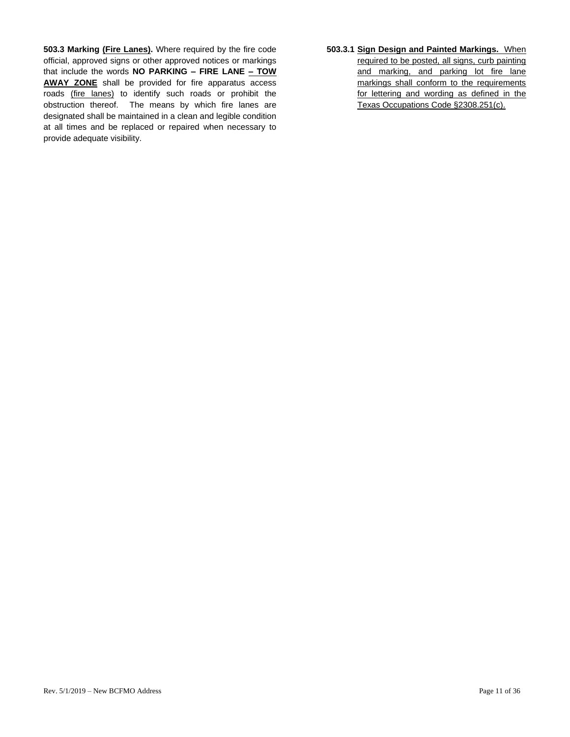**503.3 Marking (Fire Lanes).** Where required by the fire code official, approved signs or other approved notices or markings that include the words **NO PARKING – FIRE LANE – TOW AWAY ZONE** shall be provided for fire apparatus access roads (fire lanes) to identify such roads or prohibit the obstruction thereof. The means by which fire lanes are designated shall be maintained in a clean and legible condition at all times and be replaced or repaired when necessary to provide adequate visibility.

**503.3.1 Sign Design and Painted Markings.** When required to be posted, all signs, curb painting and marking, and parking lot fire lane markings shall conform to the requirements for lettering and wording as defined in the Texas Occupations Code §2308.251(c).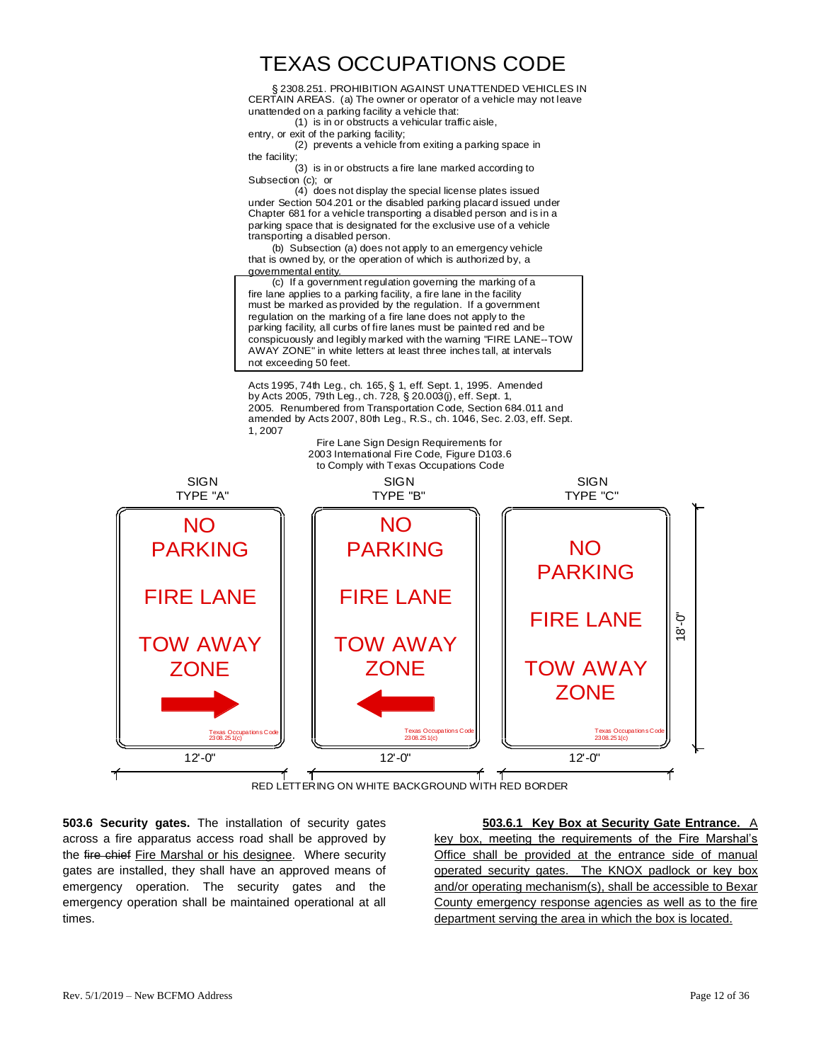# TEXAS OCCUPATIONS CODE

§ 2308.251. PROHIBITION AGAINST UNATTENDED VEHICLES IN CERTAIN AREAS. (a) The owner or operator of a vehicle may not leave unattended on a parking facility a vehicle that:

(1) is in or obstructs a vehicular traffic aisle, entry, or exit of the parking facility;

(2) prevents a vehicle from exiting a parking space in the facility;

(3) is in or obstructs a fire lane marked according to Subsection (c); or

(4) does not display the special license plates issued under Section 504.201 or the disabled parking placard issued under Chapter 681 for a vehicle transporting a disabled person and is in a parking space that is designated for the exclusive use of a vehicle transporting a disabled person.

(b) Subsection (a) does not apply to an emergency vehicle that is owned by, or the operation of which is authorized by, a governmental entity.

> (c) If a government regulation governing the marking of a fire lane applies to a parking facility, a fire lane in the facility must be marked as provided by the regulation. If a government regulation on the marking of a fire lane does not apply to the parking facility, all curbs of fire lanes must be painted red and be conspicuously and legibly marked with the warning "FIRE LANE--TOW AWAY ZONE" in white letters at least three inches tall, at intervals not exceeding 50 feet.

Acts 1995, 74th Leg., ch. 165, § 1, eff. Sept. 1, 1995. Amended by Acts 2005, 79th Leg., ch. 728, § 20.003(j), eff. Sept. 1, 2005. Renumbered from Transportation Code, Section 684.011 and amended by Acts 2007, 80th Leg., R.S., ch. 1046, Sec. 2.03, eff. Sept. 1, 2007

Fire Lane Sign Design Requirements for 2003 International Fire Code, Figure D103.6 to Comply with Texas Occupations Code

| SIGN TYPE "A" | SIGN TYPE "B" | SIGN TYPE "C" |
|---|---|---|
| NO PARKING<br>FIRE LANE<br>TOW AWAY ZONE<br>(arrow pointing right)<br>Texas Occupations Code 2308.251(c) | NO PARKING<br>FIRE LANE<br>TOW AWAY ZONE<br>(arrow pointing left)<br>Texas Occupations Code 2308.251(c) | NO PARKING<br>FIRE LANE<br>TOW AWAY ZONE<br>Texas Occupations Code 2308.251(c) |
| 12'-0" | 12'-0" | 12'-0" |

Sign height: 18'-0"

RED LETTERING ON WHITE BACKGROUND WITH RED BORDER

**503.6 Security gates.** The installation of security gates across a fire apparatus access road shall be approved by the ~~fire chief~~ <u>Fire Marshal or his designee</u>. Where security gates are installed, they shall have an approved means of emergency operation. The security gates and the emergency operation shall be maintained operational at all times.

<u>**503.6.1 Key Box at Security Gate Entrance.** A key box, meeting the requirements of the Fire Marshal's Office shall be provided at the entrance side of manual operated security gates. The KNOX padlock or key box and/or operating mechanism(s), shall be accessible to Bexar County emergency response agencies as well as to the fire department serving the area in which the box is located.</u>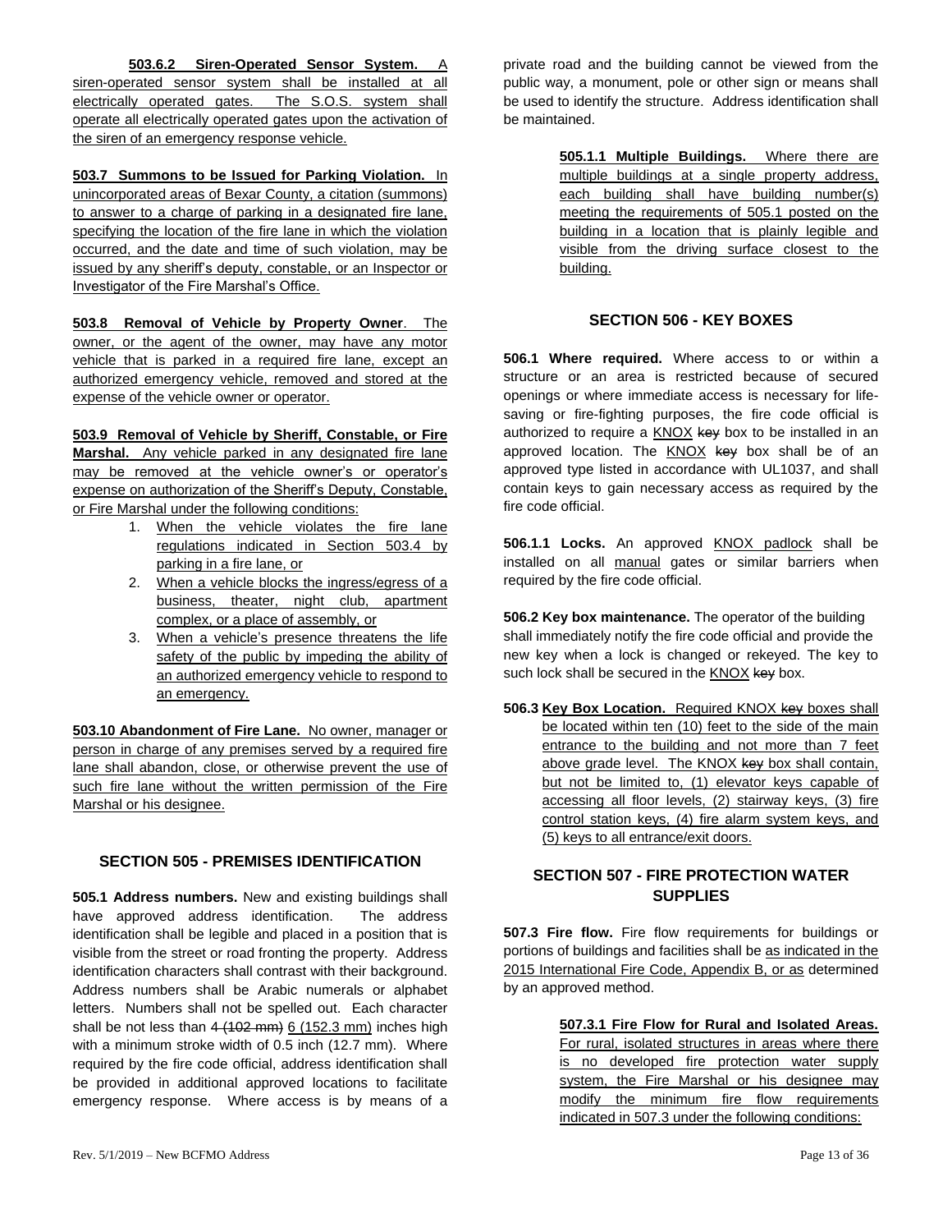**503.6.2 Siren-Operated Sensor System.** A siren-operated sensor system shall be installed at all electrically operated gates. The S.O.S. system shall operate all electrically operated gates upon the activation of the siren of an emergency response vehicle.

**503.7 Summons to be Issued for Parking Violation.** In unincorporated areas of Bexar County, a citation (summons) to answer to a charge of parking in a designated fire lane, specifying the location of the fire lane in which the violation occurred, and the date and time of such violation, may be issued by any sheriff's deputy, constable, or an Inspector or Investigator of the Fire Marshal's Office.

**503.8 Removal of Vehicle by Property Owner**. The owner, or the agent of the owner, may have any motor vehicle that is parked in a required fire lane, except an authorized emergency vehicle, removed and stored at the expense of the vehicle owner or operator.

**503.9 Removal of Vehicle by Sheriff, Constable, or Fire Marshal.** Any vehicle parked in any designated fire lane may be removed at the vehicle owner's or operator's expense on authorization of the Sheriff's Deputy, Constable, or Fire Marshal under the following conditions:

1. When the vehicle violates the fire lane regulations indicated in Section 503.4 by parking in a fire lane, or
2. When a vehicle blocks the ingress/egress of a business, theater, night club, apartment complex, or a place of assembly, or
3. When a vehicle's presence threatens the life safety of the public by impeding the ability of an authorized emergency vehicle to respond to an emergency.

**503.10 Abandonment of Fire Lane.** No owner, manager or person in charge of any premises served by a required fire lane shall abandon, close, or otherwise prevent the use of such fire lane without the written permission of the Fire Marshal or his designee.

## SECTION 505 - PREMISES IDENTIFICATION

**505.1 Address numbers.** New and existing buildings shall have approved address identification. The address identification shall be legible and placed in a position that is visible from the street or road fronting the property. Address identification characters shall contrast with their background. Address numbers shall be Arabic numerals or alphabet letters. Numbers shall not be spelled out. Each character shall be not less than ~~4 (102 mm)~~ 6 (152.3 mm) inches high with a minimum stroke width of 0.5 inch (12.7 mm). Where required by the fire code official, address identification shall be provided in additional approved locations to facilitate emergency response. Where access is by means of a private road and the building cannot be viewed from the public way, a monument, pole or other sign or means shall be used to identify the structure. Address identification shall be maintained.

**505.1.1 Multiple Buildings.** Where there are multiple buildings at a single property address, each building shall have building number(s) meeting the requirements of 505.1 posted on the building in a location that is plainly legible and visible from the driving surface closest to the building.

## SECTION 506 - KEY BOXES

**506.1 Where required.** Where access to or within a structure or an area is restricted because of secured openings or where immediate access is necessary for life-saving or fire-fighting purposes, the fire code official is authorized to require a KNOX ~~key~~ box to be installed in an approved location. The KNOX ~~key~~ box shall be of an approved type listed in accordance with UL1037, and shall contain keys to gain necessary access as required by the fire code official.

**506.1.1 Locks.** An approved KNOX padlock shall be installed on all manual gates or similar barriers when required by the fire code official.

**506.2 Key box maintenance.** The operator of the building shall immediately notify the fire code official and provide the new key when a lock is changed or rekeyed. The key to such lock shall be secured in the KNOX ~~key~~ box.

**506.3 Key Box Location.** Required KNOX ~~key~~ boxes shall be located within ten (10) feet to the side of the main entrance to the building and not more than 7 feet above grade level. The KNOX ~~key~~ box shall contain, but not be limited to, (1) elevator keys capable of accessing all floor levels, (2) stairway keys, (3) fire control station keys, (4) fire alarm system keys, and (5) keys to all entrance/exit doors.

## SECTION 507 - FIRE PROTECTION WATER SUPPLIES

**507.3 Fire flow.** Fire flow requirements for buildings or portions of buildings and facilities shall be as indicated in the 2015 International Fire Code, Appendix B, or as determined by an approved method.

**507.3.1 Fire Flow for Rural and Isolated Areas.** For rural, isolated structures in areas where there is no developed fire protection water supply system, the Fire Marshal or his designee may modify the minimum fire flow requirements indicated in 507.3 under the following conditions: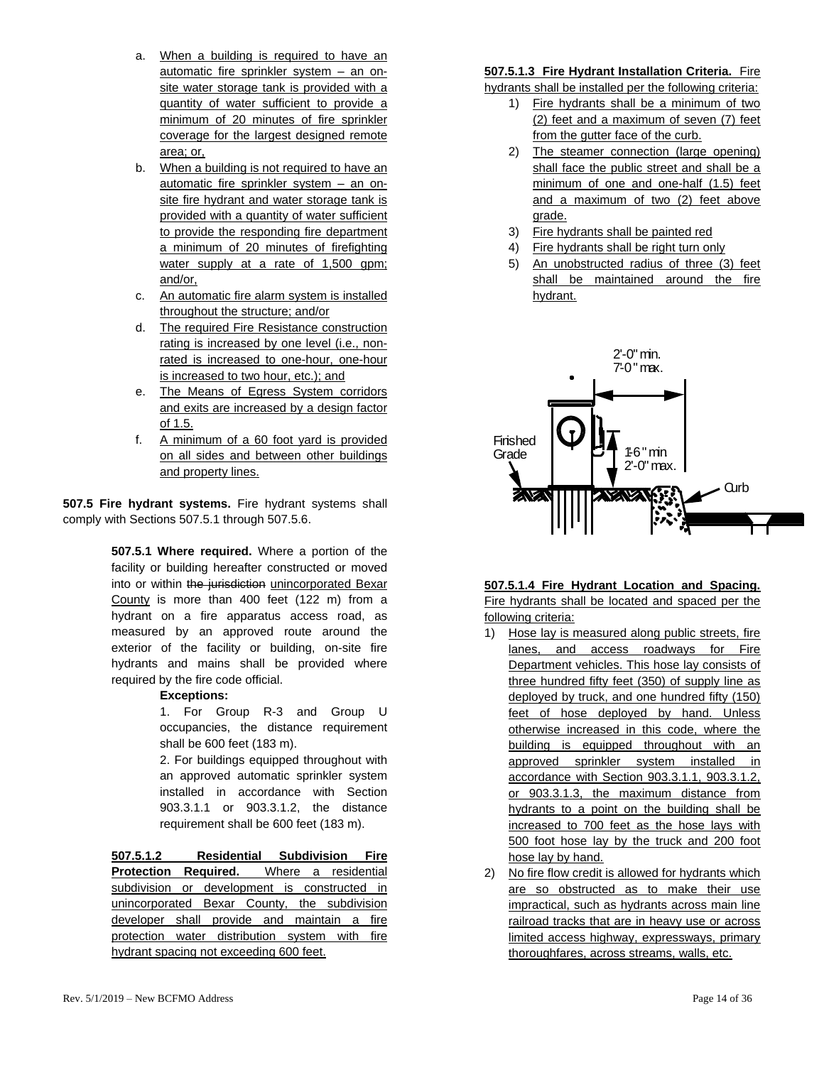a. When a building is required to have an automatic fire sprinkler system – an on-site water storage tank is provided with a quantity of water sufficient to provide a minimum of 20 minutes of fire sprinkler coverage for the largest designed remote area; or,
b. When a building is not required to have an automatic fire sprinkler system – an on-site fire hydrant and water storage tank is provided with a quantity of water sufficient to provide the responding fire department a minimum of 20 minutes of firefighting water supply at a rate of 1,500 gpm; and/or,
c. An automatic fire alarm system is installed throughout the structure; and/or
d. The required Fire Resistance construction rating is increased by one level (i.e., non-rated is increased to one-hour, one-hour is increased to two hour, etc.); and
e. The Means of Egress System corridors and exits are increased by a design factor of 1.5.
f. A minimum of a 60 foot yard is provided on all sides and between other buildings and property lines.

**507.5 Fire hydrant systems.** Fire hydrant systems shall comply with Sections 507.5.1 through 507.5.6.

**507.5.1 Where required.** Where a portion of the facility or building hereafter constructed or moved into or within ~~the jurisdiction~~ unincorporated Bexar County is more than 400 feet (122 m) from a hydrant on a fire apparatus access road, as measured by an approved route around the exterior of the facility or building, on-site fire hydrants and mains shall be provided where required by the fire code official.

**Exceptions:**

1. For Group R-3 and Group U occupancies, the distance requirement shall be 600 feet (183 m).
2. For buildings equipped throughout with an approved automatic sprinkler system installed in accordance with Section 903.3.1.1 or 903.3.1.2, the distance requirement shall be 600 feet (183 m).

**507.5.1.2 Residential Subdivision Fire Protection Required.** Where a residential subdivision or development is constructed in unincorporated Bexar County, the subdivision developer shall provide and maintain a fire protection water distribution system with fire hydrant spacing not exceeding 600 feet.

**507.5.1.3 Fire Hydrant Installation Criteria.** Fire hydrants shall be installed per the following criteria:

1) Fire hydrants shall be a minimum of two (2) feet and a maximum of seven (7) feet from the gutter face of the curb.
2) The steamer connection (large opening) shall face the public street and shall be a minimum of one and one-half (1.5) feet and a maximum of two (2) feet above grade.
3) Fire hydrants shall be painted red
4) Fire hydrants shall be right turn only
5) An unobstructed radius of three (3) feet shall be maintained around the fire hydrant.

2'-0" min. 7'-0" max.

Finished Grade

1'-6" min 2'-0" max.

Curb

**507.5.1.4 Fire Hydrant Location and Spacing.** Fire hydrants shall be located and spaced per the following criteria:

1) Hose lay is measured along public streets, fire lanes, and access roadways for Fire Department vehicles. This hose lay consists of three hundred fifty (350) of supply line as deployed by truck, and one hundred fifty (150) feet of hose deployed by hand. Unless otherwise increased in this code, where the building is equipped throughout with an approved sprinkler system installed in accordance with Section 903.3.1.1, 903.3.1.2, or 903.3.1.3, the maximum distance from hydrants to a point on the building shall be increased to 700 feet as the hose lays with 500 foot hose lay by the truck and 200 foot hose lay by hand.
2) No fire flow credit is allowed for hydrants which are so obstructed as to make their use impractical, such as hydrants across main line railroad tracks that are in heavy use or across limited access highway, expressways, primary thoroughfares, across streams, walls, etc.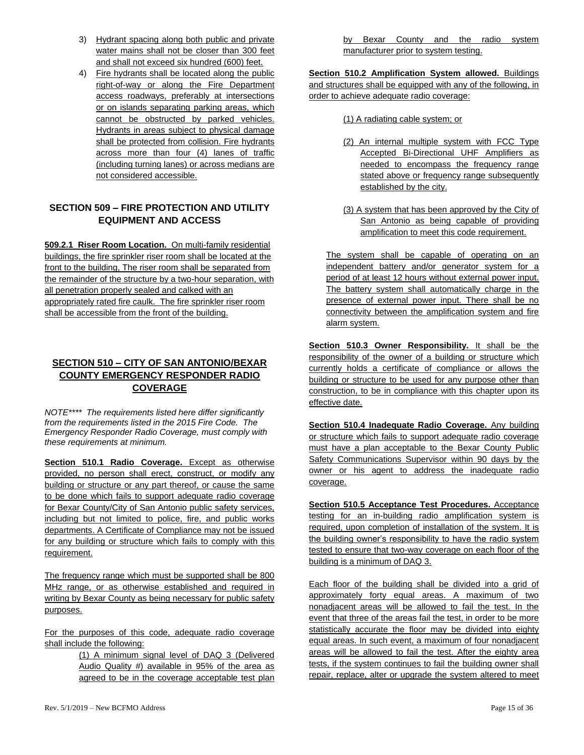3) Hydrant spacing along both public and private water mains shall not be closer than 300 feet and shall not exceed six hundred (600) feet.
4) Fire hydrants shall be located along the public right-of-way or along the Fire Department access roadways, preferably at intersections or on islands separating parking areas, which cannot be obstructed by parked vehicles. Hydrants in areas subject to physical damage shall be protected from collision. Fire hydrants across more than four (4) lanes of traffic (including turning lanes) or across medians are not considered accessible.

## SECTION 509 – FIRE PROTECTION AND UTILITY EQUIPMENT AND ACCESS

**509.2.1 Riser Room Location.** On multi-family residential buildings, the fire sprinkler riser room shall be located at the front to the building, The riser room shall be separated from the remainder of the structure by a two-hour separation, with all penetration properly sealed and calked with an appropriately rated fire caulk. The fire sprinkler riser room shall be accessible from the front of the building.

## SECTION 510 – CITY OF SAN ANTONIO/BEXAR COUNTY EMERGENCY RESPONDER RADIO COVERAGE

*NOTE**** The requirements listed here differ significantly from the requirements listed in the 2015 Fire Code. The Emergency Responder Radio Coverage, must comply with these requirements at minimum.*

**Section 510.1 Radio Coverage.** Except as otherwise provided, no person shall erect, construct, or modify any building or structure or any part thereof, or cause the same to be done which fails to support adequate radio coverage for Bexar County/City of San Antonio public safety services, including but not limited to police, fire, and public works departments. A Certificate of Compliance may not be issued for any building or structure which fails to comply with this requirement.

The frequency range which must be supported shall be 800 MHz range, or as otherwise established and required in writing by Bexar County as being necessary for public safety purposes.

For the purposes of this code, adequate radio coverage shall include the following:

(1) A minimum signal level of DAQ 3 (Delivered Audio Quality #) available in 95% of the area as agreed to be in the coverage acceptable test plan by Bexar County and the radio system manufacturer prior to system testing.

**Section 510.2 Amplification System allowed.** Buildings and structures shall be equipped with any of the following, in order to achieve adequate radio coverage:

(1) A radiating cable system; or

(2) An internal multiple system with FCC Type Accepted Bi-Directional UHF Amplifiers as needed to encompass the frequency range stated above or frequency range subsequently established by the city.

(3) A system that has been approved by the City of San Antonio as being capable of providing amplification to meet this code requirement.

The system shall be capable of operating on an independent battery and/or generator system for a period of at least 12 hours without external power input. The battery system shall automatically charge in the presence of external power input. There shall be no connectivity between the amplification system and fire alarm system.

**Section 510.3 Owner Responsibility.** It shall be the responsibility of the owner of a building or structure which currently holds a certificate of compliance or allows the building or structure to be used for any purpose other than construction, to be in compliance with this chapter upon its effective date.

**Section 510.4 Inadequate Radio Coverage.** Any building or structure which fails to support adequate radio coverage must have a plan acceptable to the Bexar County Public Safety Communications Supervisor within 90 days by the owner or his agent to address the inadequate radio coverage.

**Section 510.5 Acceptance Test Procedures.** Acceptance testing for an in-building radio amplification system is required, upon completion of installation of the system. It is the building owner's responsibility to have the radio system tested to ensure that two-way coverage on each floor of the building is a minimum of DAQ 3.

Each floor of the building shall be divided into a grid of approximately forty equal areas. A maximum of two nonadjacent areas will be allowed to fail the test. In the event that three of the areas fail the test, in order to be more statistically accurate the floor may be divided into eighty equal areas. In such event, a maximum of four nonadjacent areas will be allowed to fail the test. After the eighty area tests, if the system continues to fail the building owner shall repair, replace, alter or upgrade the system altered to meet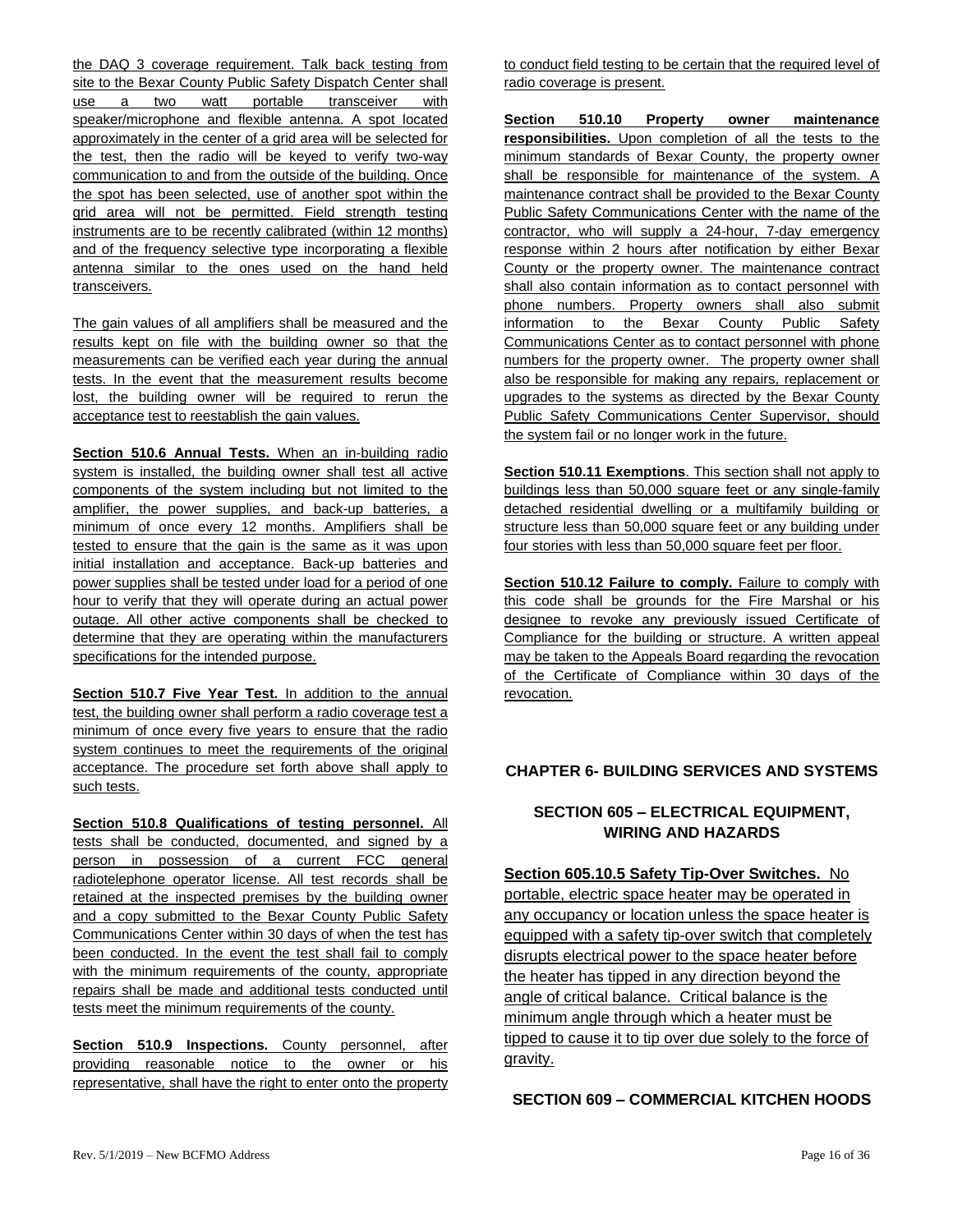the DAQ 3 coverage requirement. Talk back testing from site to the Bexar County Public Safety Dispatch Center shall use a two watt portable transceiver with speaker/microphone and flexible antenna. A spot located approximately in the center of a grid area will be selected for the test, then the radio will be keyed to verify two-way communication to and from the outside of the building. Once the spot has been selected, use of another spot within the grid area will not be permitted. Field strength testing instruments are to be recently calibrated (within 12 months) and of the frequency selective type incorporating a flexible antenna similar to the ones used on the hand held transceivers.

The gain values of all amplifiers shall be measured and the results kept on file with the building owner so that the measurements can be verified each year during the annual tests. In the event that the measurement results become lost, the building owner will be required to rerun the acceptance test to reestablish the gain values.

**Section 510.6 Annual Tests.** When an in-building radio system is installed, the building owner shall test all active components of the system including but not limited to the amplifier, the power supplies, and back-up batteries, a minimum of once every 12 months. Amplifiers shall be tested to ensure that the gain is the same as it was upon initial installation and acceptance. Back-up batteries and power supplies shall be tested under load for a period of one hour to verify that they will operate during an actual power outage. All other active components shall be checked to determine that they are operating within the manufacturers specifications for the intended purpose.

**Section 510.7 Five Year Test.** In addition to the annual test, the building owner shall perform a radio coverage test a minimum of once every five years to ensure that the radio system continues to meet the requirements of the original acceptance. The procedure set forth above shall apply to such tests.

**Section 510.8 Qualifications of testing personnel.** All tests shall be conducted, documented, and signed by a person in possession of a current FCC general radiotelephone operator license. All test records shall be retained at the inspected premises by the building owner and a copy submitted to the Bexar County Public Safety Communications Center within 30 days of when the test has been conducted. In the event the test shall fail to comply with the minimum requirements of the county, appropriate repairs shall be made and additional tests conducted until tests meet the minimum requirements of the county.

**Section 510.9 Inspections.** County personnel, after providing reasonable notice to the owner or his representative, shall have the right to enter onto the property to conduct field testing to be certain that the required level of radio coverage is present.

**Section 510.10 Property owner maintenance responsibilities.** Upon completion of all the tests to the minimum standards of Bexar County, the property owner shall be responsible for maintenance of the system. A maintenance contract shall be provided to the Bexar County Public Safety Communications Center with the name of the contractor, who will supply a 24-hour, 7-day emergency response within 2 hours after notification by either Bexar County or the property owner. The maintenance contract shall also contain information as to contact personnel with phone numbers. Property owners shall also submit information to the Bexar County Public Safety Communications Center as to contact personnel with phone numbers for the property owner. The property owner shall also be responsible for making any repairs, replacement or upgrades to the systems as directed by the Bexar County Public Safety Communications Center Supervisor, should the system fail or no longer work in the future.

**Section 510.11 Exemptions**. This section shall not apply to buildings less than 50,000 square feet or any single-family detached residential dwelling or a multifamily building or structure less than 50,000 square feet or any building under four stories with less than 50,000 square feet per floor.

**Section 510.12 Failure to comply.** Failure to comply with this code shall be grounds for the Fire Marshal or his designee to revoke any previously issued Certificate of Compliance for the building or structure. A written appeal may be taken to the Appeals Board regarding the revocation of the Certificate of Compliance within 30 days of the revocation.

## CHAPTER 6- BUILDING SERVICES AND SYSTEMS

### SECTION 605 – ELECTRICAL EQUIPMENT, WIRING AND HAZARDS

**Section 605.10.5 Safety Tip-Over Switches.** No portable, electric space heater may be operated in any occupancy or location unless the space heater is equipped with a safety tip-over switch that completely disrupts electrical power to the space heater before the heater has tipped in any direction beyond the angle of critical balance. Critical balance is the minimum angle through which a heater must be tipped to cause it to tip over due solely to the force of gravity.

### SECTION 609 – COMMERCIAL KITCHEN HOODS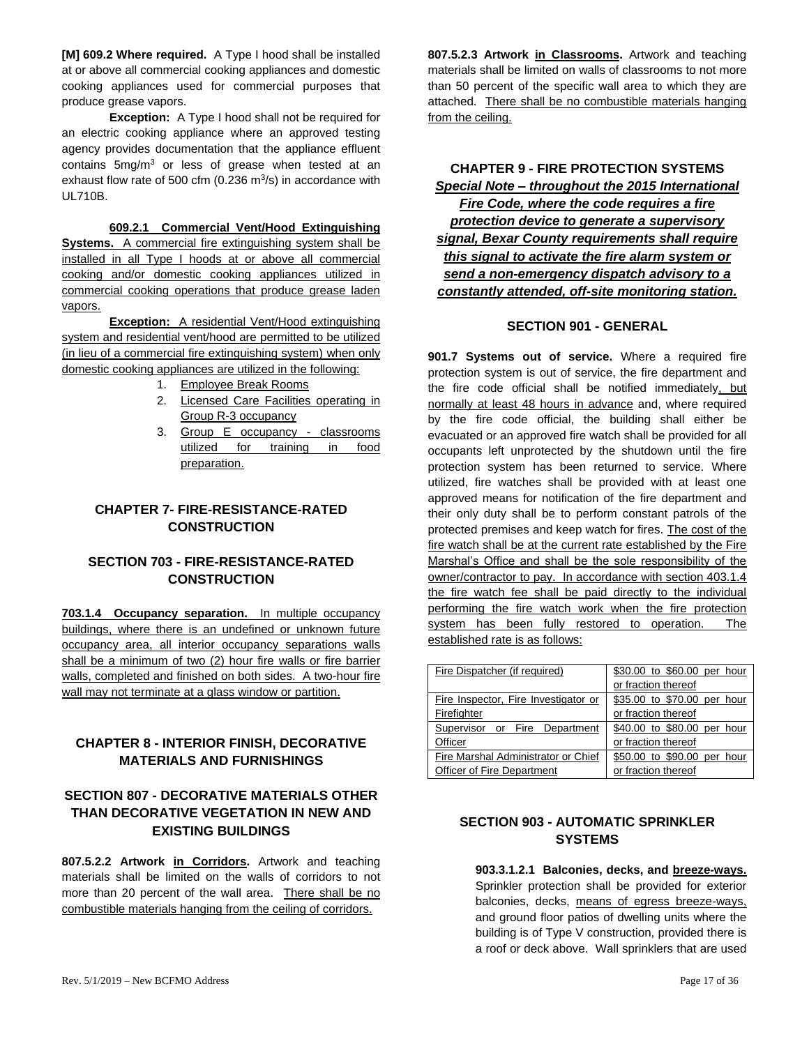**[M] 609.2 Where required.** A Type I hood shall be installed at or above all commercial cooking appliances and domestic cooking appliances used for commercial purposes that produce grease vapors.

**Exception:** A Type I hood shall not be required for an electric cooking appliance where an approved testing agency provides documentation that the appliance effluent contains $5mg/m^3$ or less of grease when tested at an exhaust flow rate of 500 cfm ($0.236\ m^3/s$) in accordance with UL710B.

**609.2.1 Commercial Vent/Hood Extinguishing Systems.** A commercial fire extinguishing system shall be installed in all Type I hoods at or above all commercial cooking and/or domestic cooking appliances utilized in commercial cooking operations that produce grease laden vapors.

**Exception:** A residential Vent/Hood extinguishing system and residential vent/hood are permitted to be utilized (in lieu of a commercial fire extinguishing system) when only domestic cooking appliances are utilized in the following:

1. Employee Break Rooms
2. Licensed Care Facilities operating in Group R-3 occupancy
3. Group E occupancy - classrooms utilized for training in food preparation.

## CHAPTER 7- FIRE-RESISTANCE-RATED CONSTRUCTION

## SECTION 703 - FIRE-RESISTANCE-RATED CONSTRUCTION

**703.1.4 Occupancy separation.** In multiple occupancy buildings, where there is an undefined or unknown future occupancy area, all interior occupancy separations walls shall be a minimum of two (2) hour fire walls or fire barrier walls, completed and finished on both sides. A two-hour fire wall may not terminate at a glass window or partition.

## CHAPTER 8 - INTERIOR FINISH, DECORATIVE MATERIALS AND FURNISHINGS

## SECTION 807 - DECORATIVE MATERIALS OTHER THAN DECORATIVE VEGETATION IN NEW AND EXISTING BUILDINGS

**807.5.2.2 Artwork in Corridors.** Artwork and teaching materials shall be limited on the walls of corridors to not more than 20 percent of the wall area. There shall be no combustible materials hanging from the ceiling of corridors.

**807.5.2.3 Artwork in Classrooms.** Artwork and teaching materials shall be limited on walls of classrooms to not more than 50 percent of the specific wall area to which they are attached. There shall be no combustible materials hanging from the ceiling.

## CHAPTER 9 - FIRE PROTECTION SYSTEMS

***Special Note – throughout the 2015 International Fire Code, where the code requires a fire protection device to generate a supervisory signal, Bexar County requirements shall require this signal to activate the fire alarm system or send a non-emergency dispatch advisory to a constantly attended, off-site monitoring station.***

## SECTION 901 - GENERAL

**901.7 Systems out of service.** Where a required fire protection system is out of service, the fire department and the fire code official shall be notified immediately, but normally at least 48 hours in advance and, where required by the fire code official, the building shall either be evacuated or an approved fire watch shall be provided for all occupants left unprotected by the shutdown until the fire protection system has been returned to service. Where utilized, fire watches shall be provided with at least one approved means for notification of the fire department and their only duty shall be to perform constant patrols of the protected premises and keep watch for fires. The cost of the fire watch shall be at the current rate established by the Fire Marshal's Office and shall be the sole responsibility of the owner/contractor to pay. In accordance with section 403.1.4 the fire watch fee shall be paid directly to the individual performing the fire watch work when the fire protection system has been fully restored to operation. The established rate is as follows:

| | |
|---|---|
| Fire Dispatcher (if required) | \$30.00 to \$60.00 per hour or fraction thereof |
| Fire Inspector, Fire Investigator or Firefighter | \$35.00 to \$70.00 per hour or fraction thereof |
| Supervisor or Fire Department Officer | \$40.00 to \$80.00 per hour or fraction thereof |
| Fire Marshal Administrator or Chief Officer of Fire Department | \$50.00 to \$90.00 per hour or fraction thereof |

## SECTION 903 - AUTOMATIC SPRINKLER SYSTEMS

**903.3.1.2.1 Balconies, decks, and breeze-ways.** Sprinkler protection shall be provided for exterior balconies, decks, means of egress breeze-ways, and ground floor patios of dwelling units where the building is of Type V construction, provided there is a roof or deck above. Wall sprinklers that are used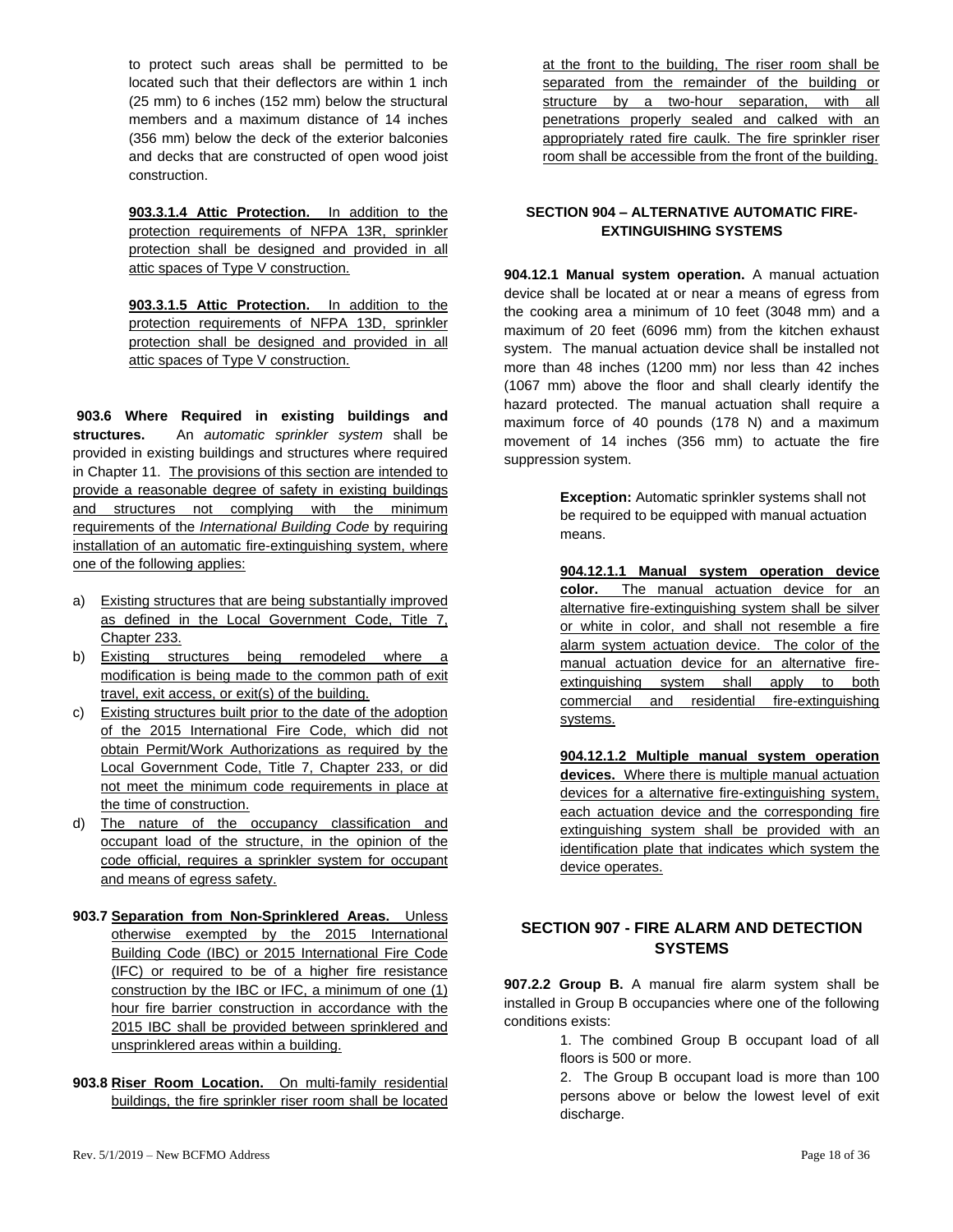to protect such areas shall be permitted to be located such that their deflectors are within 1 inch (25 mm) to 6 inches (152 mm) below the structural members and a maximum distance of 14 inches (356 mm) below the deck of the exterior balconies and decks that are constructed of open wood joist construction.

**903.3.1.4 Attic Protection.** In addition to the protection requirements of NFPA 13R, sprinkler protection shall be designed and provided in all attic spaces of Type V construction.

**903.3.1.5 Attic Protection.** In addition to the protection requirements of NFPA 13D, sprinkler protection shall be designed and provided in all attic spaces of Type V construction.

**903.6 Where Required in existing buildings and structures.** An *automatic sprinkler system* shall be provided in existing buildings and structures where required in Chapter 11. The provisions of this section are intended to provide a reasonable degree of safety in existing buildings and structures not complying with the minimum requirements of the *International Building Code* by requiring installation of an automatic fire-extinguishing system, where one of the following applies:

a) Existing structures that are being substantially improved as defined in the Local Government Code, Title 7, Chapter 233.
b) Existing structures being remodeled where a modification is being made to the common path of exit travel, exit access, or exit(s) of the building.
c) Existing structures built prior to the date of the adoption of the 2015 International Fire Code, which did not obtain Permit/Work Authorizations as required by the Local Government Code, Title 7, Chapter 233, or did not meet the minimum code requirements in place at the time of construction.
d) The nature of the occupancy classification and occupant load of the structure, in the opinion of the code official, requires a sprinkler system for occupant and means of egress safety.

**903.7 Separation from Non-Sprinklered Areas.** Unless otherwise exempted by the 2015 International Building Code (IBC) or 2015 International Fire Code (IFC) or required to be of a higher fire resistance construction by the IBC or IFC, a minimum of one (1) hour fire barrier construction in accordance with the 2015 IBC shall be provided between sprinklered and unsprinklered areas within a building.

**903.8 Riser Room Location.** On multi-family residential buildings, the fire sprinkler riser room shall be located at the front to the building, The riser room shall be separated from the remainder of the building or structure by a two-hour separation, with all penetrations properly sealed and calked with an appropriately rated fire caulk. The fire sprinkler riser room shall be accessible from the front of the building.

## SECTION 904 – ALTERNATIVE AUTOMATIC FIRE-EXTINGUISHING SYSTEMS

**904.12.1 Manual system operation.** A manual actuation device shall be located at or near a means of egress from the cooking area a minimum of 10 feet (3048 mm) and a maximum of 20 feet (6096 mm) from the kitchen exhaust system. The manual actuation device shall be installed not more than 48 inches (1200 mm) nor less than 42 inches (1067 mm) above the floor and shall clearly identify the hazard protected. The manual actuation shall require a maximum force of 40 pounds (178 N) and a maximum movement of 14 inches (356 mm) to actuate the fire suppression system.

> **Exception:** Automatic sprinkler systems shall not be required to be equipped with manual actuation means.

**904.12.1.1 Manual system operation device color.** The manual actuation device for an alternative fire-extinguishing system shall be silver or white in color, and shall not resemble a fire alarm system actuation device. The color of the manual actuation device for an alternative fire-extinguishing system shall apply to both commercial and residential fire-extinguishing systems.

**904.12.1.2 Multiple manual system operation devices.** Where there is multiple manual actuation devices for a alternative fire-extinguishing system, each actuation device and the corresponding fire extinguishing system shall be provided with an identification plate that indicates which system the device operates.

## SECTION 907 - FIRE ALARM AND DETECTION SYSTEMS

**907.2.2 Group B.** A manual fire alarm system shall be installed in Group B occupancies where one of the following conditions exists:

1. The combined Group B occupant load of all floors is 500 or more.
2. The Group B occupant load is more than 100 persons above or below the lowest level of exit discharge.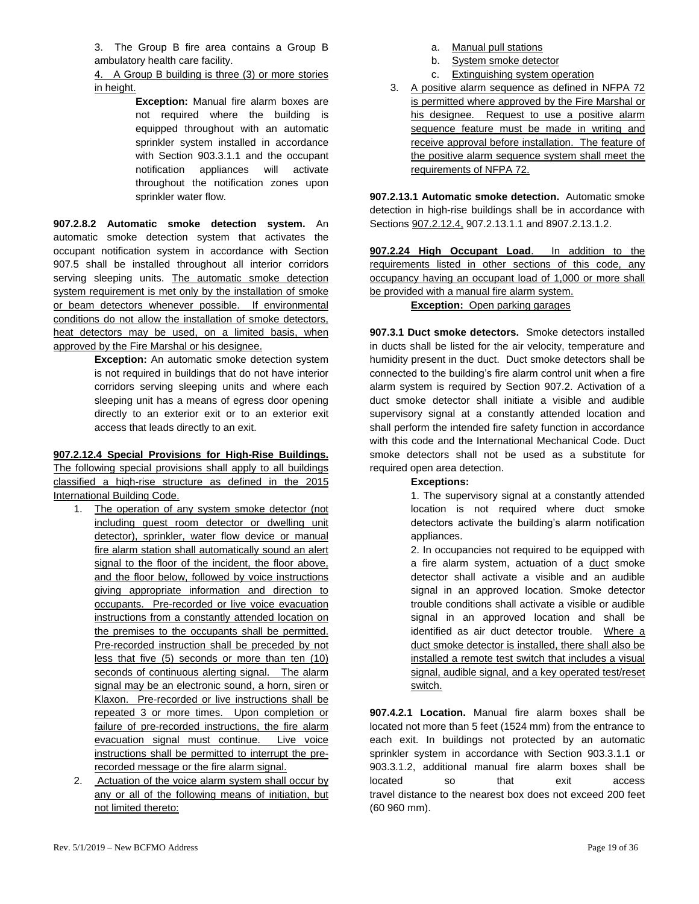3. The Group B fire area contains a Group B ambulatory health care facility.

4. A Group B building is three (3) or more stories in height.

> **Exception:** Manual fire alarm boxes are not required where the building is equipped throughout with an automatic sprinkler system installed in accordance with Section 903.3.1.1 and the occupant notification appliances will activate throughout the notification zones upon sprinkler water flow.

**907.2.8.2 Automatic smoke detection system.** An automatic smoke detection system that activates the occupant notification system in accordance with Section 907.5 shall be installed throughout all interior corridors serving sleeping units. The automatic smoke detection system requirement is met only by the installation of smoke or beam detectors whenever possible. If environmental conditions do not allow the installation of smoke detectors, heat detectors may be used, on a limited basis, when approved by the Fire Marshal or his designee.

> **Exception:** An automatic smoke detection system is not required in buildings that do not have interior corridors serving sleeping units and where each sleeping unit has a means of egress door opening directly to an exterior exit or to an exterior exit access that leads directly to an exit.

**907.2.12.4 Special Provisions for High-Rise Buildings.** The following special provisions shall apply to all buildings classified a high-rise structure as defined in the 2015 International Building Code.

1. The operation of any system smoke detector (not including guest room detector or dwelling unit detector), sprinkler, water flow device or manual fire alarm station shall automatically sound an alert signal to the floor of the incident, the floor above, and the floor below, followed by voice instructions giving appropriate information and direction to occupants. Pre-recorded or live voice evacuation instructions from a constantly attended location on the premises to the occupants shall be permitted. Pre-recorded instruction shall be preceded by not less that five (5) seconds or more than ten (10) seconds of continuous alerting signal. The alarm signal may be an electronic sound, a horn, siren or Klaxon. Pre-recorded or live instructions shall be repeated 3 or more times. Upon completion or failure of pre-recorded instructions, the fire alarm evacuation signal must continue. Live voice instructions shall be permitted to interrupt the pre-recorded message or the fire alarm signal.
2. Actuation of the voice alarm system shall occur by any or all of the following means of initiation, but not limited thereto:
   a. Manual pull stations
   b. System smoke detector
   c. Extinguishing system operation
3. A positive alarm sequence as defined in NFPA 72 is permitted where approved by the Fire Marshal or his designee. Request to use a positive alarm sequence feature must be made in writing and receive approval before installation. The feature of the positive alarm sequence system shall meet the requirements of NFPA 72.

**907.2.13.1 Automatic smoke detection.** Automatic smoke detection in high-rise buildings shall be in accordance with Sections 907.2.12.4, 907.2.13.1.1 and 8907.2.13.1.2.

**907.2.24 High Occupant Load**. In addition to the requirements listed in other sections of this code, any occupancy having an occupant load of 1,000 or more shall be provided with a manual fire alarm system.

> **Exception:** Open parking garages

**907.3.1 Duct smoke detectors.** Smoke detectors installed in ducts shall be listed for the air velocity, temperature and humidity present in the duct. Duct smoke detectors shall be connected to the building's fire alarm control unit when a fire alarm system is required by Section 907.2. Activation of a duct smoke detector shall initiate a visible and audible supervisory signal at a constantly attended location and shall perform the intended fire safety function in accordance with this code and the International Mechanical Code. Duct smoke detectors shall not be used as a substitute for required open area detection.

> **Exceptions:**
>
> 1. The supervisory signal at a constantly attended location is not required where duct smoke detectors activate the building's alarm notification appliances.
> 2. In occupancies not required to be equipped with a fire alarm system, actuation of a duct smoke detector shall activate a visible and an audible signal in an approved location. Smoke detector trouble conditions shall activate a visible or audible signal in an approved location and shall be identified as air duct detector trouble. Where a duct smoke detector is installed, there shall also be installed a remote test switch that includes a visual signal, audible signal, and a key operated test/reset switch.

**907.4.2.1 Location.** Manual fire alarm boxes shall be located not more than 5 feet (1524 mm) from the entrance to each exit. In buildings not protected by an automatic sprinkler system in accordance with Section 903.3.1.1 or 903.3.1.2, additional manual fire alarm boxes shall be located so that exit access travel distance to the nearest box does not exceed 200 feet (60 960 mm).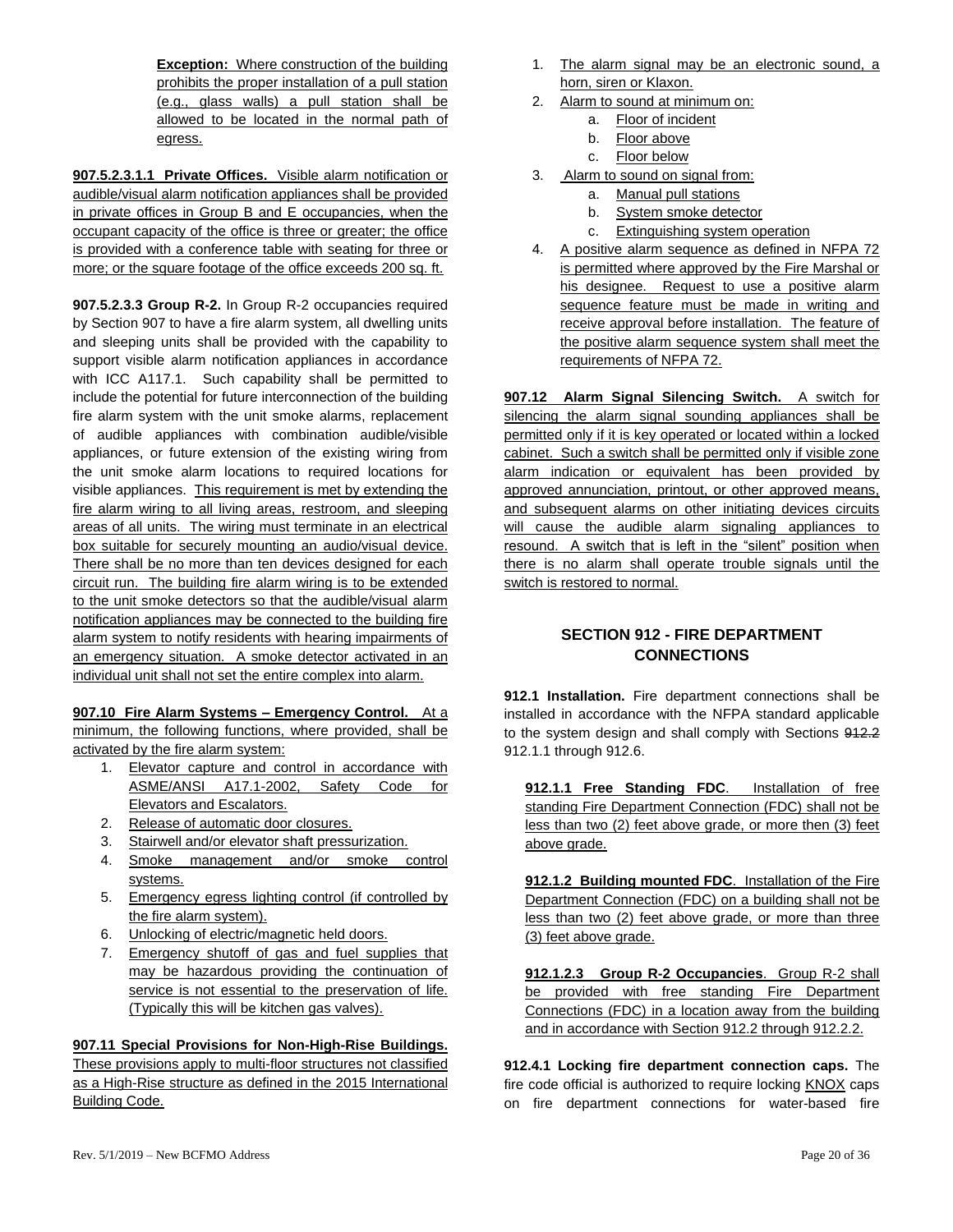**Exception:** Where construction of the building prohibits the proper installation of a pull station (e.g., glass walls) a pull station shall be allowed to be located in the normal path of egress.

**907.5.2.3.1.1 Private Offices.** Visible alarm notification or audible/visual alarm notification appliances shall be provided in private offices in Group B and E occupancies, when the occupant capacity of the office is three or greater; the office is provided with a conference table with seating for three or more; or the square footage of the office exceeds 200 sq. ft.

**907.5.2.3.3 Group R-2.** In Group R-2 occupancies required by Section 907 to have a fire alarm system, all dwelling units and sleeping units shall be provided with the capability to support visible alarm notification appliances in accordance with ICC A117.1. Such capability shall be permitted to include the potential for future interconnection of the building fire alarm system with the unit smoke alarms, replacement of audible appliances with combination audible/visible appliances, or future extension of the existing wiring from the unit smoke alarm locations to required locations for visible appliances. This requirement is met by extending the fire alarm wiring to all living areas, restroom, and sleeping areas of all units. The wiring must terminate in an electrical box suitable for securely mounting an audio/visual device. There shall be no more than ten devices designed for each circuit run. The building fire alarm wiring is to be extended to the unit smoke detectors so that the audible/visual alarm notification appliances may be connected to the building fire alarm system to notify residents with hearing impairments of an emergency situation. A smoke detector activated in an individual unit shall not set the entire complex into alarm.

**907.10 Fire Alarm Systems – Emergency Control.** At a minimum, the following functions, where provided, shall be activated by the fire alarm system:

1. Elevator capture and control in accordance with ASME/ANSI A17.1-2002, Safety Code for Elevators and Escalators.
2. Release of automatic door closures.
3. Stairwell and/or elevator shaft pressurization.
4. Smoke management and/or smoke control systems.
5. Emergency egress lighting control (if controlled by the fire alarm system).
6. Unlocking of electric/magnetic held doors.
7. Emergency shutoff of gas and fuel supplies that may be hazardous providing the continuation of service is not essential to the preservation of life. (Typically this will be kitchen gas valves).

**907.11 Special Provisions for Non-High-Rise Buildings.** These provisions apply to multi-floor structures not classified as a High-Rise structure as defined in the 2015 International Building Code.

1. The alarm signal may be an electronic sound, a horn, siren or Klaxon.
2. Alarm to sound at minimum on:
   a. Floor of incident
   b. Floor above
   c. Floor below
3. Alarm to sound on signal from:
   a. Manual pull stations
   b. System smoke detector
   c. Extinguishing system operation
4. A positive alarm sequence as defined in NFPA 72 is permitted where approved by the Fire Marshal or his designee. Request to use a positive alarm sequence feature must be made in writing and receive approval before installation. The feature of the positive alarm sequence system shall meet the requirements of NFPA 72.

**907.12 Alarm Signal Silencing Switch.** A switch for silencing the alarm signal sounding appliances shall be permitted only if it is key operated or located within a locked cabinet. Such a switch shall be permitted only if visible zone alarm indication or equivalent has been provided by approved annunciation, printout, or other approved means, and subsequent alarms on other initiating devices circuits will cause the audible alarm signaling appliances to resound. A switch that is left in the "silent" position when there is no alarm shall operate trouble signals until the switch is restored to normal.

## SECTION 912 - FIRE DEPARTMENT CONNECTIONS

**912.1 Installation.** Fire department connections shall be installed in accordance with the NFPA standard applicable to the system design and shall comply with Sections ~~912.2~~ 912.1.1 through 912.6.

**912.1.1 Free Standing FDC**. Installation of free standing Fire Department Connection (FDC) shall not be less than two (2) feet above grade, or more then (3) feet above grade.

**912.1.2 Building mounted FDC**. Installation of the Fire Department Connection (FDC) on a building shall not be less than two (2) feet above grade, or more than three (3) feet above grade.

**912.1.2.3 Group R-2 Occupancies**. Group R-2 shall be provided with free standing Fire Department Connections (FDC) in a location away from the building and in accordance with Section 912.2 through 912.2.2.

**912.4.1 Locking fire department connection caps.** The fire code official is authorized to require locking KNOX caps on fire department connections for water-based fire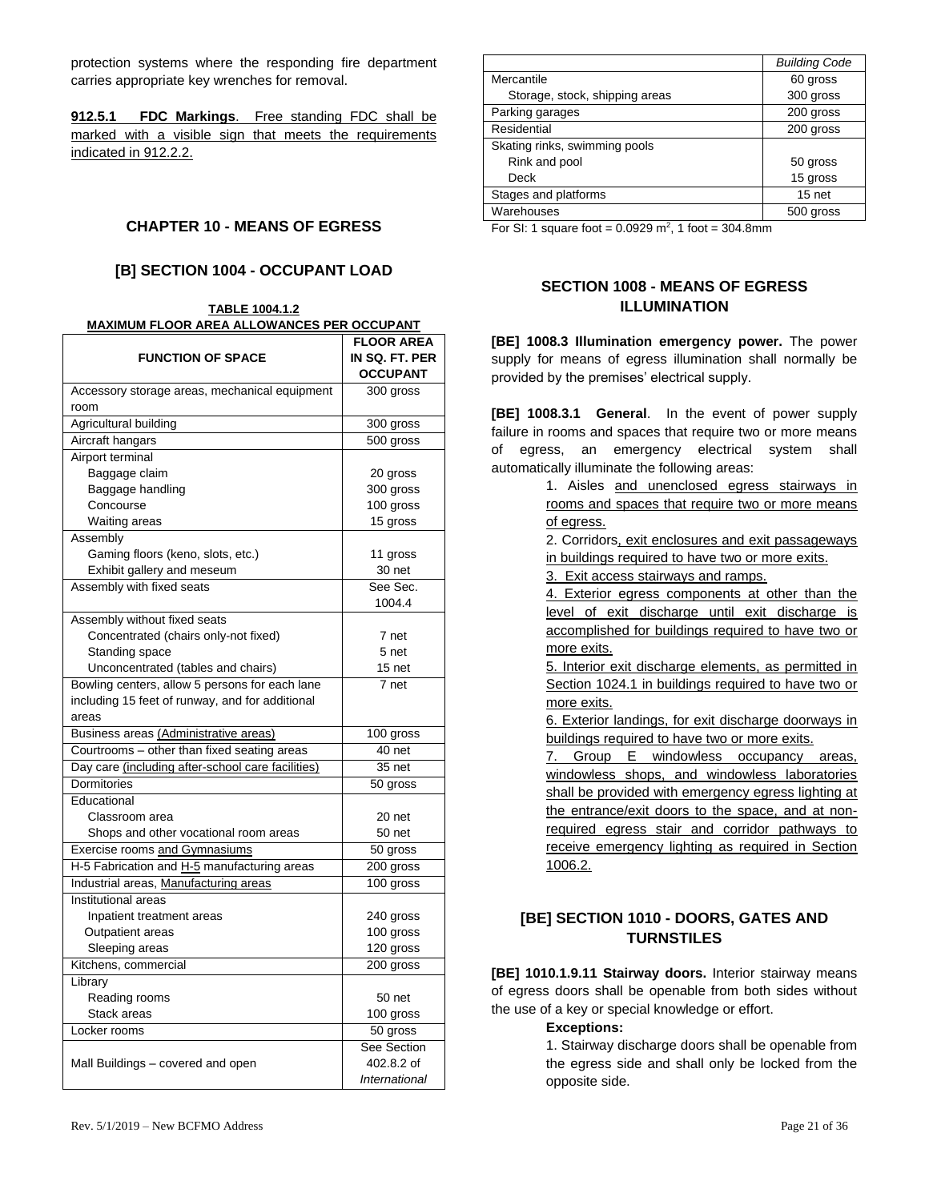protection systems where the responding fire department carries appropriate key wrenches for removal.

**912.5.1 FDC Markings**. Free standing FDC shall be marked with a visible sign that meets the requirements indicated in 912.2.2.

## CHAPTER 10 - MEANS OF EGRESS

### [B] SECTION 1004 - OCCUPANT LOAD

**TABLE 1004.1.2**
**MAXIMUM FLOOR AREA ALLOWANCES PER OCCUPANT**

| FUNCTION OF SPACE | FLOOR AREA IN SQ. FT. PER OCCUPANT |
|---|---|
| Accessory storage areas, mechanical equipment room | 300 gross |
| Agricultural building | 300 gross |
| Aircraft hangars | 500 gross |
| Airport terminal | |
| Baggage claim | 20 gross |
| Baggage handling | 300 gross |
| Concourse | 100 gross |
| Waiting areas | 15 gross |
| Assembly | |
| Gaming floors (keno, slots, etc.) | 11 gross |
| Exhibit gallery and meseum | 30 net |
| Assembly with fixed seats | See Sec. 1004.4 |
| Assembly without fixed seats | |
| Concentrated (chairs only-not fixed) | 7 net |
| Standing space | 5 net |
| Unconcentrated (tables and chairs) | 15 net |
| Bowling centers, allow 5 persons for each lane including 15 feet of runway, and for additional areas | 7 net |
| Business areas (Administrative areas) | 100 gross |
| Courtrooms – other than fixed seating areas | 40 net |
| Day care (including after-school care facilities) | 35 net |
| Dormitories | 50 gross |
| Educational | |
| Classroom area | 20 net |
| Shops and other vocational room areas | 50 net |
| Exercise rooms and Gymnasiums | 50 gross |
| H-5 Fabrication and H-5 manufacturing areas | 200 gross |
| Industrial areas, Manufacturing areas | 100 gross |
| Institutional areas | |
| Inpatient treatment areas | 240 gross |
| Outpatient areas | 100 gross |
| Sleeping areas | 120 gross |
| Kitchens, commercial | 200 gross |
| Library | |
| Reading rooms | 50 net |
| Stack areas | 100 gross |
| Locker rooms | 50 gross |
| Mall Buildings – covered and open | See Section 402.8.2 of *International* |

| | *Building Code* |
|---|---|
| Mercantile | 60 gross |
| Storage, stock, shipping areas | 300 gross |
| Parking garages | 200 gross |
| Residential | 200 gross |
| Skating rinks, swimming pools | |
| Rink and pool | 50 gross |
| Deck | 15 gross |
| Stages and platforms | 15 net |
| Warehouses | 500 gross |

For SI: 1 square foot = 0.0929 $m^2$, 1 foot = 304.8mm

### SECTION 1008 - MEANS OF EGRESS ILLUMINATION

**[BE] 1008.3 Illumination emergency power.** The power supply for means of egress illumination shall normally be provided by the premises' electrical supply.

**[BE] 1008.3.1 General**. In the event of power supply failure in rooms and spaces that require two or more means of egress, an emergency electrical system shall automatically illuminate the following areas:

1. Aisles and unenclosed egress stairways in rooms and spaces that require two or more means of egress.
2. Corridors, exit enclosures and exit passageways in buildings required to have two or more exits.
3. Exit access stairways and ramps.
4. Exterior egress components at other than the level of exit discharge until exit discharge is accomplished for buildings required to have two or more exits.
5. Interior exit discharge elements, as permitted in Section 1024.1 in buildings required to have two or more exits.
6. Exterior landings, for exit discharge doorways in buildings required to have two or more exits.
7. Group E windowless occupancy areas, windowless shops, and windowless laboratories shall be provided with emergency egress lighting at the entrance/exit doors to the space, and at non-required egress stair and corridor pathways to receive emergency lighting as required in Section 1006.2.

### [BE] SECTION 1010 - DOORS, GATES AND TURNSTILES

**[BE] 1010.1.9.11 Stairway doors.** Interior stairway means of egress doors shall be openable from both sides without the use of a key or special knowledge or effort.

**Exceptions:**

1. Stairway discharge doors shall be openable from the egress side and shall only be locked from the opposite side.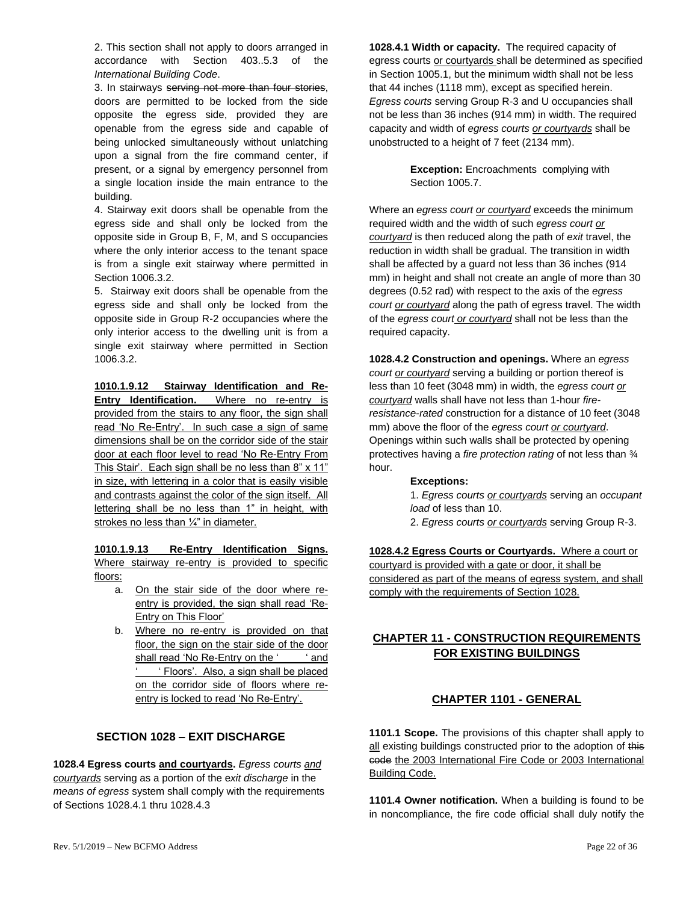2. This section shall not apply to doors arranged in accordance with Section 403..5.3 of the *International Building Code*.

3. In stairways ~~serving not more than four stories~~, doors are permitted to be locked from the side opposite the egress side, provided they are openable from the egress side and capable of being unlocked simultaneously without unlatching upon a signal from the fire command center, if present, or a signal by emergency personnel from a single location inside the main entrance to the building.

4. Stairway exit doors shall be openable from the egress side and shall only be locked from the opposite side in Group B, F, M, and S occupancies where the only interior access to the tenant space is from a single exit stairway where permitted in Section 1006.3.2.

5. Stairway exit doors shall be openable from the egress side and shall only be locked from the opposite side in Group R-2 occupancies where the only interior access to the dwelling unit is from a single exit stairway where permitted in Section 1006.3.2.

<u>**1010.1.9.12 Stairway Identification and Re-Entry Identification.** Where no re-entry is provided from the stairs to any floor, the sign shall read 'No Re-Entry'. In such case a sign of same dimensions shall be on the corridor side of the stair door at each floor level to read 'No Re-Entry From This Stair'. Each sign shall be no less than 8" x 11" in size, with lettering in a color that is easily visible and contrasts against the color of the sign itself. All lettering shall be no less than 1" in height, with strokes no less than ¼" in diameter.</u>

<u>**1010.1.9.13 Re-Entry Identification Signs.** Where stairway re-entry is provided to specific floors:</u>

a. <u>On the stair side of the door where re-entry is provided, the sign shall read 'Re-Entry on This Floor'</u>
b. <u>Where no re-entry is provided on that floor, the sign on the stair side of the door shall read 'No Re-Entry on the ' ' and ' ' Floors'. Also, a sign shall be placed on the corridor side of floors where re-entry is locked to read 'No Re-Entry'.</u>

## SECTION 1028 – EXIT DISCHARGE

**1028.4 Egress courts <u>and courtyards</u>.** *Egress courts <u>and courtyards</u>* serving as a portion of the *exit discharge* in the *means of egress* system shall comply with the requirements of Sections 1028.4.1 thru 1028.4.3

**1028.4.1 Width or capacity.** The required capacity of egress courts <u>or courtyards</u> shall be determined as specified in Section 1005.1, but the minimum width shall not be less that 44 inches (1118 mm), except as specified herein. *Egress courts* serving Group R-3 and U occupancies shall not be less than 36 inches (914 mm) in width. The required capacity and width of *egress courts <u>or courtyards</u>* shall be unobstructed to a height of 7 feet (2134 mm).

> **Exception:** Encroachments complying with Section 1005.7.

Where an *egress court <u>or courtyard</u>* exceeds the minimum required width and the width of such *egress court <u>or courtyard</u>* is then reduced along the path of *exit* travel, the reduction in width shall be gradual. The transition in width shall be affected by a guard not less than 36 inches (914 mm) in height and shall not create an angle of more than 30 degrees (0.52 rad) with respect to the axis of the *egress court <u>or courtyard</u>* along the path of egress travel. The width of the *egress court <u>or courtyard</u>* shall not be less than the required capacity.

**1028.4.2 Construction and openings.** Where an *egress court <u>or courtyard</u>* serving a building or portion thereof is less than 10 feet (3048 mm) in width, the *egress court <u>or courtyard</u>* walls shall have not less than 1-hour *fire-resistance-rated* construction for a distance of 10 feet (3048 mm) above the floor of the *egress court <u>or courtyard</u>*. Openings within such walls shall be protected by opening protectives having a *fire protection rating* of not less than ¾ hour.

> **Exceptions:**
> 1. *Egress courts <u>or courtyards</u>* serving an *occupant load* of less than 10.
> 2. *Egress courts <u>or courtyards</u>* serving Group R-3.

<u>**1028.4.2 Egress Courts or Courtyards.** Where a court or courtyard is provided with a gate or door, it shall be considered as part of the means of egress system, and shall comply with the requirements of Section 1028.</u>

## <u>CHAPTER 11 - CONSTRUCTION REQUIREMENTS FOR EXISTING BUILDINGS</u>

## <u>CHAPTER 1101 - GENERAL</u>

**1101.1 Scope.** The provisions of this chapter shall apply to <u>all</u> existing buildings constructed prior to the adoption of ~~this code~~ <u>the 2003 International Fire Code or 2003 International Building Code.</u>

**1101.4 Owner notification.** When a building is found to be in noncompliance, the fire code official shall duly notify the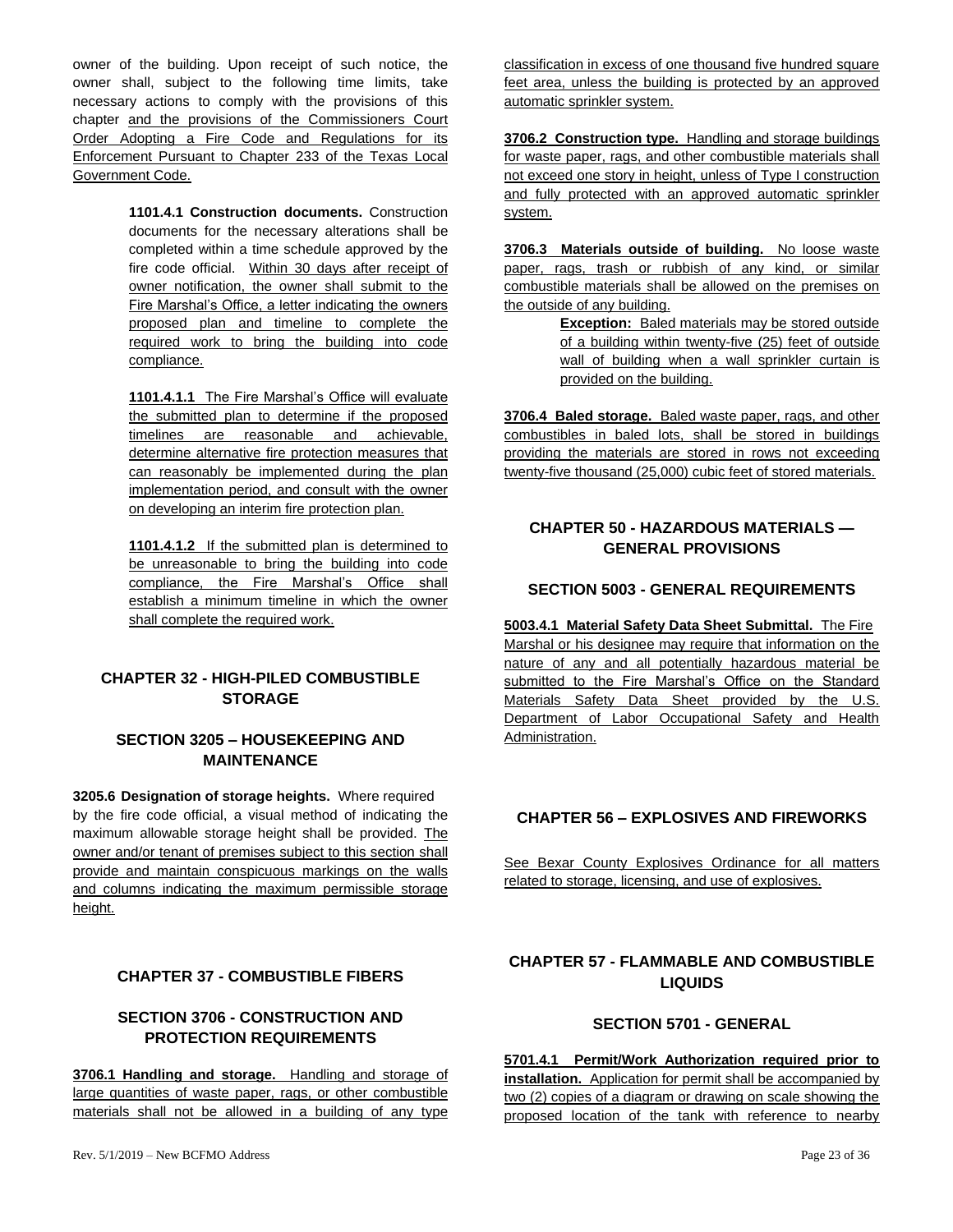owner of the building. Upon receipt of such notice, the owner shall, subject to the following time limits, take necessary actions to comply with the provisions of this chapter and the provisions of the Commissioners Court Order Adopting a Fire Code and Regulations for its Enforcement Pursuant to Chapter 233 of the Texas Local Government Code.

> **1101.4.1 Construction documents.** Construction documents for the necessary alterations shall be completed within a time schedule approved by the fire code official. Within 30 days after receipt of owner notification, the owner shall submit to the Fire Marshal's Office, a letter indicating the owners proposed plan and timeline to complete the required work to bring the building into code compliance.
>
> **1101.4.1.1** The Fire Marshal's Office will evaluate the submitted plan to determine if the proposed timelines are reasonable and achievable, determine alternative fire protection measures that can reasonably be implemented during the plan implementation period, and consult with the owner on developing an interim fire protection plan.
>
> **1101.4.1.2** If the submitted plan is determined to be unreasonable to bring the building into code compliance, the Fire Marshal's Office shall establish a minimum timeline in which the owner shall complete the required work.

## CHAPTER 32 - HIGH-PILED COMBUSTIBLE STORAGE

### SECTION 3205 – HOUSEKEEPING AND MAINTENANCE

**3205.6 Designation of storage heights.** Where required by the fire code official, a visual method of indicating the maximum allowable storage height shall be provided. The owner and/or tenant of premises subject to this section shall provide and maintain conspicuous markings on the walls and columns indicating the maximum permissible storage height.

## CHAPTER 37 - COMBUSTIBLE FIBERS

### SECTION 3706 - CONSTRUCTION AND PROTECTION REQUIREMENTS

**3706.1 Handling and storage.** Handling and storage of large quantities of waste paper, rags, or other combustible materials shall not be allowed in a building of any type classification in excess of one thousand five hundred square feet area, unless the building is protected by an approved automatic sprinkler system.

**3706.2 Construction type.** Handling and storage buildings for waste paper, rags, and other combustible materials shall not exceed one story in height, unless of Type I construction and fully protected with an approved automatic sprinkler system.

**3706.3 Materials outside of building.** No loose waste paper, rags, trash or rubbish of any kind, or similar combustible materials shall be allowed on the premises on the outside of any building.

> **Exception:** Baled materials may be stored outside of a building within twenty-five (25) feet of outside wall of building when a wall sprinkler curtain is provided on the building.

**3706.4 Baled storage.** Baled waste paper, rags, and other combustibles in baled lots, shall be stored in buildings providing the materials are stored in rows not exceeding twenty-five thousand (25,000) cubic feet of stored materials.

## CHAPTER 50 - HAZARDOUS MATERIALS — GENERAL PROVISIONS

### SECTION 5003 - GENERAL REQUIREMENTS

**5003.4.1 Material Safety Data Sheet Submittal.** The Fire Marshal or his designee may require that information on the nature of any and all potentially hazardous material be submitted to the Fire Marshal's Office on the Standard Materials Safety Data Sheet provided by the U.S. Department of Labor Occupational Safety and Health Administration.

## CHAPTER 56 – EXPLOSIVES AND FIREWORKS

See Bexar County Explosives Ordinance for all matters related to storage, licensing, and use of explosives.

## CHAPTER 57 - FLAMMABLE AND COMBUSTIBLE LIQUIDS

### SECTION 5701 - GENERAL

**5701.4.1 Permit/Work Authorization required prior to installation.** Application for permit shall be accompanied by two (2) copies of a diagram or drawing on scale showing the proposed location of the tank with reference to nearby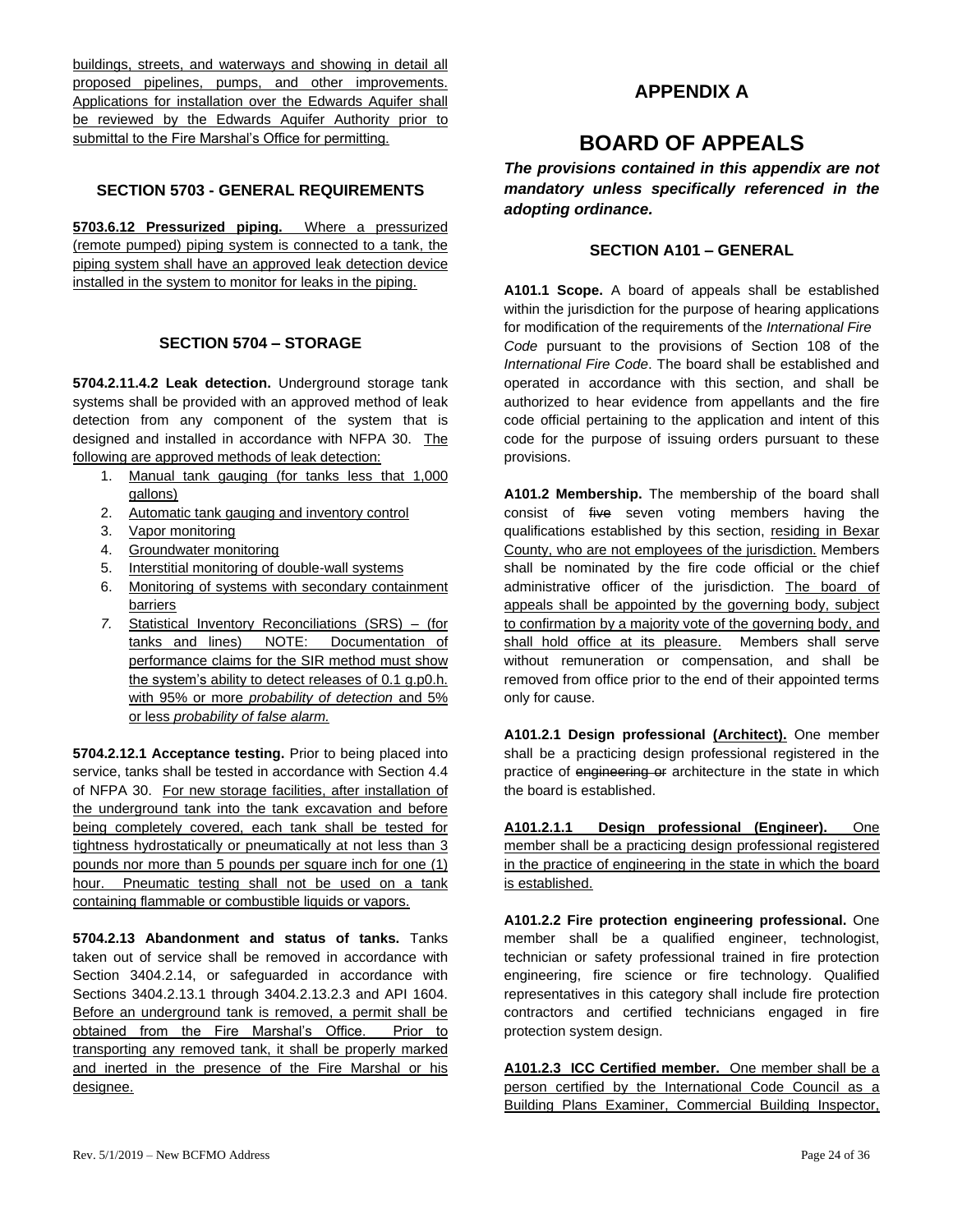buildings, streets, and waterways and showing in detail all proposed pipelines, pumps, and other improvements. Applications for installation over the Edwards Aquifer shall be reviewed by the Edwards Aquifer Authority prior to submittal to the Fire Marshal's Office for permitting.

### SECTION 5703 - GENERAL REQUIREMENTS

**5703.6.12 Pressurized piping.** Where a pressurized (remote pumped) piping system is connected to a tank, the piping system shall have an approved leak detection device installed in the system to monitor for leaks in the piping.

### SECTION 5704 – STORAGE

**5704.2.11.4.2 Leak detection.** Underground storage tank systems shall be provided with an approved method of leak detection from any component of the system that is designed and installed in accordance with NFPA 30. The following are approved methods of leak detection:

1. Manual tank gauging (for tanks less that 1,000 gallons)
2. Automatic tank gauging and inventory control
3. Vapor monitoring
4. Groundwater monitoring
5. Interstitial monitoring of double-wall systems
6. Monitoring of systems with secondary containment barriers
7. Statistical Inventory Reconciliations (SRS) – (for tanks and lines) NOTE: Documentation of performance claims for the SIR method must show the system's ability to detect releases of 0.1 g.p0.h. with 95% or more *probability of detection* and 5% or less *probability of false alarm.*

**5704.2.12.1 Acceptance testing.** Prior to being placed into service, tanks shall be tested in accordance with Section 4.4 of NFPA 30. For new storage facilities, after installation of the underground tank into the tank excavation and before being completely covered, each tank shall be tested for tightness hydrostatically or pneumatically at not less than 3 pounds nor more than 5 pounds per square inch for one (1) hour. Pneumatic testing shall not be used on a tank containing flammable or combustible liquids or vapors.

**5704.2.13 Abandonment and status of tanks.** Tanks taken out of service shall be removed in accordance with Section 3404.2.14, or safeguarded in accordance with Sections 3404.2.13.1 through 3404.2.13.2.3 and API 1604. Before an underground tank is removed, a permit shall be obtained from the Fire Marshal's Office. Prior to transporting any removed tank, it shall be properly marked and inerted in the presence of the Fire Marshal or his designee.

## APPENDIX A

# BOARD OF APPEALS

***The provisions contained in this appendix are not mandatory unless specifically referenced in the adopting ordinance.***

### SECTION A101 – GENERAL

**A101.1 Scope.** A board of appeals shall be established within the jurisdiction for the purpose of hearing applications for modification of the requirements of the *International Fire Code* pursuant to the provisions of Section 108 of the *International Fire Code*. The board shall be established and operated in accordance with this section, and shall be authorized to hear evidence from appellants and the fire code official pertaining to the application and intent of this code for the purpose of issuing orders pursuant to these provisions.

**A101.2 Membership.** The membership of the board shall consist of ~~five~~ seven voting members having the qualifications established by this section, residing in Bexar County, who are not employees of the jurisdiction. Members shall be nominated by the fire code official or the chief administrative officer of the jurisdiction. The board of appeals shall be appointed by the governing body, subject to confirmation by a majority vote of the governing body, and shall hold office at its pleasure. Members shall serve without remuneration or compensation, and shall be removed from office prior to the end of their appointed terms only for cause.

**A101.2.1 Design professional (Architect).** One member shall be a practicing design professional registered in the practice of ~~engineering or~~ architecture in the state in which the board is established.

**A101.2.1.1 Design professional (Engineer).** One member shall be a practicing design professional registered in the practice of engineering in the state in which the board is established.

**A101.2.2 Fire protection engineering professional.** One member shall be a qualified engineer, technologist, technician or safety professional trained in fire protection engineering, fire science or fire technology. Qualified representatives in this category shall include fire protection contractors and certified technicians engaged in fire protection system design.

**A101.2.3 ICC Certified member.** One member shall be a person certified by the International Code Council as a Building Plans Examiner, Commercial Building Inspector,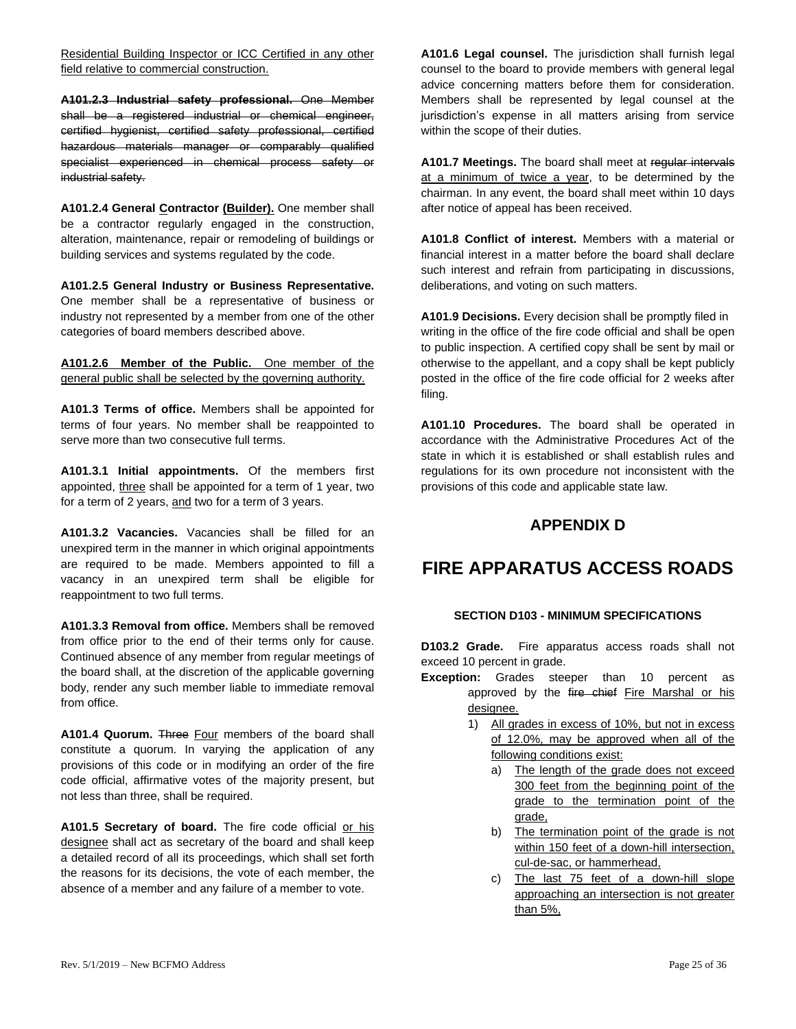Residential Building Inspector or ICC Certified in any other field relative to commercial construction.

~~**A101.2.3 Industrial safety professional.** One Member shall be a registered industrial or chemical engineer, certified hygienist, certified safety professional, certified hazardous materials manager or comparably qualified specialist experienced in chemical process safety or industrial safety.~~

**A101.2.4 General Contractor (Builder).** One member shall be a contractor regularly engaged in the construction, alteration, maintenance, repair or remodeling of buildings or building services and systems regulated by the code.

**A101.2.5 General Industry or Business Representative.** One member shall be a representative of business or industry not represented by a member from one of the other categories of board members described above.

**A101.2.6 Member of the Public.** One member of the general public shall be selected by the governing authority.

**A101.3 Terms of office.** Members shall be appointed for terms of four years. No member shall be reappointed to serve more than two consecutive full terms.

**A101.3.1 Initial appointments.** Of the members first appointed, three shall be appointed for a term of 1 year, two for a term of 2 years, and two for a term of 3 years.

**A101.3.2 Vacancies.** Vacancies shall be filled for an unexpired term in the manner in which original appointments are required to be made. Members appointed to fill a vacancy in an unexpired term shall be eligible for reappointment to two full terms.

**A101.3.3 Removal from office.** Members shall be removed from office prior to the end of their terms only for cause. Continued absence of any member from regular meetings of the board shall, at the discretion of the applicable governing body, render any such member liable to immediate removal from office.

**A101.4 Quorum.** ~~Three~~ Four members of the board shall constitute a quorum. In varying the application of any provisions of this code or in modifying an order of the fire code official, affirmative votes of the majority present, but not less than three, shall be required.

**A101.5 Secretary of board.** The fire code official or his designee shall act as secretary of the board and shall keep a detailed record of all its proceedings, which shall set forth the reasons for its decisions, the vote of each member, the absence of a member and any failure of a member to vote.

**A101.6 Legal counsel.** The jurisdiction shall furnish legal counsel to the board to provide members with general legal advice concerning matters before them for consideration. Members shall be represented by legal counsel at the jurisdiction's expense in all matters arising from service within the scope of their duties.

**A101.7 Meetings.** The board shall meet at ~~regular intervals~~ at a minimum of twice a year, to be determined by the chairman. In any event, the board shall meet within 10 days after notice of appeal has been received.

**A101.8 Conflict of interest.** Members with a material or financial interest in a matter before the board shall declare such interest and refrain from participating in discussions, deliberations, and voting on such matters.

**A101.9 Decisions.** Every decision shall be promptly filed in writing in the office of the fire code official and shall be open to public inspection. A certified copy shall be sent by mail or otherwise to the appellant, and a copy shall be kept publicly posted in the office of the fire code official for 2 weeks after filing.

**A101.10 Procedures.** The board shall be operated in accordance with the Administrative Procedures Act of the state in which it is established or shall establish rules and regulations for its own procedure not inconsistent with the provisions of this code and applicable state law.

## APPENDIX D

# FIRE APPARATUS ACCESS ROADS

#### SECTION D103 - MINIMUM SPECIFICATIONS

**D103.2 Grade.** Fire apparatus access roads shall not exceed 10 percent in grade.

**Exception:** Grades steeper than 10 percent as approved by the ~~fire chief~~ Fire Marshal or his designee.

1) All grades in excess of 10%, but not in excess of 12.0%, may be approved when all of the following conditions exist:
   a) The length of the grade does not exceed 300 feet from the beginning point of the grade to the termination point of the grade,
   b) The termination point of the grade is not within 150 feet of a down-hill intersection, cul-de-sac, or hammerhead,
   c) The last 75 feet of a down-hill slope approaching an intersection is not greater than 5%,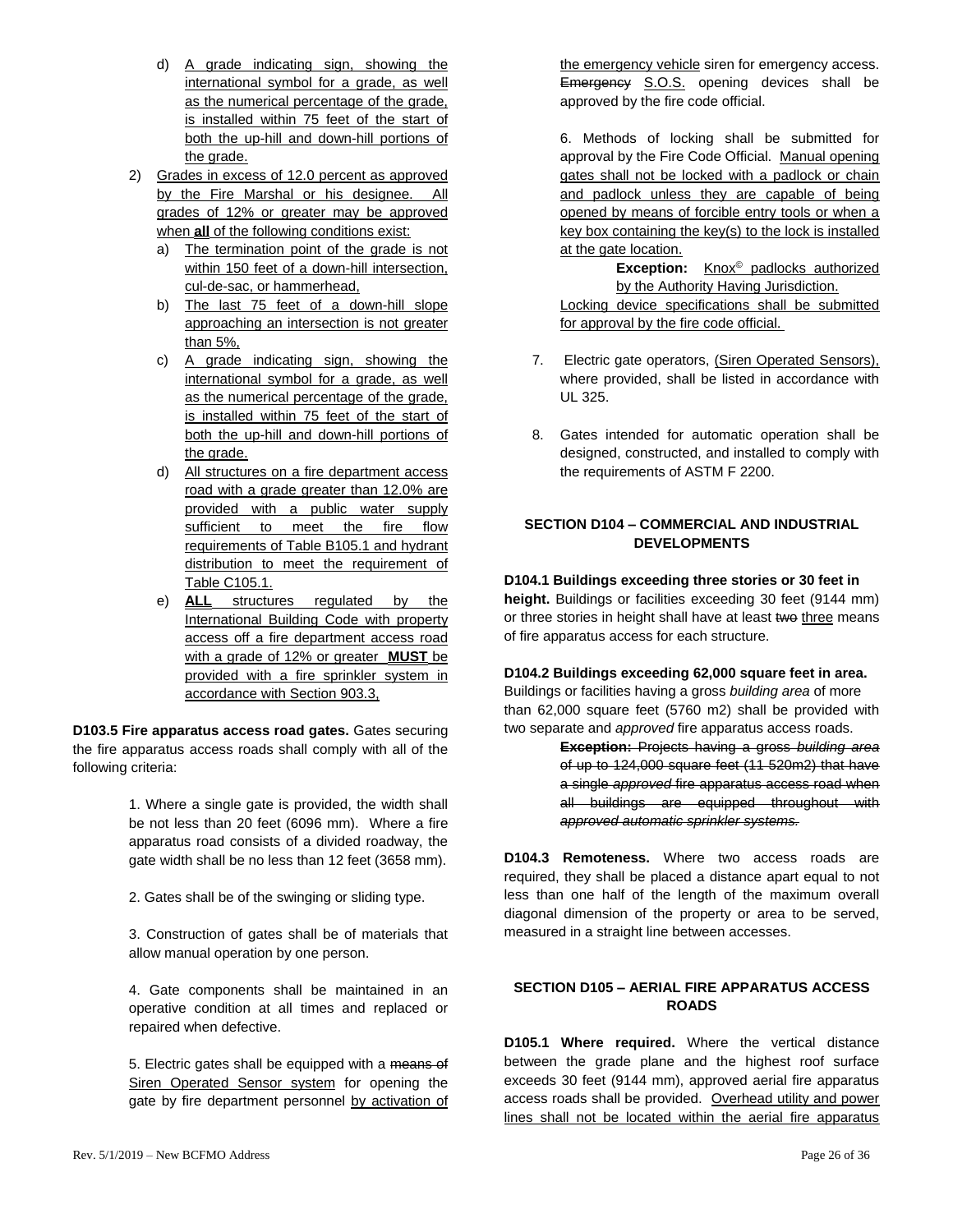d) A grade indicating sign, showing the international symbol for a grade, as well as the numerical percentage of the grade, is installed within 75 feet of the start of both the up-hill and down-hill portions of the grade.

2) Grades in excess of 12.0 percent as approved by the Fire Marshal or his designee. All grades of 12% or greater may be approved when **all** of the following conditions exist:
   a) The termination point of the grade is not within 150 feet of a down-hill intersection, cul-de-sac, or hammerhead,
   b) The last 75 feet of a down-hill slope approaching an intersection is not greater than 5%,
   c) A grade indicating sign, showing the international symbol for a grade, as well as the numerical percentage of the grade, is installed within 75 feet of the start of both the up-hill and down-hill portions of the grade.
   d) All structures on a fire department access road with a grade greater than 12.0% are provided with a public water supply sufficient to meet the fire flow requirements of Table B105.1 and hydrant distribution to meet the requirement of Table C105.1.
   e) **ALL** structures regulated by the International Building Code with property access off a fire department access road with a grade of 12% or greater **MUST** be provided with a fire sprinkler system in accordance with Section 903.3,

**D103.5 Fire apparatus access road gates.** Gates securing the fire apparatus access roads shall comply with all of the following criteria:

1. Where a single gate is provided, the width shall be not less than 20 feet (6096 mm). Where a fire apparatus road consists of a divided roadway, the gate width shall be no less than 12 feet (3658 mm).

2. Gates shall be of the swinging or sliding type.

3. Construction of gates shall be of materials that allow manual operation by one person.

4. Gate components shall be maintained in an operative condition at all times and replaced or repaired when defective.

5. Electric gates shall be equipped with a ~~means of~~ Siren Operated Sensor system for opening the gate by fire department personnel by activation of the emergency vehicle siren for emergency access. ~~Emergency~~ S.O.S. opening devices shall be approved by the fire code official.

6. Methods of locking shall be submitted for approval by the Fire Code Official. Manual opening gates shall not be locked with a padlock or chain and padlock unless they are capable of being opened by means of forcible entry tools or when a key box containing the key(s) to the lock is installed at the gate location.

**Exception:** Knox© padlocks authorized by the Authority Having Jurisdiction.

Locking device specifications shall be submitted for approval by the fire code official.

7. Electric gate operators, (Siren Operated Sensors), where provided, shall be listed in accordance with UL 325.

8. Gates intended for automatic operation shall be designed, constructed, and installed to comply with the requirements of ASTM F 2200.

## SECTION D104 – COMMERCIAL AND INDUSTRIAL DEVELOPMENTS

**D104.1 Buildings exceeding three stories or 30 feet in height.** Buildings or facilities exceeding 30 feet (9144 mm) or three stories in height shall have at least ~~two~~ three means of fire apparatus access for each structure.

**D104.2 Buildings exceeding 62,000 square feet in area.** Buildings or facilities having a gross *building area* of more than 62,000 square feet (5760 m2) shall be provided with two separate and *approved* fire apparatus access roads.

~~**Exception:** Projects having a gross *building area* of up to 124,000 square feet (11 520m2) that have a single *approved* fire apparatus access road when all buildings are equipped throughout with *approved automatic sprinkler systems.*~~

**D104.3 Remoteness.** Where two access roads are required, they shall be placed a distance apart equal to not less than one half of the length of the maximum overall diagonal dimension of the property or area to be served, measured in a straight line between accesses.

## SECTION D105 – AERIAL FIRE APPARATUS ACCESS ROADS

**D105.1 Where required.** Where the vertical distance between the grade plane and the highest roof surface exceeds 30 feet (9144 mm), approved aerial fire apparatus access roads shall be provided. Overhead utility and power lines shall not be located within the aerial fire apparatus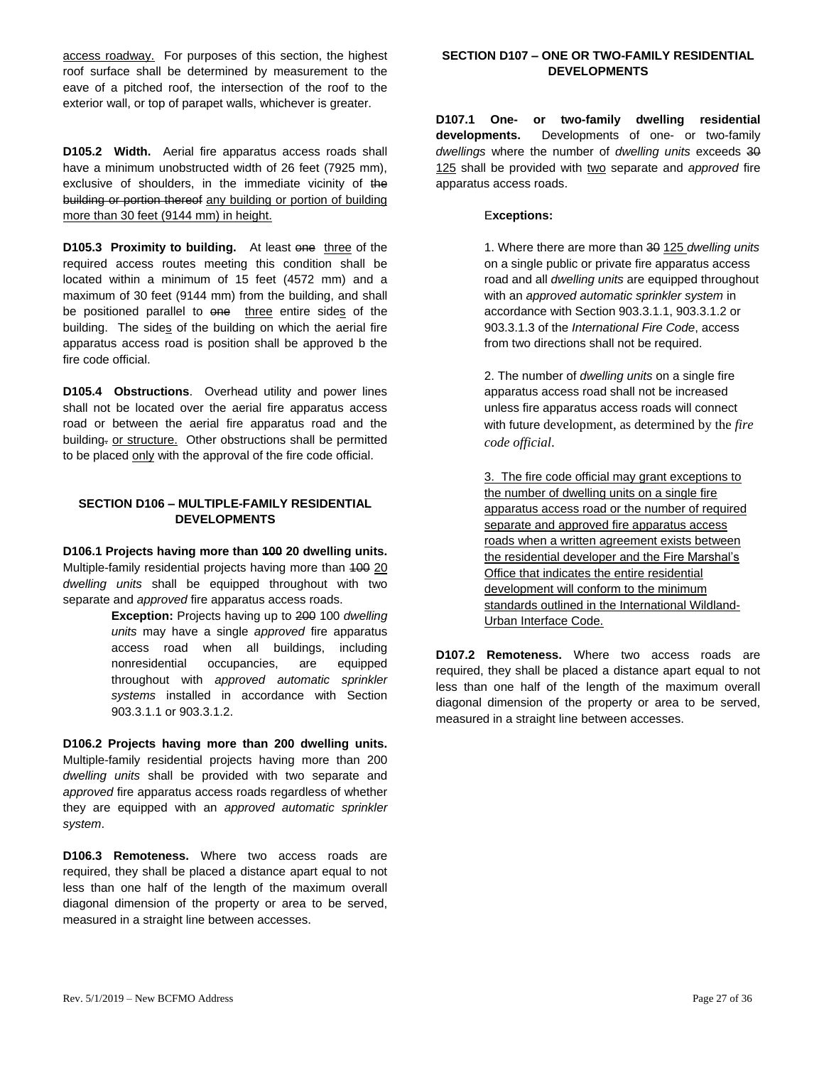access roadway. For purposes of this section, the highest roof surface shall be determined by measurement to the eave of a pitched roof, the intersection of the roof to the exterior wall, or top of parapet walls, whichever is greater.

**D105.2 Width.** Aerial fire apparatus access roads shall have a minimum unobstructed width of 26 feet (7925 mm), exclusive of shoulders, in the immediate vicinity of ~~the building or portion thereof~~ any building or portion of building more than 30 feet (9144 mm) in height.

**D105.3 Proximity to building.** At least ~~one~~ three of the required access routes meeting this condition shall be located within a minimum of 15 feet (4572 mm) and a maximum of 30 feet (9144 mm) from the building, and shall be positioned parallel to ~~one~~ three entire sides of the building. The sides of the building on which the aerial fire apparatus access road is position shall be approved b the fire code official.

**D105.4 Obstructions**. Overhead utility and power lines shall not be located over the aerial fire apparatus access road or between the aerial fire apparatus road and the building~~.~~ or structure. Other obstructions shall be permitted to be placed only with the approval of the fire code official.

## SECTION D106 – MULTIPLE-FAMILY RESIDENTIAL DEVELOPMENTS

**D106.1 Projects having more than ~~100~~ 20 dwelling units.** Multiple-family residential projects having more than ~~100~~ 20 *dwelling units* shall be equipped throughout with two separate and *approved* fire apparatus access roads.

> **Exception:** Projects having up to ~~200~~ 100 *dwelling units* may have a single *approved* fire apparatus access road when all buildings, including nonresidential occupancies, are equipped throughout with *approved automatic sprinkler systems* installed in accordance with Section 903.3.1.1 or 903.3.1.2.

**D106.2 Projects having more than 200 dwelling units.** Multiple-family residential projects having more than 200 *dwelling units* shall be provided with two separate and *approved* fire apparatus access roads regardless of whether they are equipped with an *approved automatic sprinkler system*.

**D106.3 Remoteness.** Where two access roads are required, they shall be placed a distance apart equal to not less than one half of the length of the maximum overall diagonal dimension of the property or area to be served, measured in a straight line between accesses.

## SECTION D107 – ONE OR TWO-FAMILY RESIDENTIAL DEVELOPMENTS

**D107.1 One- or two-family dwelling residential developments.** Developments of one- or two-family *dwellings* where the number of *dwelling units* exceeds ~~30~~ 125 shall be provided with two separate and *approved* fire apparatus access roads.

> **Exceptions:**
>
> 1. Where there are more than ~~30~~ 125 *dwelling units* on a single public or private fire apparatus access road and all *dwelling units* are equipped throughout with an *approved automatic sprinkler system* in accordance with Section 903.3.1.1, 903.3.1.2 or 903.3.1.3 of the *International Fire Code*, access from two directions shall not be required.
>
> 2. The number of *dwelling units* on a single fire apparatus access road shall not be increased unless fire apparatus access roads will connect with future development, as determined by the *fire code official*.
>
> 3. The fire code official may grant exceptions to the number of dwelling units on a single fire apparatus access road or the number of required separate and approved fire apparatus access roads when a written agreement exists between the residential developer and the Fire Marshal's Office that indicates the entire residential development will conform to the minimum standards outlined in the International Wildland-Urban Interface Code.

**D107.2 Remoteness.** Where two access roads are required, they shall be placed a distance apart equal to not less than one half of the length of the maximum overall diagonal dimension of the property or area to be served, measured in a straight line between accesses.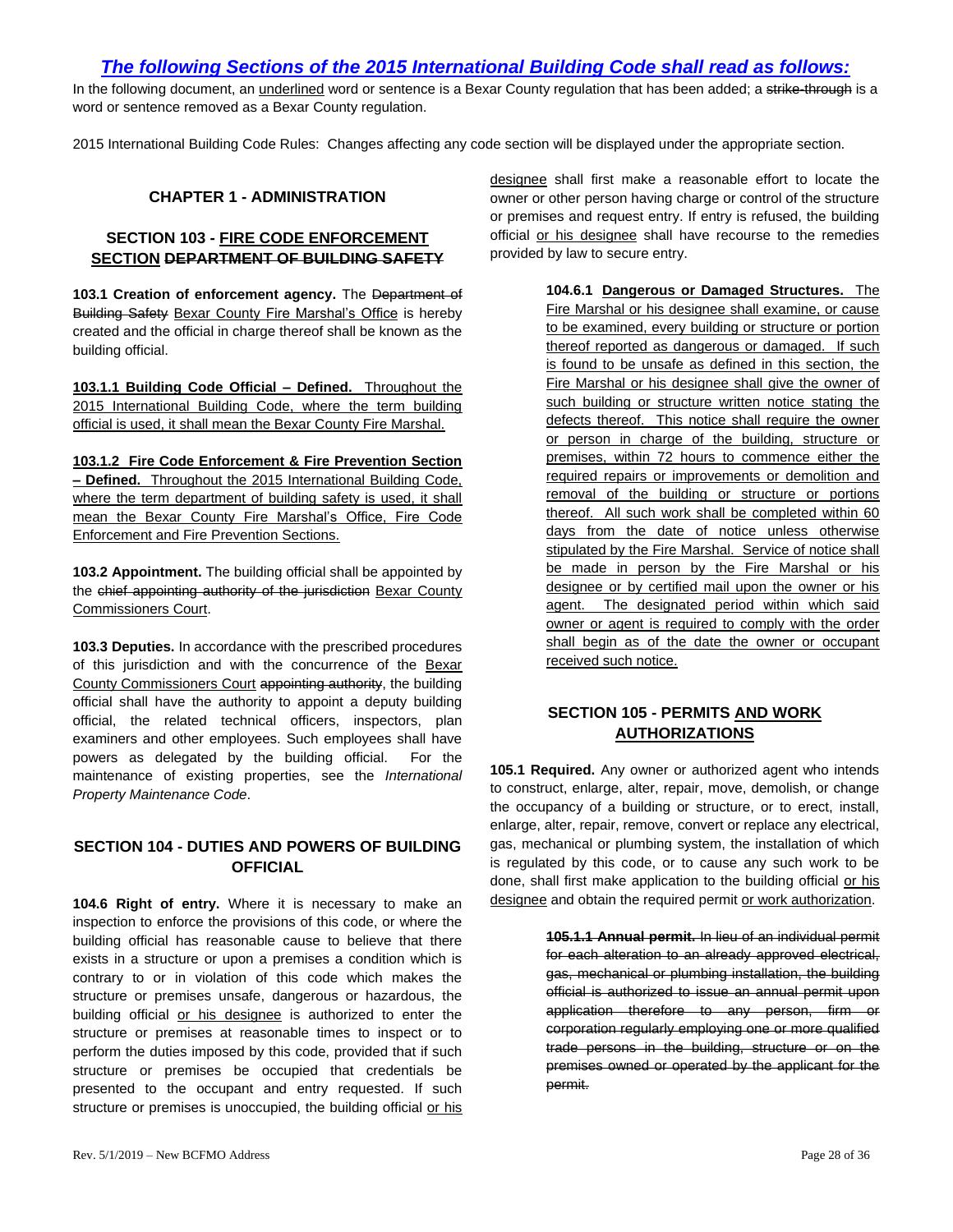## *The following Sections of the 2015 International Building Code shall read as follows:*

In the following document, an <u>underlined</u> word or sentence is a Bexar County regulation that has been added; a ~~strike-through~~ is a word or sentence removed as a Bexar County regulation.

2015 International Building Code Rules: Changes affecting any code section will be displayed under the appropriate section.

### CHAPTER 1 - ADMINISTRATION

### SECTION 103 - <u>FIRE CODE ENFORCEMENT SECTION</u> ~~DEPARTMENT OF BUILDING SAFETY~~

**103.1 Creation of enforcement agency.** The ~~Department of Building Safety~~ <u>Bexar County Fire Marshal's Office</u> is hereby created and the official in charge thereof shall be known as the building official.

<u>**103.1.1 Building Code Official – Defined.** Throughout the 2015 International Building Code, where the term building official is used, it shall mean the Bexar County Fire Marshal.</u>

<u>**103.1.2 Fire Code Enforcement & Fire Prevention Section – Defined.** Throughout the 2015 International Building Code, where the term department of building safety is used, it shall mean the Bexar County Fire Marshal's Office, Fire Code Enforcement and Fire Prevention Sections.</u>

**103.2 Appointment.** The building official shall be appointed by the ~~chief appointing authority of the jurisdiction~~ <u>Bexar County Commissioners Court</u>.

**103.3 Deputies.** In accordance with the prescribed procedures of this jurisdiction and with the concurrence of the <u>Bexar County Commissioners Court</u> ~~appointing authority~~, the building official shall have the authority to appoint a deputy building official, the related technical officers, inspectors, plan examiners and other employees. Such employees shall have powers as delegated by the building official. For the maintenance of existing properties, see the *International Property Maintenance Code*.

### SECTION 104 - DUTIES AND POWERS OF BUILDING OFFICIAL

**104.6 Right of entry.** Where it is necessary to make an inspection to enforce the provisions of this code, or where the building official has reasonable cause to believe that there exists in a structure or upon a premises a condition which is contrary to or in violation of this code which makes the structure or premises unsafe, dangerous or hazardous, the building official <u>or his designee</u> is authorized to enter the structure or premises at reasonable times to inspect or to perform the duties imposed by this code, provided that if such structure or premises be occupied that credentials be presented to the occupant and entry requested. If such structure or premises is unoccupied, the building official <u>or his designee</u> shall first make a reasonable effort to locate the owner or other person having charge or control of the structure or premises and request entry. If entry is refused, the building official <u>or his designee</u> shall have recourse to the remedies provided by law to secure entry.

> <u>**104.6.1 Dangerous or Damaged Structures.** The Fire Marshal or his designee shall examine, or cause to be examined, every building or structure or portion thereof reported as dangerous or damaged. If such is found to be unsafe as defined in this section, the Fire Marshal or his designee shall give the owner of such building or structure written notice stating the defects thereof. This notice shall require the owner or person in charge of the building, structure or premises, within 72 hours to commence either the required repairs or improvements or demolition and removal of the building or structure or portions thereof. All such work shall be completed within 60 days from the date of notice unless otherwise stipulated by the Fire Marshal. Service of notice shall be made in person by the Fire Marshal or his designee or by certified mail upon the owner or his agent. The designated period within which said owner or agent is required to comply with the order shall begin as of the date the owner or occupant received such notice.</u>

### SECTION 105 - PERMITS <u>AND WORK AUTHORIZATIONS</u>

**105.1 Required.** Any owner or authorized agent who intends to construct, enlarge, alter, repair, move, demolish, or change the occupancy of a building or structure, or to erect, install, enlarge, alter, repair, remove, convert or replace any electrical, gas, mechanical or plumbing system, the installation of which is regulated by this code, or to cause any such work to be done, shall first make application to the building official <u>or his designee</u> and obtain the required permit <u>or work authorization</u>.

> ~~**105.1.1 Annual permit.** In lieu of an individual permit for each alteration to an already approved electrical, gas, mechanical or plumbing installation, the building official is authorized to issue an annual permit upon application therefore to any person, firm or corporation regularly employing one or more qualified trade persons in the building, structure or on the premises owned or operated by the applicant for the permit.~~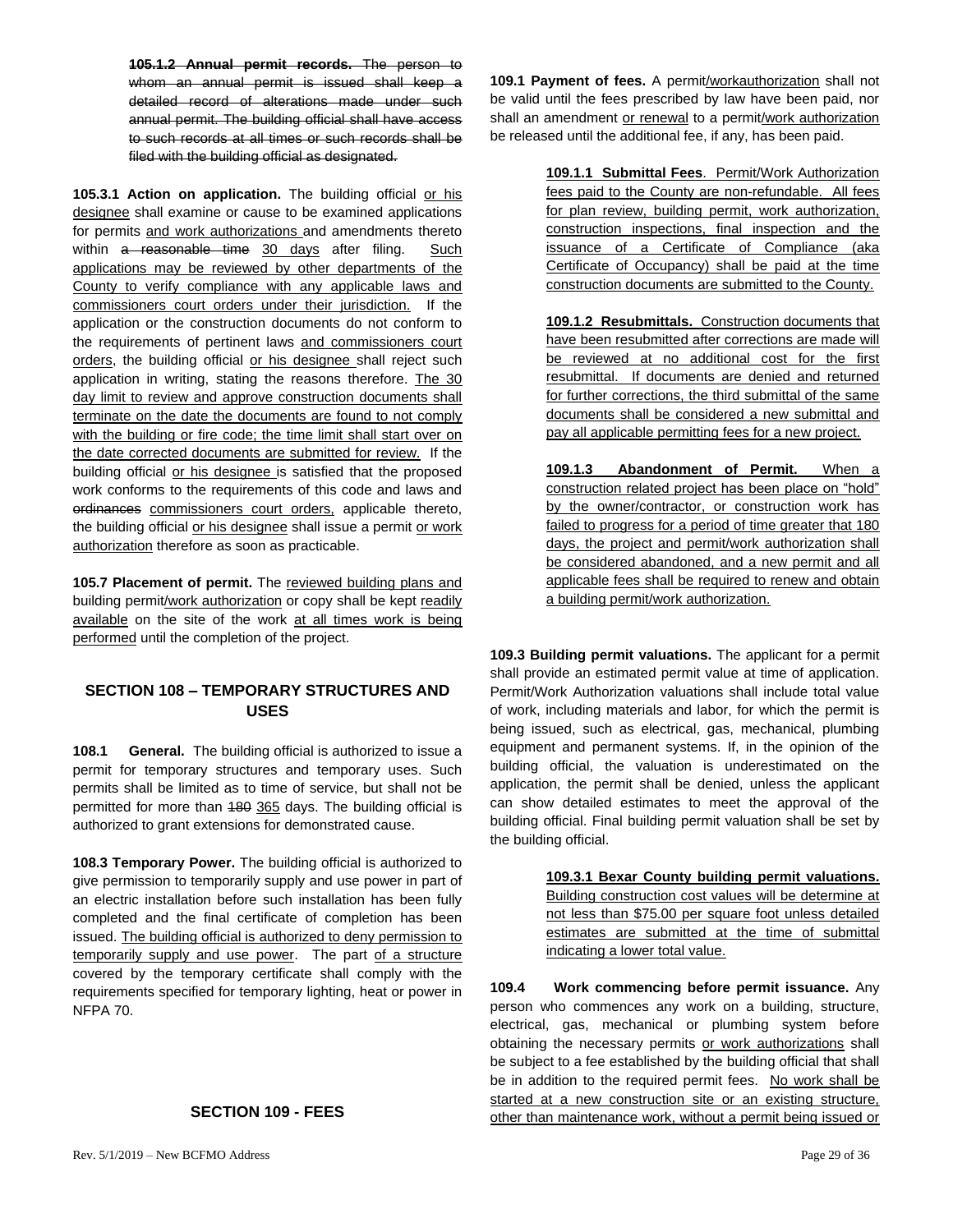~~**105.1.2 Annual permit records.** The person to whom an annual permit is issued shall keep a detailed record of alterations made under such annual permit. The building official shall have access to such records at all times or such records shall be filed with the building official as designated.~~

**105.3.1 Action on application.** The building official <u>or his designee</u> shall examine or cause to be examined applications for permits <u>and work authorizations</u> and amendments thereto within ~~a reasonable time~~ <u>30 days</u> after filing. <u>Such applications may be reviewed by other departments of the County to verify compliance with any applicable laws and commissioners court orders under their jurisdiction.</u> If the application or the construction documents do not conform to the requirements of pertinent laws <u>and commissioners court orders</u>, the building official <u>or his designee</u> shall reject such application in writing, stating the reasons therefore. <u>The 30 day limit to review and approve construction documents shall terminate on the date the documents are found to not comply with the building or fire code; the time limit shall start over on the date corrected documents are submitted for review.</u> If the building official <u>or his designee</u> is satisfied that the proposed work conforms to the requirements of this code and laws and ~~ordinances~~ <u>commissioners court orders,</u> applicable thereto, the building official <u>or his designee</u> shall issue a permit <u>or work authorization</u> therefore as soon as practicable.

**105.7 Placement of permit.** The <u>reviewed building plans and</u> building permit<u>/work authorization</u> or copy shall be kept <u>readily available</u> on the site of the work <u>at all times work is being performed</u> until the completion of the project.

## SECTION 108 – TEMPORARY STRUCTURES AND USES

**108.1 General.** The building official is authorized to issue a permit for temporary structures and temporary uses. Such permits shall be limited as to time of service, but shall not be permitted for more than ~~180~~ <u>365</u> days. The building official is authorized to grant extensions for demonstrated cause.

**108.3 Temporary Power.** The building official is authorized to give permission to temporarily supply and use power in part of an electric installation before such installation has been fully completed and the final certificate of completion has been issued. <u>The building official is authorized to deny permission to temporarily supply and use power</u>. The part <u>of a structure</u> covered by the temporary certificate shall comply with the requirements specified for temporary lighting, heat or power in NFPA 70.

## SECTION 109 - FEES

**109.1 Payment of fees.** A permit<u>/workauthorization</u> shall not be valid until the fees prescribed by law have been paid, nor shall an amendment <u>or renewal</u> to a permit<u>/work authorization</u> be released until the additional fee, if any, has been paid.

<u>**109.1.1 Submittal Fees**. Permit/Work Authorization fees paid to the County are non-refundable. All fees for plan review, building permit, work authorization, construction inspections, final inspection and the issuance of a Certificate of Compliance (aka Certificate of Occupancy) shall be paid at the time construction documents are submitted to the County.</u>

<u>**109.1.2 Resubmittals.** Construction documents that have been resubmitted after corrections are made will be reviewed at no additional cost for the first resubmittal. If documents are denied and returned for further corrections, the third submittal of the same documents shall be considered a new submittal and pay all applicable permitting fees for a new project.</u>

<u>**109.1.3 Abandonment of Permit.** When a construction related project has been place on "hold" by the owner/contractor, or construction work has failed to progress for a period of time greater that 180 days, the project and permit/work authorization shall be considered abandoned, and a new permit and all applicable fees shall be required to renew and obtain a building permit/work authorization.</u>

**109.3 Building permit valuations.** The applicant for a permit shall provide an estimated permit value at time of application. Permit/Work Authorization valuations shall include total value of work, including materials and labor, for which the permit is being issued, such as electrical, gas, mechanical, plumbing equipment and permanent systems. If, in the opinion of the building official, the valuation is underestimated on the application, the permit shall be denied, unless the applicant can show detailed estimates to meet the approval of the building official. Final building permit valuation shall be set by the building official.

<u>**109.3.1 Bexar County building permit valuations.** Building construction cost values will be determine at not less than $75.00 per square foot unless detailed estimates are submitted at the time of submittal indicating a lower total value.</u>

**109.4 Work commencing before permit issuance.** Any person who commences any work on a building, structure, electrical, gas, mechanical or plumbing system before obtaining the necessary permits <u>or work authorizations</u> shall be subject to a fee established by the building official that shall be in addition to the required permit fees. <u>No work shall be started at a new construction site or an existing structure, other than maintenance work, without a permit being issued or</u>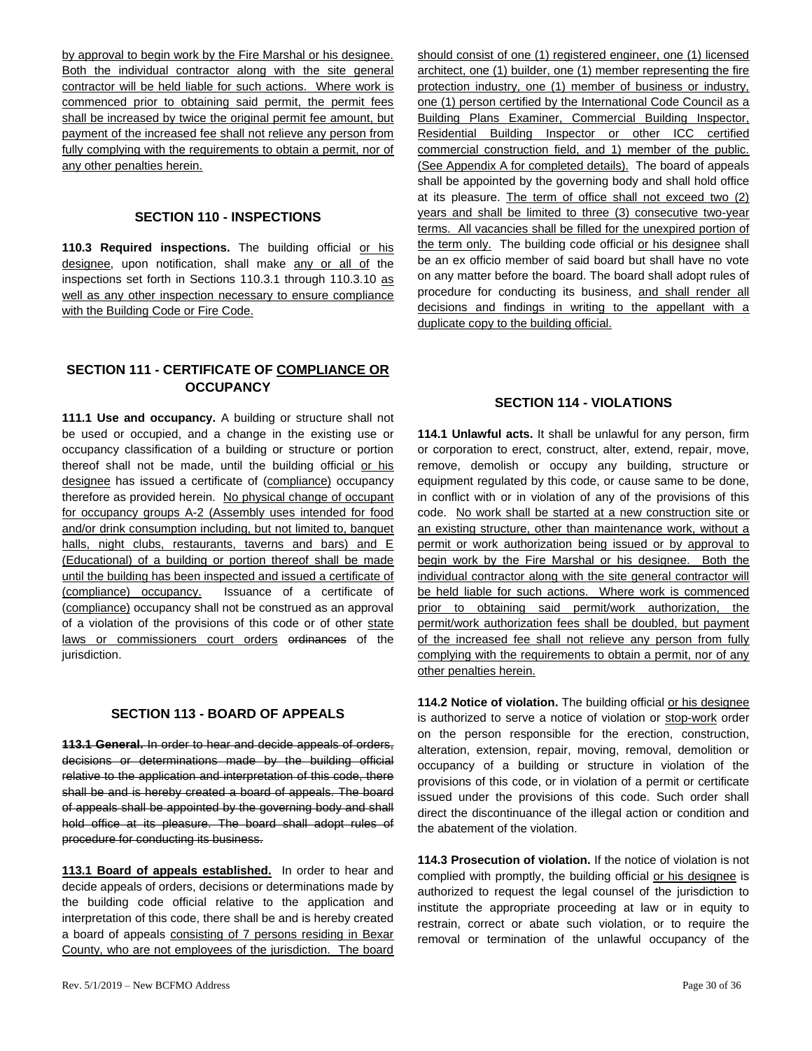by approval to begin work by the Fire Marshal or his designee. Both the individual contractor along with the site general contractor will be held liable for such actions. Where work is commenced prior to obtaining said permit, the permit fees shall be increased by twice the original permit fee amount, but payment of the increased fee shall not relieve any person from fully complying with the requirements to obtain a permit, nor of any other penalties herein.

## SECTION 110 - INSPECTIONS

**110.3 Required inspections.** The building official or his designee, upon notification, shall make any or all of the inspections set forth in Sections 110.3.1 through 110.3.10 as well as any other inspection necessary to ensure compliance with the Building Code or Fire Code.

## SECTION 111 - CERTIFICATE OF COMPLIANCE OR OCCUPANCY

**111.1 Use and occupancy.** A building or structure shall not be used or occupied, and a change in the existing use or occupancy classification of a building or structure or portion thereof shall not be made, until the building official or his designee has issued a certificate of (compliance) occupancy therefore as provided herein. No physical change of occupant for occupancy groups A-2 (Assembly uses intended for food and/or drink consumption including, but not limited to, banquet halls, night clubs, restaurants, taverns and bars) and E (Educational) of a building or portion thereof shall be made until the building has been inspected and issued a certificate of (compliance) occupancy. Issuance of a certificate of (compliance) occupancy shall not be construed as an approval of a violation of the provisions of this code or of other state laws or commissioners court orders ~~ordinances~~ of the jurisdiction.

## SECTION 113 - BOARD OF APPEALS

~~**113.1 General.** In order to hear and decide appeals of orders, decisions or determinations made by the building official relative to the application and interpretation of this code, there shall be and is hereby created a board of appeals. The board of appeals shall be appointed by the governing body and shall hold office at its pleasure. The board shall adopt rules of procedure for conducting its business.~~

**113.1 Board of appeals established.** In order to hear and decide appeals of orders, decisions or determinations made by the building code official relative to the application and interpretation of this code, there shall be and is hereby created a board of appeals consisting of 7 persons residing in Bexar County, who are not employees of the jurisdiction. The board should consist of one (1) registered engineer, one (1) licensed architect, one (1) builder, one (1) member representing the fire protection industry, one (1) member of business or industry, one (1) person certified by the International Code Council as a Building Plans Examiner, Commercial Building Inspector, Residential Building Inspector or other ICC certified commercial construction field, and 1) member of the public. (See Appendix A for completed details). The board of appeals shall be appointed by the governing body and shall hold office at its pleasure. The term of office shall not exceed two (2) years and shall be limited to three (3) consecutive two-year terms. All vacancies shall be filled for the unexpired portion of the term only. The building code official or his designee shall be an ex officio member of said board but shall have no vote on any matter before the board. The board shall adopt rules of procedure for conducting its business, and shall render all decisions and findings in writing to the appellant with a duplicate copy to the building official.

## SECTION 114 - VIOLATIONS

**114.1 Unlawful acts.** It shall be unlawful for any person, firm or corporation to erect, construct, alter, extend, repair, move, remove, demolish or occupy any building, structure or equipment regulated by this code, or cause same to be done, in conflict with or in violation of any of the provisions of this code. No work shall be started at a new construction site or an existing structure, other than maintenance work, without a permit or work authorization being issued or by approval to begin work by the Fire Marshal or his designee. Both the individual contractor along with the site general contractor will be held liable for such actions. Where work is commenced prior to obtaining said permit/work authorization, the permit/work authorization fees shall be doubled, but payment of the increased fee shall not relieve any person from fully complying with the requirements to obtain a permit, nor of any other penalties herein.

**114.2 Notice of violation.** The building official or his designee is authorized to serve a notice of violation or stop-work order on the person responsible for the erection, construction, alteration, extension, repair, moving, removal, demolition or occupancy of a building or structure in violation of the provisions of this code, or in violation of a permit or certificate issued under the provisions of this code. Such order shall direct the discontinuance of the illegal action or condition and the abatement of the violation.

**114.3 Prosecution of violation.** If the notice of violation is not complied with promptly, the building official or his designee is authorized to request the legal counsel of the jurisdiction to institute the appropriate proceeding at law or in equity to restrain, correct or abate such violation, or to require the removal or termination of the unlawful occupancy of the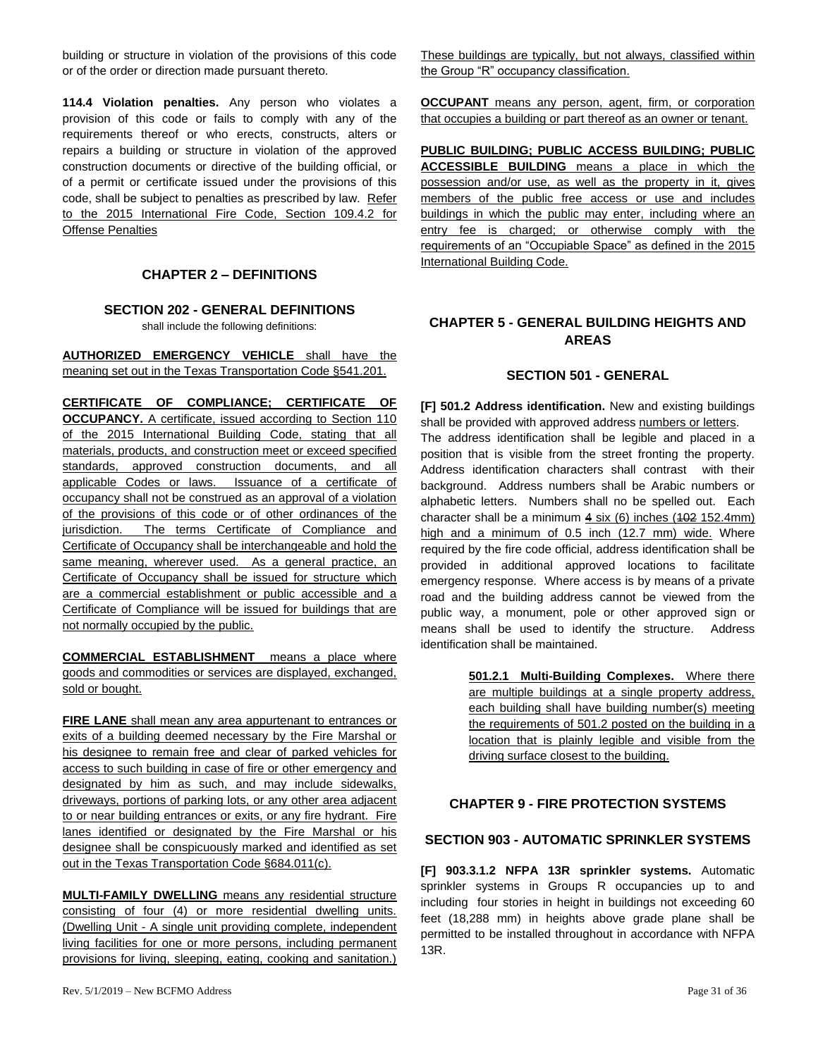building or structure in violation of the provisions of this code or of the order or direction made pursuant thereto.

**114.4 Violation penalties.** Any person who violates a provision of this code or fails to comply with any of the requirements thereof or who erects, constructs, alters or repairs a building or structure in violation of the approved construction documents or directive of the building official, or of a permit or certificate issued under the provisions of this code, shall be subject to penalties as prescribed by law. Refer to the 2015 International Fire Code, Section 109.4.2 for Offense Penalties

## CHAPTER 2 – DEFINITIONS

### SECTION 202 - GENERAL DEFINITIONS

shall include the following definitions:

**AUTHORIZED EMERGENCY VEHICLE** shall have the meaning set out in the Texas Transportation Code §541.201.

**CERTIFICATE OF COMPLIANCE; CERTIFICATE OF OCCUPANCY.** A certificate, issued according to Section 110 of the 2015 International Building Code, stating that all materials, products, and construction meet or exceed specified standards, approved construction documents, and all applicable Codes or laws. Issuance of a certificate of occupancy shall not be construed as an approval of a violation of the provisions of this code or of other ordinances of the jurisdiction. The terms Certificate of Compliance and Certificate of Occupancy shall be interchangeable and hold the same meaning, wherever used. As a general practice, an Certificate of Occupancy shall be issued for structure which are a commercial establishment or public accessible and a Certificate of Compliance will be issued for buildings that are not normally occupied by the public.

**COMMERCIAL ESTABLISHMENT** means a place where goods and commodities or services are displayed, exchanged, sold or bought.

**FIRE LANE** shall mean any area appurtenant to entrances or exits of a building deemed necessary by the Fire Marshal or his designee to remain free and clear of parked vehicles for access to such building in case of fire or other emergency and designated by him as such, and may include sidewalks, driveways, portions of parking lots, or any other area adjacent to or near building entrances or exits, or any fire hydrant. Fire lanes identified or designated by the Fire Marshal or his designee shall be conspicuously marked and identified as set out in the Texas Transportation Code §684.011(c).

**MULTI-FAMILY DWELLING** means any residential structure consisting of four (4) or more residential dwelling units. (Dwelling Unit - A single unit providing complete, independent living facilities for one or more persons, including permanent provisions for living, sleeping, eating, cooking and sanitation.) These buildings are typically, but not always, classified within the Group "R" occupancy classification.

**OCCUPANT** means any person, agent, firm, or corporation that occupies a building or part thereof as an owner or tenant.

**PUBLIC BUILDING; PUBLIC ACCESS BUILDING; PUBLIC ACCESSIBLE BUILDING** means a place in which the possession and/or use, as well as the property in it, gives members of the public free access or use and includes buildings in which the public may enter, including where an entry fee is charged; or otherwise comply with the requirements of an "Occupiable Space" as defined in the 2015 International Building Code.

## CHAPTER 5 - GENERAL BUILDING HEIGHTS AND AREAS

### SECTION 501 - GENERAL

**[F] 501.2 Address identification.** New and existing buildings shall be provided with approved address numbers or letters. The address identification shall be legible and placed in a position that is visible from the street fronting the property. Address identification characters shall contrast with their background. Address numbers shall be Arabic numbers or alphabetic letters. Numbers shall no be spelled out. Each character shall be a minimum ~~4~~ six (6) inches (~~102~~ 152.4mm) high and a minimum of 0.5 inch (12.7 mm) wide. Where required by the fire code official, address identification shall be provided in additional approved locations to facilitate emergency response. Where access is by means of a private road and the building address cannot be viewed from the public way, a monument, pole or other approved sign or means shall be used to identify the structure. Address identification shall be maintained.

> **501.2.1 Multi-Building Complexes.** Where there are multiple buildings at a single property address, each building shall have building number(s) meeting the requirements of 501.2 posted on the building in a location that is plainly legible and visible from the driving surface closest to the building.

## CHAPTER 9 - FIRE PROTECTION SYSTEMS

### SECTION 903 - AUTOMATIC SPRINKLER SYSTEMS

**[F] 903.3.1.2 NFPA 13R sprinkler systems.** Automatic sprinkler systems in Groups R occupancies up to and including four stories in height in buildings not exceeding 60 feet (18,288 mm) in heights above grade plane shall be permitted to be installed throughout in accordance with NFPA 13R.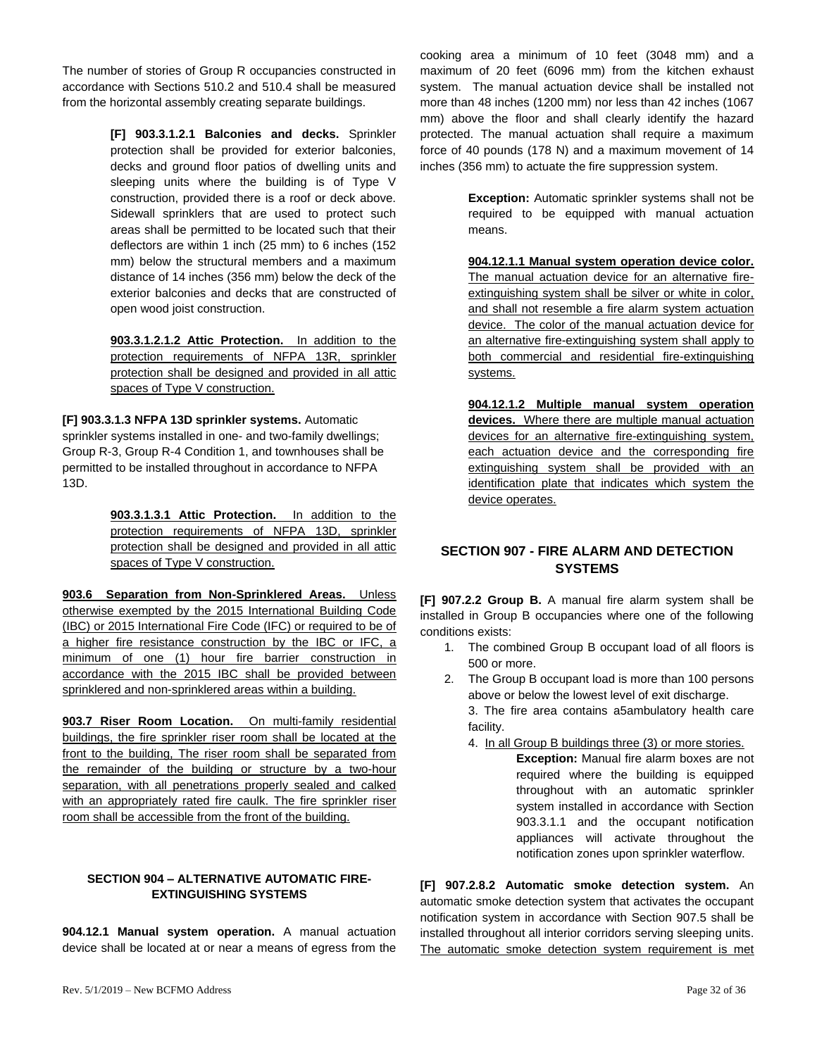The number of stories of Group R occupancies constructed in accordance with Sections 510.2 and 510.4 shall be measured from the horizontal assembly creating separate buildings.

> **[F] 903.3.1.2.1 Balconies and decks.** Sprinkler protection shall be provided for exterior balconies, decks and ground floor patios of dwelling units and sleeping units where the building is of Type V construction, provided there is a roof or deck above. Sidewall sprinklers that are used to protect such areas shall be permitted to be located such that their deflectors are within 1 inch (25 mm) to 6 inches (152 mm) below the structural members and a maximum distance of 14 inches (356 mm) below the deck of the exterior balconies and decks that are constructed of open wood joist construction.
>
> **903.3.1.2.1.2 Attic Protection.** In addition to the protection requirements of NFPA 13R, sprinkler protection shall be designed and provided in all attic spaces of Type V construction.

**[F] 903.3.1.3 NFPA 13D sprinkler systems.** Automatic sprinkler systems installed in one- and two-family dwellings; Group R-3, Group R-4 Condition 1, and townhouses shall be permitted to be installed throughout in accordance to NFPA 13D.

> **903.3.1.3.1 Attic Protection.** In addition to the protection requirements of NFPA 13D, sprinkler protection shall be designed and provided in all attic spaces of Type V construction.

**903.6 Separation from Non-Sprinklered Areas.** Unless otherwise exempted by the 2015 International Building Code (IBC) or 2015 International Fire Code (IFC) or required to be of a higher fire resistance construction by the IBC or IFC, a minimum of one (1) hour fire barrier construction in accordance with the 2015 IBC shall be provided between sprinklered and non-sprinklered areas within a building.

**903.7 Riser Room Location.** On multi-family residential buildings, the fire sprinkler riser room shall be located at the front to the building, The riser room shall be separated from the remainder of the building or structure by a two-hour separation, with all penetrations properly sealed and calked with an appropriately rated fire caulk. The fire sprinkler riser room shall be accessible from the front of the building.

## SECTION 904 – ALTERNATIVE AUTOMATIC FIRE-EXTINGUISHING SYSTEMS

**904.12.1 Manual system operation.** A manual actuation device shall be located at or near a means of egress from the cooking area a minimum of 10 feet (3048 mm) and a maximum of 20 feet (6096 mm) from the kitchen exhaust system. The manual actuation device shall be installed not more than 48 inches (1200 mm) nor less than 42 inches (1067 mm) above the floor and shall clearly identify the hazard protected. The manual actuation shall require a maximum force of 40 pounds (178 N) and a maximum movement of 14 inches (356 mm) to actuate the fire suppression system.

> **Exception:** Automatic sprinkler systems shall not be required to be equipped with manual actuation means.
>
> **904.12.1.1 Manual system operation device color.** The manual actuation device for an alternative fire-extinguishing system shall be silver or white in color, and shall not resemble a fire alarm system actuation device. The color of the manual actuation device for an alternative fire-extinguishing system shall apply to both commercial and residential fire-extinguishing systems.
>
> **904.12.1.2 Multiple manual system operation devices.** Where there are multiple manual actuation devices for an alternative fire-extinguishing system, each actuation device and the corresponding fire extinguishing system shall be provided with an identification plate that indicates which system the device operates.

## SECTION 907 - FIRE ALARM AND DETECTION SYSTEMS

**[F] 907.2.2 Group B.** A manual fire alarm system shall be installed in Group B occupancies where one of the following conditions exists:

1. The combined Group B occupant load of all floors is 500 or more.
2. The Group B occupant load is more than 100 persons above or below the lowest level of exit discharge.
3. The fire area contains a5ambulatory health care facility.
4. In all Group B buildings three (3) or more stories.

> **Exception:** Manual fire alarm boxes are not required where the building is equipped throughout with an automatic sprinkler system installed in accordance with Section 903.3.1.1 and the occupant notification appliances will activate throughout the notification zones upon sprinkler waterflow.

**[F] 907.2.8.2 Automatic smoke detection system.** An automatic smoke detection system that activates the occupant notification system in accordance with Section 907.5 shall be installed throughout all interior corridors serving sleeping units. The automatic smoke detection system requirement is met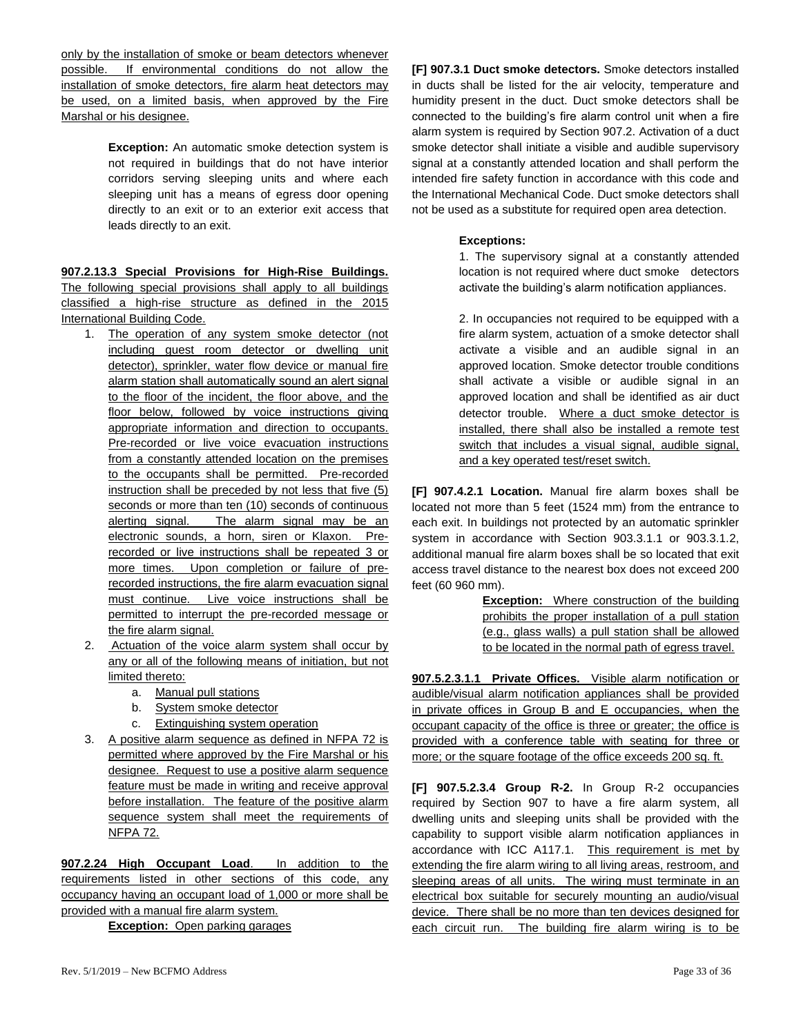only by the installation of smoke or beam detectors whenever possible. If environmental conditions do not allow the installation of smoke detectors, fire alarm heat detectors may be used, on a limited basis, when approved by the Fire Marshal or his designee.

> **Exception:** An automatic smoke detection system is not required in buildings that do not have interior corridors serving sleeping units and where each sleeping unit has a means of egress door opening directly to an exit or to an exterior exit access that leads directly to an exit.

**907.2.13.3 Special Provisions for High-Rise Buildings.** The following special provisions shall apply to all buildings classified a high-rise structure as defined in the 2015 International Building Code.

1. The operation of any system smoke detector (not including guest room detector or dwelling unit detector), sprinkler, water flow device or manual fire alarm station shall automatically sound an alert signal to the floor of the incident, the floor above, and the floor below, followed by voice instructions giving appropriate information and direction to occupants. Pre-recorded or live voice evacuation instructions from a constantly attended location on the premises to the occupants shall be permitted. Pre-recorded instruction shall be preceded by not less that five (5) seconds or more than ten (10) seconds of continuous alerting signal. The alarm signal may be an electronic sounds, a horn, siren or Klaxon. Pre-recorded or live instructions shall be repeated 3 or more times. Upon completion or failure of pre-recorded instructions, the fire alarm evacuation signal must continue. Live voice instructions shall be permitted to interrupt the pre-recorded message or the fire alarm signal.
2. Actuation of the voice alarm system shall occur by any or all of the following means of initiation, but not limited thereto:
   a. Manual pull stations
   b. System smoke detector
   c. Extinguishing system operation
3. A positive alarm sequence as defined in NFPA 72 is permitted where approved by the Fire Marshal or his designee. Request to use a positive alarm sequence feature must be made in writing and receive approval before installation. The feature of the positive alarm sequence system shall meet the requirements of NFPA 72.

**907.2.24 High Occupant Load**. In addition to the requirements listed in other sections of this code, any occupancy having an occupant load of 1,000 or more shall be provided with a manual fire alarm system.

> **Exception:** Open parking garages

**[F] 907.3.1 Duct smoke detectors.** Smoke detectors installed in ducts shall be listed for the air velocity, temperature and humidity present in the duct. Duct smoke detectors shall be connected to the building's fire alarm control unit when a fire alarm system is required by Section 907.2. Activation of a duct smoke detector shall initiate a visible and audible supervisory signal at a constantly attended location and shall perform the intended fire safety function in accordance with this code and the International Mechanical Code. Duct smoke detectors shall not be used as a substitute for required open area detection.

> **Exceptions:**
>
> 1. The supervisory signal at a constantly attended location is not required where duct smoke detectors activate the building's alarm notification appliances.
>
> 2. In occupancies not required to be equipped with a fire alarm system, actuation of a smoke detector shall activate a visible and an audible signal in an approved location. Smoke detector trouble conditions shall activate a visible or audible signal in an approved location and shall be identified as air duct detector trouble. Where a duct smoke detector is installed, there shall also be installed a remote test switch that includes a visual signal, audible signal, and a key operated test/reset switch.

**[F] 907.4.2.1 Location.** Manual fire alarm boxes shall be located not more than 5 feet (1524 mm) from the entrance to each exit. In buildings not protected by an automatic sprinkler system in accordance with Section 903.3.1.1 or 903.3.1.2, additional manual fire alarm boxes shall be so located that exit access travel distance to the nearest box does not exceed 200 feet (60 960 mm).

> **Exception:** Where construction of the building prohibits the proper installation of a pull station (e.g., glass walls) a pull station shall be allowed to be located in the normal path of egress travel.

**907.5.2.3.1.1 Private Offices.** Visible alarm notification or audible/visual alarm notification appliances shall be provided in private offices in Group B and E occupancies, when the occupant capacity of the office is three or greater; the office is provided with a conference table with seating for three or more; or the square footage of the office exceeds 200 sq. ft.

**[F] 907.5.2.3.4 Group R-2.** In Group R-2 occupancies required by Section 907 to have a fire alarm system, all dwelling units and sleeping units shall be provided with the capability to support visible alarm notification appliances in accordance with ICC A117.1. This requirement is met by extending the fire alarm wiring to all living areas, restroom, and sleeping areas of all units. The wiring must terminate in an electrical box suitable for securely mounting an audio/visual device. There shall be no more than ten devices designed for each circuit run. The building fire alarm wiring is to be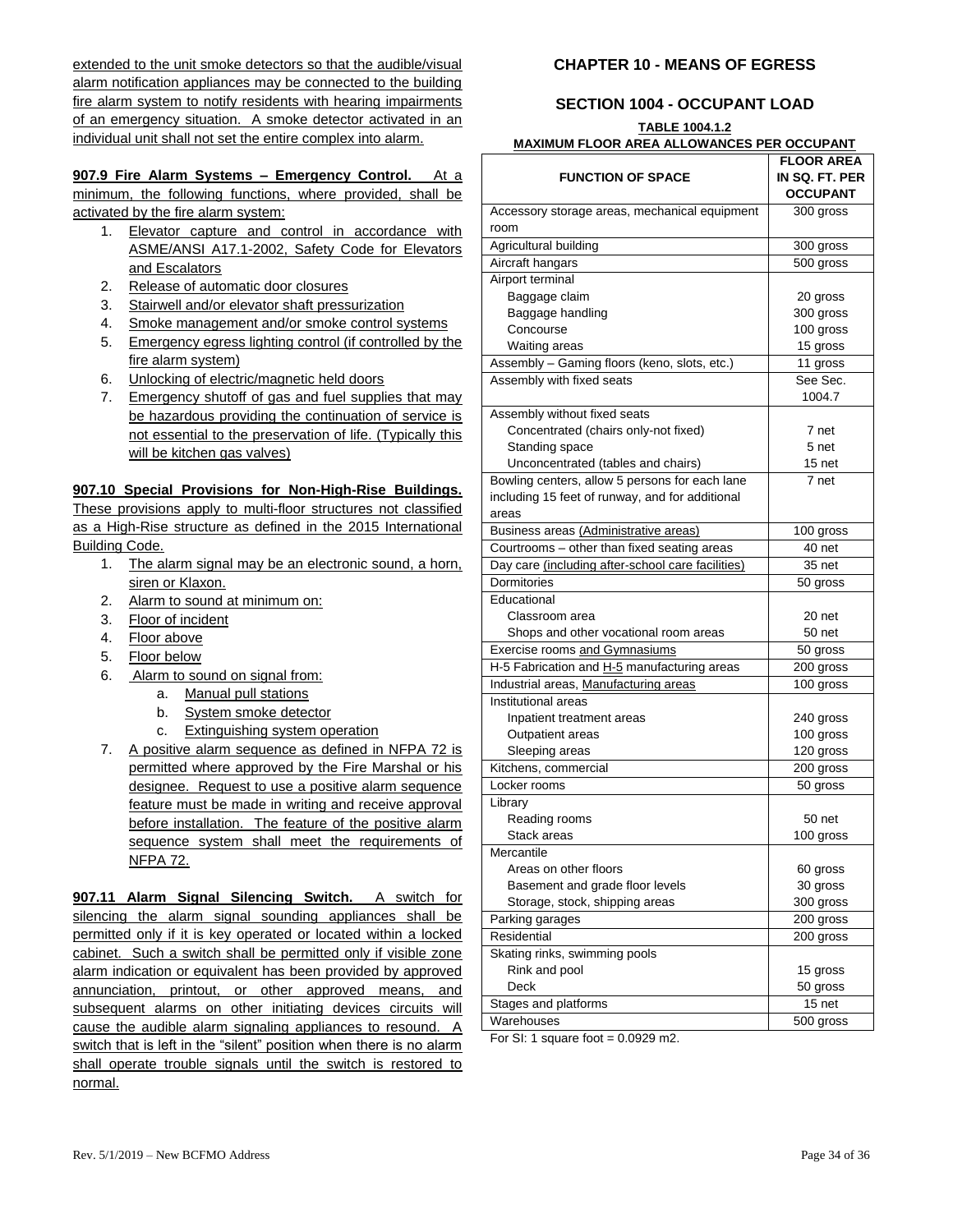extended to the unit smoke detectors so that the audible/visual alarm notification appliances may be connected to the building fire alarm system to notify residents with hearing impairments of an emergency situation. A smoke detector activated in an individual unit shall not set the entire complex into alarm.

**907.9 Fire Alarm Systems – Emergency Control.** At a minimum, the following functions, where provided, shall be activated by the fire alarm system:

1. Elevator capture and control in accordance with ASME/ANSI A17.1-2002, Safety Code for Elevators and Escalators
2. Release of automatic door closures
3. Stairwell and/or elevator shaft pressurization
4. Smoke management and/or smoke control systems
5. Emergency egress lighting control (if controlled by the fire alarm system)
6. Unlocking of electric/magnetic held doors
7. Emergency shutoff of gas and fuel supplies that may be hazardous providing the continuation of service is not essential to the preservation of life. (Typically this will be kitchen gas valves)

**907.10 Special Provisions for Non-High-Rise Buildings.** These provisions apply to multi-floor structures not classified as a High-Rise structure as defined in the 2015 International Building Code.

1. The alarm signal may be an electronic sound, a horn, siren or Klaxon.
2. Alarm to sound at minimum on:
3. Floor of incident
4. Floor above
5. Floor below
6. Alarm to sound on signal from:
    a. Manual pull stations
    b. System smoke detector
    c. Extinguishing system operation
7. A positive alarm sequence as defined in NFPA 72 is permitted where approved by the Fire Marshal or his designee. Request to use a positive alarm sequence feature must be made in writing and receive approval before installation. The feature of the positive alarm sequence system shall meet the requirements of NFPA 72.

**907.11 Alarm Signal Silencing Switch.** A switch for silencing the alarm signal sounding appliances shall be permitted only if it is key operated or located within a locked cabinet. Such a switch shall be permitted only if visible zone alarm indication or equivalent has been provided by approved annunciation, printout, or other approved means, and subsequent alarms on other initiating devices circuits will cause the audible alarm signaling appliances to resound. A switch that is left in the "silent" position when there is no alarm shall operate trouble signals until the switch is restored to normal.

## CHAPTER 10 - MEANS OF EGRESS

### SECTION 1004 - OCCUPANT LOAD

**TABLE 1004.1.2**
**MAXIMUM FLOOR AREA ALLOWANCES PER OCCUPANT**

| FUNCTION OF SPACE | FLOOR AREA IN SQ. FT. PER OCCUPANT |
|---|---|
| Accessory storage areas, mechanical equipment room | 300 gross |
| Agricultural building | 300 gross |
| Aircraft hangars | 500 gross |
| Airport terminal | |
| Baggage claim | 20 gross |
| Baggage handling | 300 gross |
| Concourse | 100 gross |
| Waiting areas | 15 gross |
| Assembly – Gaming floors (keno, slots, etc.) | 11 gross |
| Assembly with fixed seats | See Sec. 1004.7 |
| Assembly without fixed seats | |
| Concentrated (chairs only-not fixed) | 7 net |
| Standing space | 5 net |
| Unconcentrated (tables and chairs) | 15 net |
| Bowling centers, allow 5 persons for each lane including 15 feet of runway, and for additional areas | 7 net |
| Business areas (Administrative areas) | 100 gross |
| Courtrooms – other than fixed seating areas | 40 net |
| Day care (including after-school care facilities) | 35 net |
| Dormitories | 50 gross |
| Educational | |
| Classroom area | 20 net |
| Shops and other vocational room areas | 50 net |
| Exercise rooms and Gymnasiums | 50 gross |
| H-5 Fabrication and H-5 manufacturing areas | 200 gross |
| Industrial areas, Manufacturing areas | 100 gross |
| Institutional areas | |
| Inpatient treatment areas | 240 gross |
| Outpatient areas | 100 gross |
| Sleeping areas | 120 gross |
| Kitchens, commercial | 200 gross |
| Locker rooms | 50 gross |
| Library | |
| Reading rooms | 50 net |
| Stack areas | 100 gross |
| Mercantile | |
| Areas on other floors | 60 gross |
| Basement and grade floor levels | 30 gross |
| Storage, stock, shipping areas | 300 gross |
| Parking garages | 200 gross |
| Residential | 200 gross |
| Skating rinks, swimming pools | |
| Rink and pool | 15 gross |
| Deck | 50 gross |
| Stages and platforms | 15 net |
| Warehouses | 500 gross |

For SI: 1 square foot = 0.0929 m2.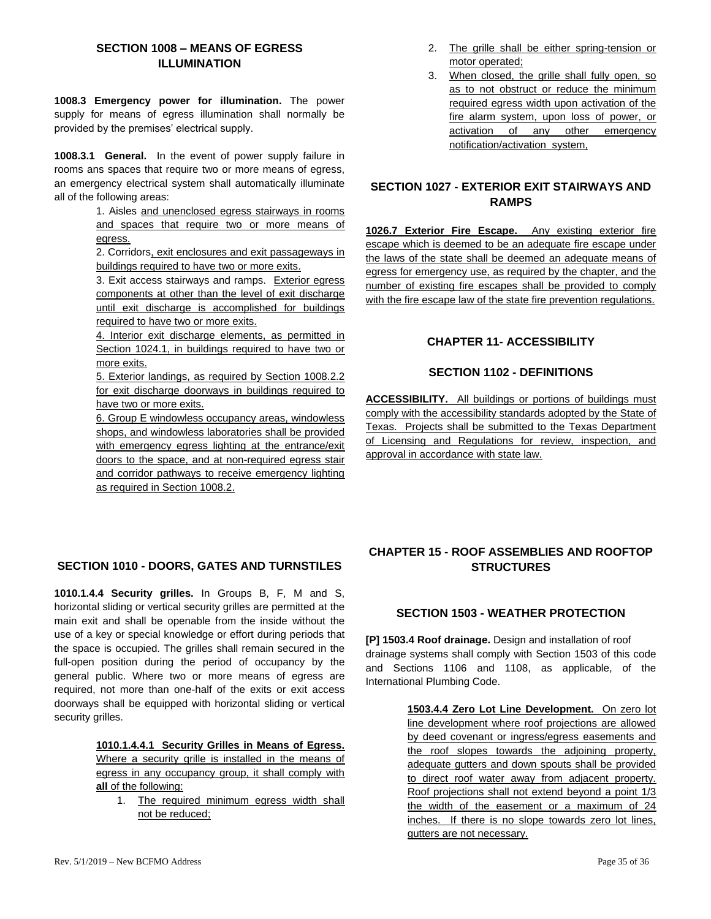## SECTION 1008 – MEANS OF EGRESS ILLUMINATION

**1008.3 Emergency power for illumination.** The power supply for means of egress illumination shall normally be provided by the premises' electrical supply.

**1008.3.1 General.** In the event of power supply failure in rooms ans spaces that require two or more means of egress, an emergency electrical system shall automatically illuminate all of the following areas:

1. Aisles and unenclosed egress stairways in rooms and spaces that require two or more means of egress.
2. Corridors, exit enclosures and exit passageways in buildings required to have two or more exits.
3. Exit access stairways and ramps. Exterior egress components at other than the level of exit discharge until exit discharge is accomplished for buildings required to have two or more exits.
4. Interior exit discharge elements, as permitted in Section 1024.1, in buildings required to have two or more exits.
5. Exterior landings, as required by Section 1008.2.2 for exit discharge doorways in buildings required to have two or more exits.
6. Group E windowless occupancy areas, windowless shops, and windowless laboratories shall be provided with emergency egress lighting at the entrance/exit doors to the space, and at non-required egress stair and corridor pathways to receive emergency lighting as required in Section 1008.2.

## SECTION 1010 - DOORS, GATES AND TURNSTILES

**1010.1.4.4 Security grilles.** In Groups B, F, M and S, horizontal sliding or vertical security grilles are permitted at the main exit and shall be openable from the inside without the use of a key or special knowledge or effort during periods that the space is occupied. The grilles shall remain secured in the full-open position during the period of occupancy by the general public. Where two or more means of egress are required, not more than one-half of the exits or exit access doorways shall be equipped with horizontal sliding or vertical security grilles.

**1010.1.4.4.1 Security Grilles in Means of Egress.** Where a security grille is installed in the means of egress in any occupancy group, it shall comply with **all** of the following:

1. The required minimum egress width shall not be reduced;
2. The grille shall be either spring-tension or motor operated;
3. When closed, the grille shall fully open, so as to not obstruct or reduce the minimum required egress width upon activation of the fire alarm system, upon loss of power, or activation of any other emergency notification/activation system,

## SECTION 1027 - EXTERIOR EXIT STAIRWAYS AND RAMPS

**1026.7 Exterior Fire Escape.** Any existing exterior fire escape which is deemed to be an adequate fire escape under the laws of the state shall be deemed an adequate means of egress for emergency use, as required by the chapter, and the number of existing fire escapes shall be provided to comply with the fire escape law of the state fire prevention regulations.

# CHAPTER 11- ACCESSIBILITY

## SECTION 1102 - DEFINITIONS

**ACCESSIBILITY.** All buildings or portions of buildings must comply with the accessibility standards adopted by the State of Texas. Projects shall be submitted to the Texas Department of Licensing and Regulations for review, inspection, and approval in accordance with state law.

# CHAPTER 15 - ROOF ASSEMBLIES AND ROOFTOP STRUCTURES

## SECTION 1503 - WEATHER PROTECTION

**[P] 1503.4 Roof drainage.** Design and installation of roof drainage systems shall comply with Section 1503 of this code and Sections 1106 and 1108, as applicable, of the International Plumbing Code.

**1503.4.4 Zero Lot Line Development.** On zero lot line development where roof projections are allowed by deed covenant or ingress/egress easements and the roof slopes towards the adjoining property, adequate gutters and down spouts shall be provided to direct roof water away from adjacent property. Roof projections shall not extend beyond a point 1/3 the width of the easement or a maximum of 24 inches. If there is no slope towards zero lot lines, gutters are not necessary.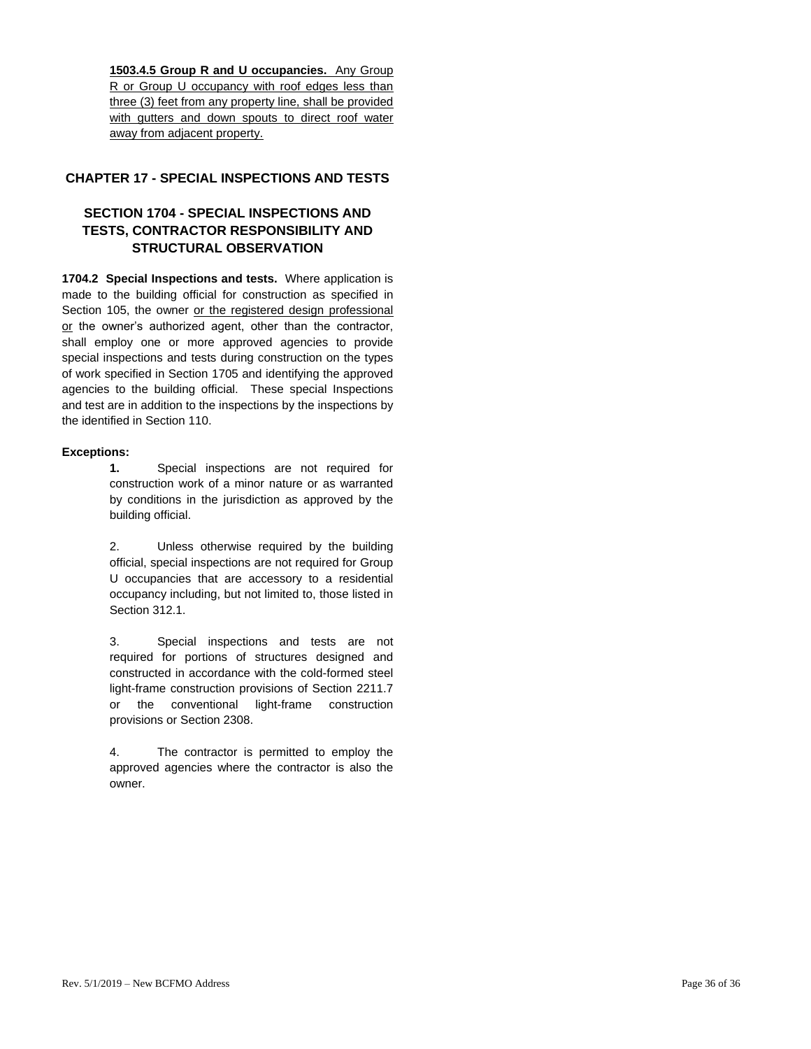**1503.4.5 Group R and U occupancies.** Any Group R or Group U occupancy with roof edges less than three (3) feet from any property line, shall be provided with gutters and down spouts to direct roof water away from adjacent property.

## CHAPTER 17 - SPECIAL INSPECTIONS AND TESTS

### SECTION 1704 - SPECIAL INSPECTIONS AND TESTS, CONTRACTOR RESPONSIBILITY AND STRUCTURAL OBSERVATION

**1704.2 Special Inspections and tests.** Where application is made to the building official for construction as specified in Section 105, the owner or the registered design professional or the owner's authorized agent, other than the contractor, shall employ one or more approved agencies to provide special inspections and tests during construction on the types of work specified in Section 1705 and identifying the approved agencies to the building official. These special Inspections and test are in addition to the inspections by the inspections by the identified in Section 110.

**Exceptions:**

**1.** Special inspections are not required for construction work of a minor nature or as warranted by conditions in the jurisdiction as approved by the building official.

2. Unless otherwise required by the building official, special inspections are not required for Group U occupancies that are accessory to a residential occupancy including, but not limited to, those listed in Section 312.1.

3. Special inspections and tests are not required for portions of structures designed and constructed in accordance with the cold-formed steel light-frame construction provisions of Section 2211.7 or the conventional light-frame construction provisions or Section 2308.

4. The contractor is permitted to employ the approved agencies where the contractor is also the owner.

Rev. 5/1/2019 – New BCFMO Address